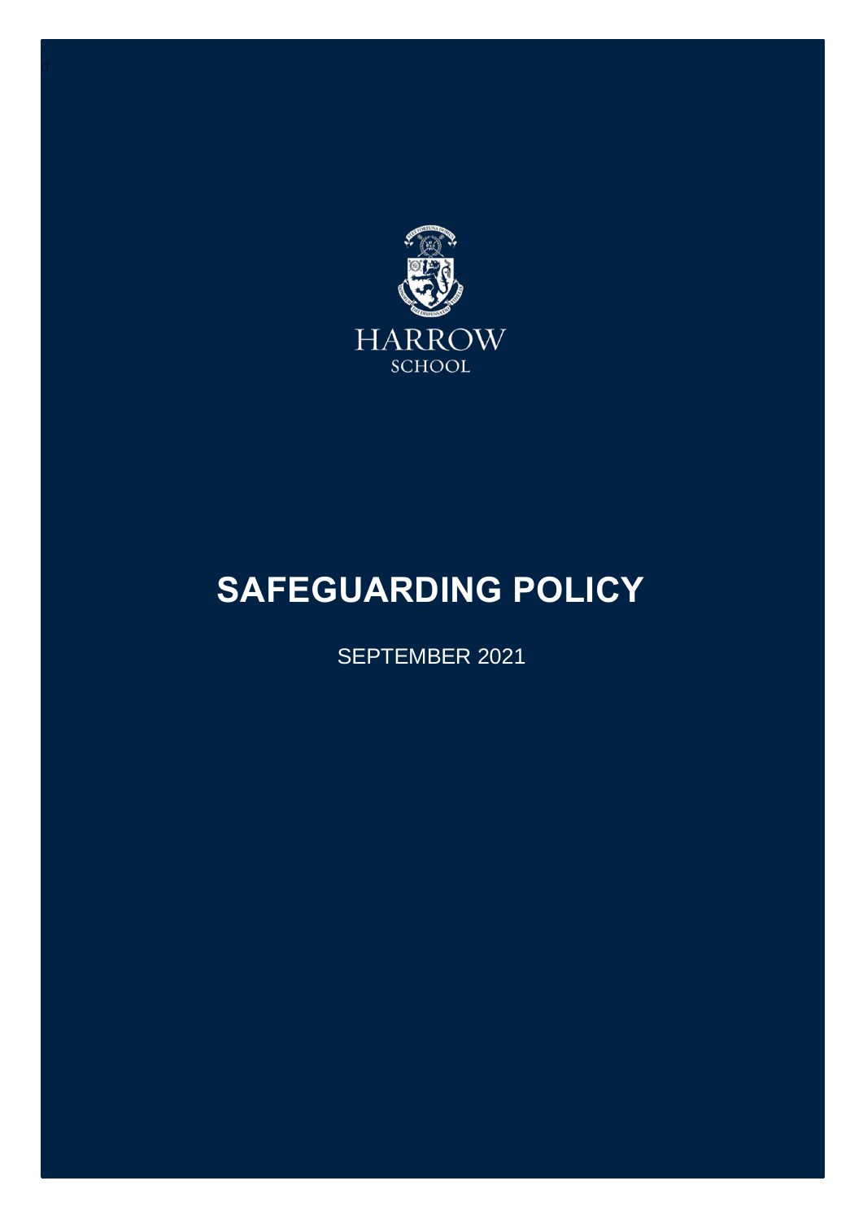HARROW
SCHOOL

# SAFEGUARDING POLICY

SEPTEMBER 2021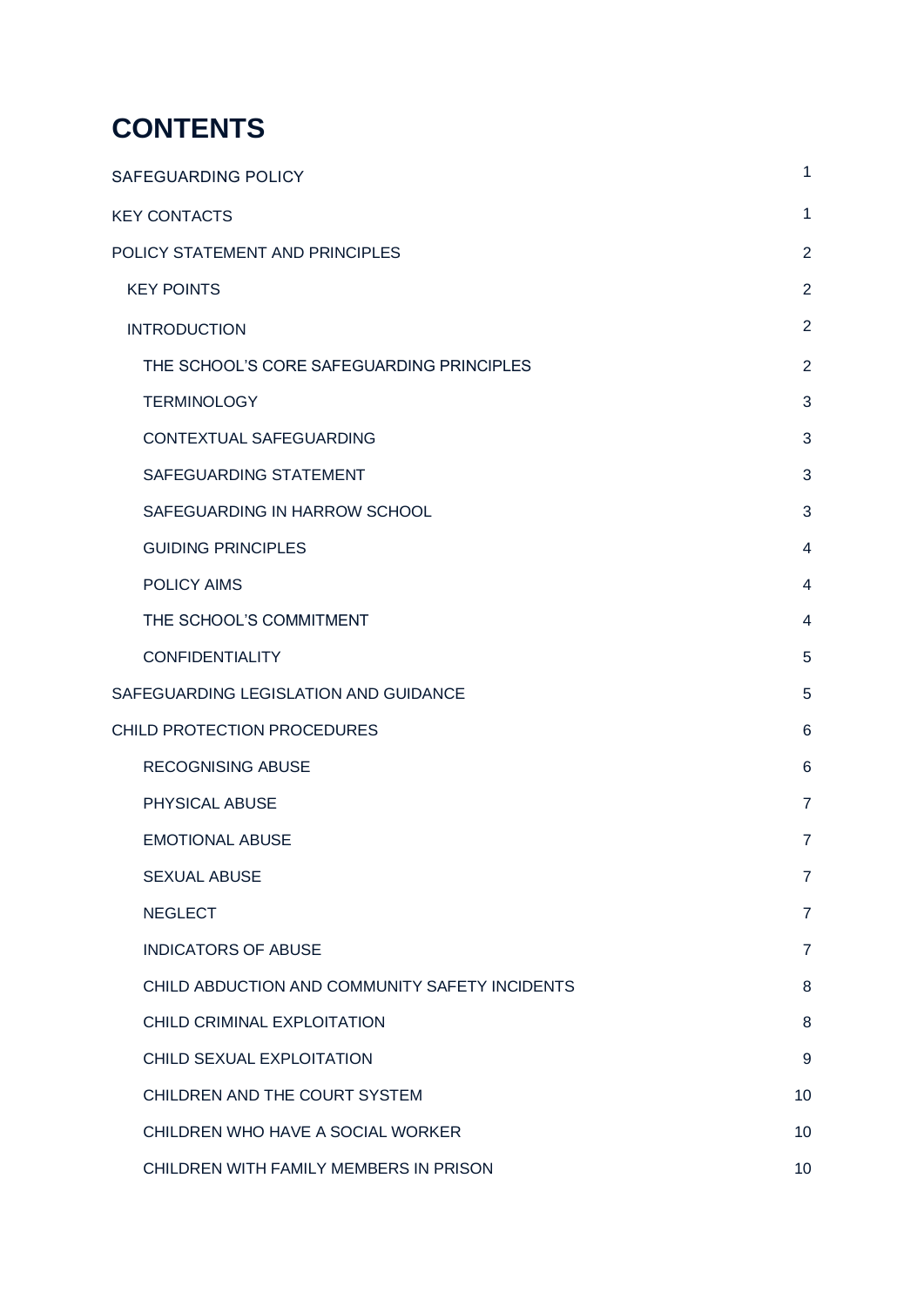# CONTENTS

| | |
|---|---|
| SAFEGUARDING POLICY | 1 |
| KEY CONTACTS | 1 |
| POLICY STATEMENT AND PRINCIPLES | 2 |
| KEY POINTS | 2 |
| INTRODUCTION | 2 |
| THE SCHOOL'S CORE SAFEGUARDING PRINCIPLES | 2 |
| TERMINOLOGY | 3 |
| CONTEXTUAL SAFEGUARDING | 3 |
| SAFEGUARDING STATEMENT | 3 |
| SAFEGUARDING IN HARROW SCHOOL | 3 |
| GUIDING PRINCIPLES | 4 |
| POLICY AIMS | 4 |
| THE SCHOOL'S COMMITMENT | 4 |
| CONFIDENTIALITY | 5 |
| SAFEGUARDING LEGISLATION AND GUIDANCE | 5 |
| CHILD PROTECTION PROCEDURES | 6 |
| RECOGNISING ABUSE | 6 |
| PHYSICAL ABUSE | 7 |
| EMOTIONAL ABUSE | 7 |
| SEXUAL ABUSE | 7 |
| NEGLECT | 7 |
| INDICATORS OF ABUSE | 7 |
| CHILD ABDUCTION AND COMMUNITY SAFETY INCIDENTS | 8 |
| CHILD CRIMINAL EXPLOITATION | 8 |
| CHILD SEXUAL EXPLOITATION | 9 |
| CHILDREN AND THE COURT SYSTEM | 10 |
| CHILDREN WHO HAVE A SOCIAL WORKER | 10 |
| CHILDREN WITH FAMILY MEMBERS IN PRISON | 10 |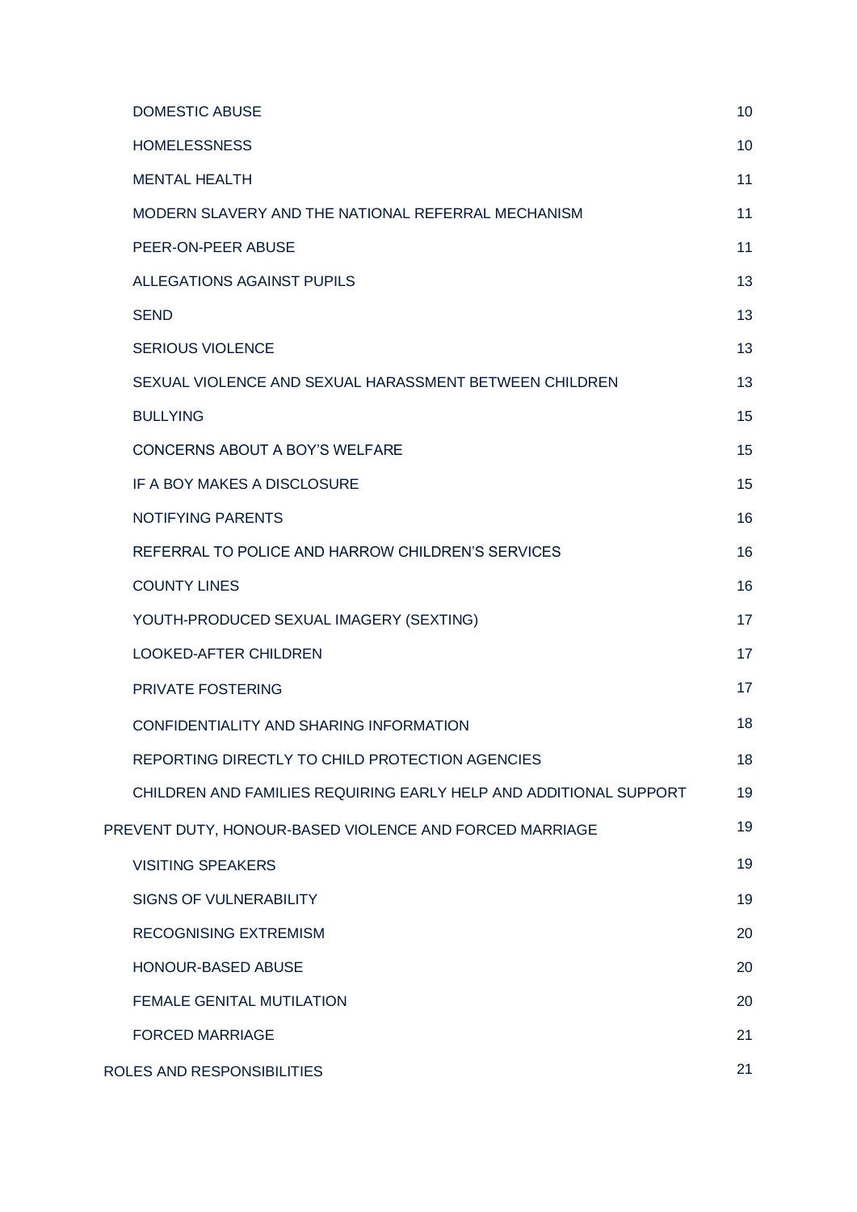| | |
|---|---|
| DOMESTIC ABUSE | 10 |
| HOMELESSNESS | 10 |
| MENTAL HEALTH | 11 |
| MODERN SLAVERY AND THE NATIONAL REFERRAL MECHANISM | 11 |
| PEER-ON-PEER ABUSE | 11 |
| ALLEGATIONS AGAINST PUPILS | 13 |
| SEND | 13 |
| SERIOUS VIOLENCE | 13 |
| SEXUAL VIOLENCE AND SEXUAL HARASSMENT BETWEEN CHILDREN | 13 |
| BULLYING | 15 |
| CONCERNS ABOUT A BOY'S WELFARE | 15 |
| IF A BOY MAKES A DISCLOSURE | 15 |
| NOTIFYING PARENTS | 16 |
| REFERRAL TO POLICE AND HARROW CHILDREN'S SERVICES | 16 |
| COUNTY LINES | 16 |
| YOUTH-PRODUCED SEXUAL IMAGERY (SEXTING) | 17 |
| LOOKED-AFTER CHILDREN | 17 |
| PRIVATE FOSTERING | 17 |
| CONFIDENTIALITY AND SHARING INFORMATION | 18 |
| REPORTING DIRECTLY TO CHILD PROTECTION AGENCIES | 18 |
| CHILDREN AND FAMILIES REQUIRING EARLY HELP AND ADDITIONAL SUPPORT | 19 |
| PREVENT DUTY, HONOUR-BASED VIOLENCE AND FORCED MARRIAGE | 19 |
| VISITING SPEAKERS | 19 |
| SIGNS OF VULNERABILITY | 19 |
| RECOGNISING EXTREMISM | 20 |
| HONOUR-BASED ABUSE | 20 |
| FEMALE GENITAL MUTILATION | 20 |
| FORCED MARRIAGE | 21 |
| ROLES AND RESPONSIBILITIES | 21 |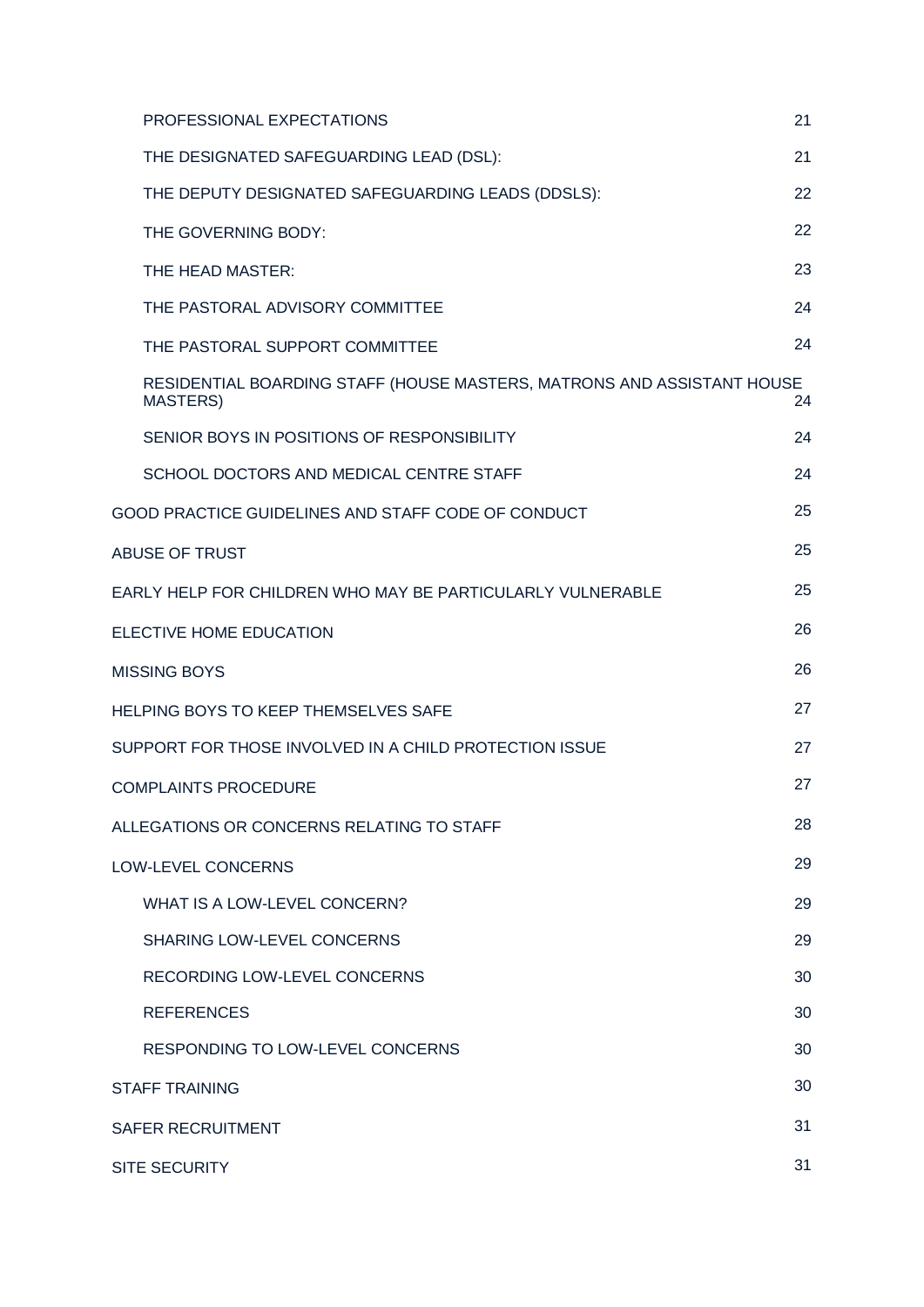- PROFESSIONAL EXPECTATIONS 21
- THE DESIGNATED SAFEGUARDING LEAD (DSL): 21
- THE DEPUTY DESIGNATED SAFEGUARDING LEADS (DDSLS): 22
- THE GOVERNING BODY: 22
- THE HEAD MASTER: 23
- THE PASTORAL ADVISORY COMMITTEE 24
- THE PASTORAL SUPPORT COMMITTEE 24
- RESIDENTIAL BOARDING STAFF (HOUSE MASTERS, MATRONS AND ASSISTANT HOUSE MASTERS) 24
- SENIOR BOYS IN POSITIONS OF RESPONSIBILITY 24
- SCHOOL DOCTORS AND MEDICAL CENTRE STAFF 24

GOOD PRACTICE GUIDELINES AND STAFF CODE OF CONDUCT 25

ABUSE OF TRUST 25

EARLY HELP FOR CHILDREN WHO MAY BE PARTICULARLY VULNERABLE 25

ELECTIVE HOME EDUCATION 26

MISSING BOYS 26

HELPING BOYS TO KEEP THEMSELVES SAFE 27

SUPPORT FOR THOSE INVOLVED IN A CHILD PROTECTION ISSUE 27

COMPLAINTS PROCEDURE 27

ALLEGATIONS OR CONCERNS RELATING TO STAFF 28

LOW-LEVEL CONCERNS 29

- WHAT IS A LOW-LEVEL CONCERN? 29
- SHARING LOW-LEVEL CONCERNS 29
- RECORDING LOW-LEVEL CONCERNS 30
- REFERENCES 30
- RESPONDING TO LOW-LEVEL CONCERNS 30

STAFF TRAINING 30

SAFER RECRUITMENT 31

SITE SECURITY 31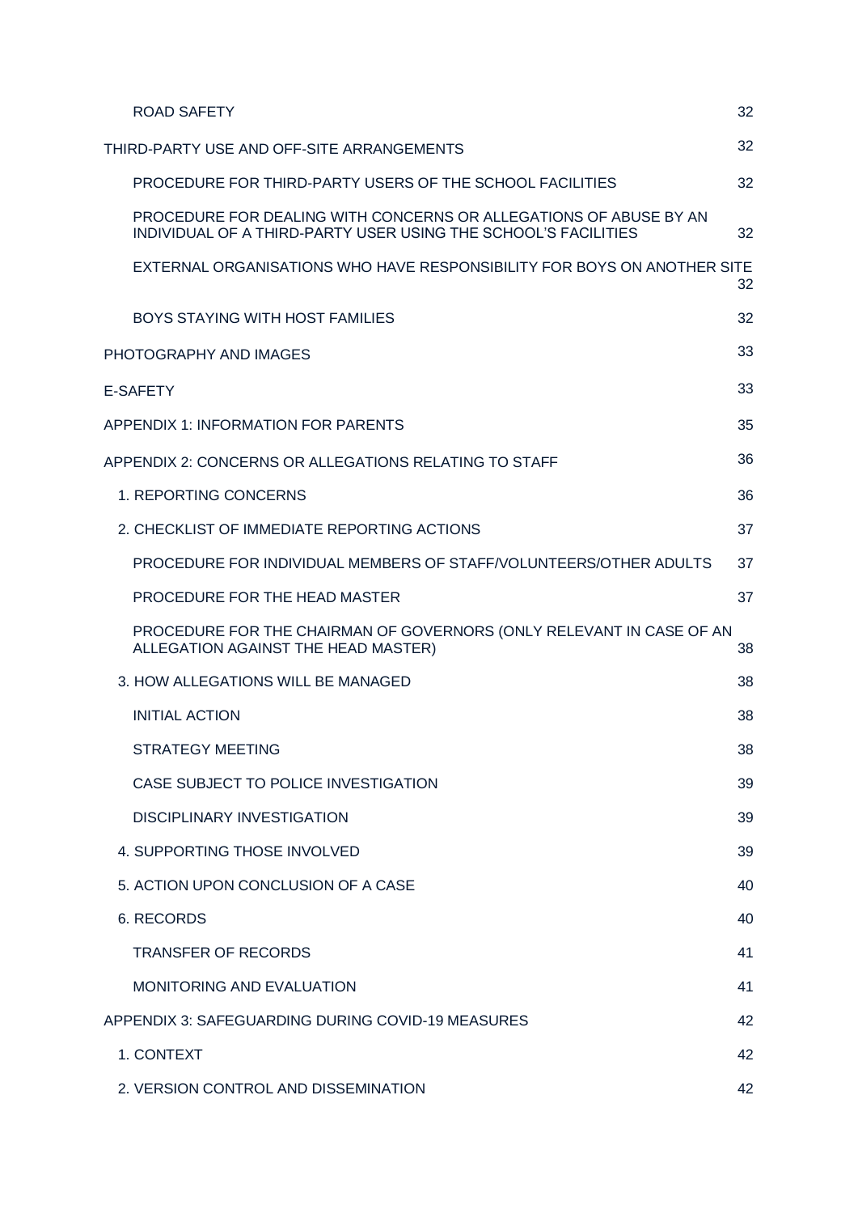ROAD SAFETY 32

THIRD-PARTY USE AND OFF-SITE ARRANGEMENTS 32

PROCEDURE FOR THIRD-PARTY USERS OF THE SCHOOL FACILITIES 32

PROCEDURE FOR DEALING WITH CONCERNS OR ALLEGATIONS OF ABUSE BY AN INDIVIDUAL OF A THIRD-PARTY USER USING THE SCHOOL'S FACILITIES 32

EXTERNAL ORGANISATIONS WHO HAVE RESPONSIBILITY FOR BOYS ON ANOTHER SITE 32

BOYS STAYING WITH HOST FAMILIES 32

PHOTOGRAPHY AND IMAGES 33

E-SAFETY 33

APPENDIX 1: INFORMATION FOR PARENTS 35

APPENDIX 2: CONCERNS OR ALLEGATIONS RELATING TO STAFF 36

1. REPORTING CONCERNS 36

2. CHECKLIST OF IMMEDIATE REPORTING ACTIONS 37

PROCEDURE FOR INDIVIDUAL MEMBERS OF STAFF/VOLUNTEERS/OTHER ADULTS 37

PROCEDURE FOR THE HEAD MASTER 37

PROCEDURE FOR THE CHAIRMAN OF GOVERNORS (ONLY RELEVANT IN CASE OF AN ALLEGATION AGAINST THE HEAD MASTER) 38

3. HOW ALLEGATIONS WILL BE MANAGED 38

INITIAL ACTION 38

STRATEGY MEETING 38

CASE SUBJECT TO POLICE INVESTIGATION 39

DISCIPLINARY INVESTIGATION 39

4. SUPPORTING THOSE INVOLVED 39

5. ACTION UPON CONCLUSION OF A CASE 40

6. RECORDS 40

TRANSFER OF RECORDS 41

MONITORING AND EVALUATION 41

APPENDIX 3: SAFEGUARDING DURING COVID-19 MEASURES 42

1. CONTEXT 42

2. VERSION CONTROL AND DISSEMINATION 42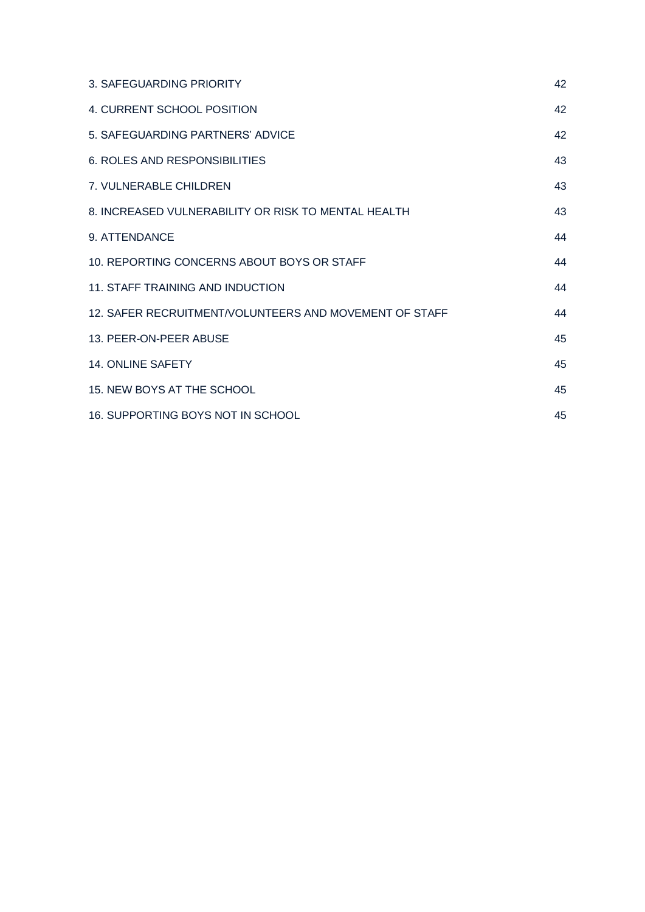| | |
|---|---|
| 3. SAFEGUARDING PRIORITY | 42 |
| 4. CURRENT SCHOOL POSITION | 42 |
| 5. SAFEGUARDING PARTNERS' ADVICE | 42 |
| 6. ROLES AND RESPONSIBILITIES | 43 |
| 7. VULNERABLE CHILDREN | 43 |
| 8. INCREASED VULNERABILITY OR RISK TO MENTAL HEALTH | 43 |
| 9. ATTENDANCE | 44 |
| 10. REPORTING CONCERNS ABOUT BOYS OR STAFF | 44 |
| 11. STAFF TRAINING AND INDUCTION | 44 |
| 12. SAFER RECRUITMENT/VOLUNTEERS AND MOVEMENT OF STAFF | 44 |
| 13. PEER-ON-PEER ABUSE | 45 |
| 14. ONLINE SAFETY | 45 |
| 15. NEW BOYS AT THE SCHOOL | 45 |
| 16. SUPPORTING BOYS NOT IN SCHOOL | 45 |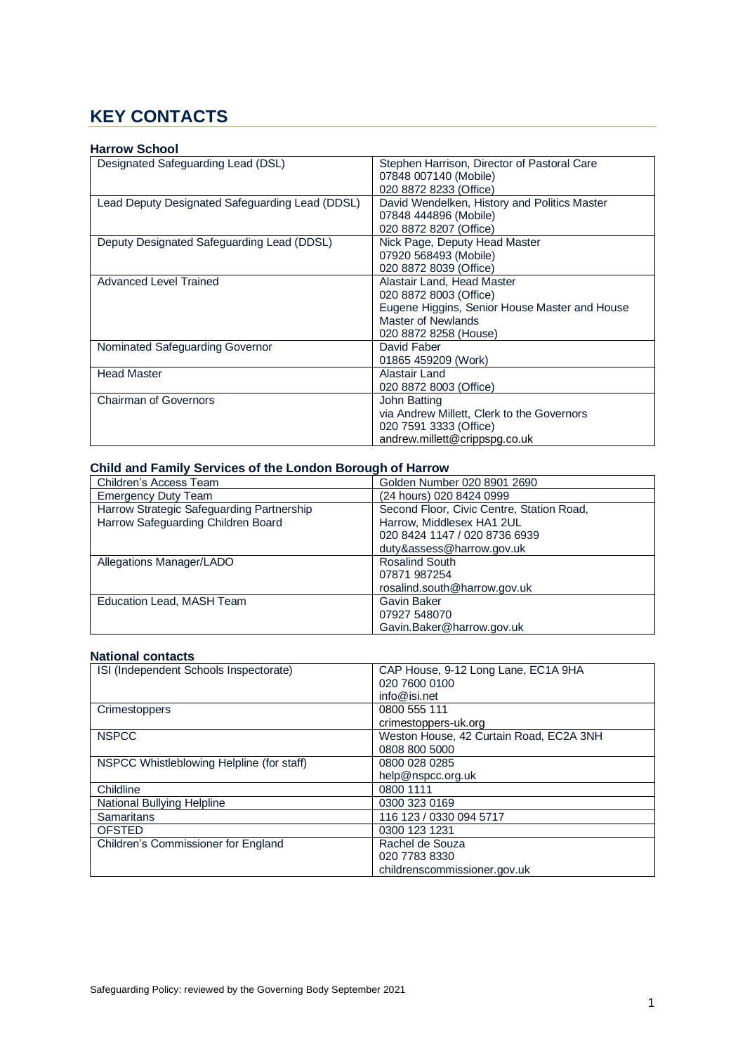# KEY CONTACTS

**Harrow School**

| | |
|---|---|
| Designated Safeguarding Lead (DSL) | Stephen Harrison, Director of Pastoral Care<br>07848 007140 (Mobile)<br>020 8872 8233 (Office) |
| Lead Deputy Designated Safeguarding Lead (DDSL) | David Wendelken, History and Politics Master<br>07848 444896 (Mobile)<br>020 8872 8207 (Office) |
| Deputy Designated Safeguarding Lead (DDSL) | Nick Page, Deputy Head Master<br>07920 568493 (Mobile)<br>020 8872 8039 (Office) |
| Advanced Level Trained | Alastair Land, Head Master<br>020 8872 8003 (Office)<br>Eugene Higgins, Senior House Master and House Master of Newlands<br>020 8872 8258 (House) |
| Nominated Safeguarding Governor | David Faber<br>01865 459209 (Work) |
| Head Master | Alastair Land<br>020 8872 8003 (Office) |
| Chairman of Governors | John Batting<br>via Andrew Millett, Clerk to the Governors<br>020 7591 3333 (Office)<br>andrew.millett@crippspg.co.uk |

**Child and Family Services of the London Borough of Harrow**

| | |
|---|---|
| Children's Access Team | Golden Number 020 8901 2690 |
| Emergency Duty Team | (24 hours) 020 8424 0999 |
| Harrow Strategic Safeguarding Partnership<br>Harrow Safeguarding Children Board | Second Floor, Civic Centre, Station Road, Harrow, Middlesex HA1 2UL<br>020 8424 1147 / 020 8736 6939<br>duty&assess@harrow.gov.uk |
| Allegations Manager/LADO | Rosalind South<br>07871 987254<br>rosalind.south@harrow.gov.uk |
| Education Lead, MASH Team | Gavin Baker<br>07927 548070<br>Gavin.Baker@harrow.gov.uk |

**National contacts**

| | |
|---|---|
| ISI (Independent Schools Inspectorate) | CAP House, 9-12 Long Lane, EC1A 9HA<br>020 7600 0100<br>info@isi.net |
| Crimestoppers | 0800 555 111<br>crimestoppers-uk.org |
| NSPCC | Weston House, 42 Curtain Road, EC2A 3NH<br>0808 800 5000 |
| NSPCC Whistleblowing Helpline (for staff) | 0800 028 0285<br>help@nspcc.org.uk |
| Childline | 0800 1111 |
| National Bullying Helpline | 0300 323 0169 |
| Samaritans | 116 123 / 0330 094 5717 |
| OFSTED | 0300 123 1231 |
| Children's Commissioner for England | Rachel de Souza<br>020 7783 8330<br>childrenscommissioner.gov.uk |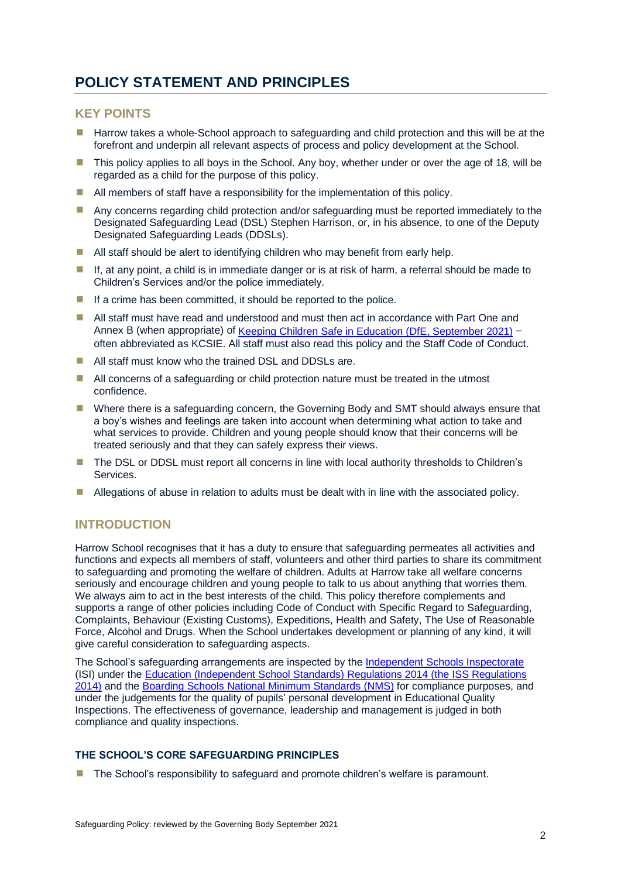# POLICY STATEMENT AND PRINCIPLES

## KEY POINTS

- Harrow takes a whole-School approach to safeguarding and child protection and this will be at the forefront and underpin all relevant aspects of process and policy development at the School.
- This policy applies to all boys in the School. Any boy, whether under or over the age of 18, will be regarded as a child for the purpose of this policy.
- All members of staff have a responsibility for the implementation of this policy.
- Any concerns regarding child protection and/or safeguarding must be reported immediately to the Designated Safeguarding Lead (DSL) Stephen Harrison, or, in his absence, to one of the Deputy Designated Safeguarding Leads (DDSLs).
- All staff should be alert to identifying children who may benefit from early help.
- If, at any point, a child is in immediate danger or is at risk of harm, a referral should be made to Children's Services and/or the police immediately.
- If a crime has been committed, it should be reported to the police.
- All staff must have read and understood and must then act in accordance with Part One and Annex B (when appropriate) of Keeping Children Safe in Education (DfE, September 2021) – often abbreviated as KCSIE. All staff must also read this policy and the Staff Code of Conduct.
- All staff must know who the trained DSL and DDSLs are.
- All concerns of a safeguarding or child protection nature must be treated in the utmost confidence.
- Where there is a safeguarding concern, the Governing Body and SMT should always ensure that a boy's wishes and feelings are taken into account when determining what action to take and what services to provide. Children and young people should know that their concerns will be treated seriously and that they can safely express their views.
- The DSL or DDSL must report all concerns in line with local authority thresholds to Children's Services.
- Allegations of abuse in relation to adults must be dealt with in line with the associated policy.

## INTRODUCTION

Harrow School recognises that it has a duty to ensure that safeguarding permeates all activities and functions and expects all members of staff, volunteers and other third parties to share its commitment to safeguarding and promoting the welfare of children. Adults at Harrow take all welfare concerns seriously and encourage children and young people to talk to us about anything that worries them. We always aim to act in the best interests of the child. This policy therefore complements and supports a range of other policies including Code of Conduct with Specific Regard to Safeguarding, Complaints, Behaviour (Existing Customs), Expeditions, Health and Safety, The Use of Reasonable Force, Alcohol and Drugs. When the School undertakes development or planning of any kind, it will give careful consideration to safeguarding aspects.

The School's safeguarding arrangements are inspected by the Independent Schools Inspectorate (ISI) under the Education (Independent School Standards) Regulations 2014 (the ISS Regulations 2014) and the Boarding Schools National Minimum Standards (NMS) for compliance purposes, and under the judgements for the quality of pupils' personal development in Educational Quality Inspections. The effectiveness of governance, leadership and management is judged in both compliance and quality inspections.

### THE SCHOOL'S CORE SAFEGUARDING PRINCIPLES

- The School's responsibility to safeguard and promote children's welfare is paramount.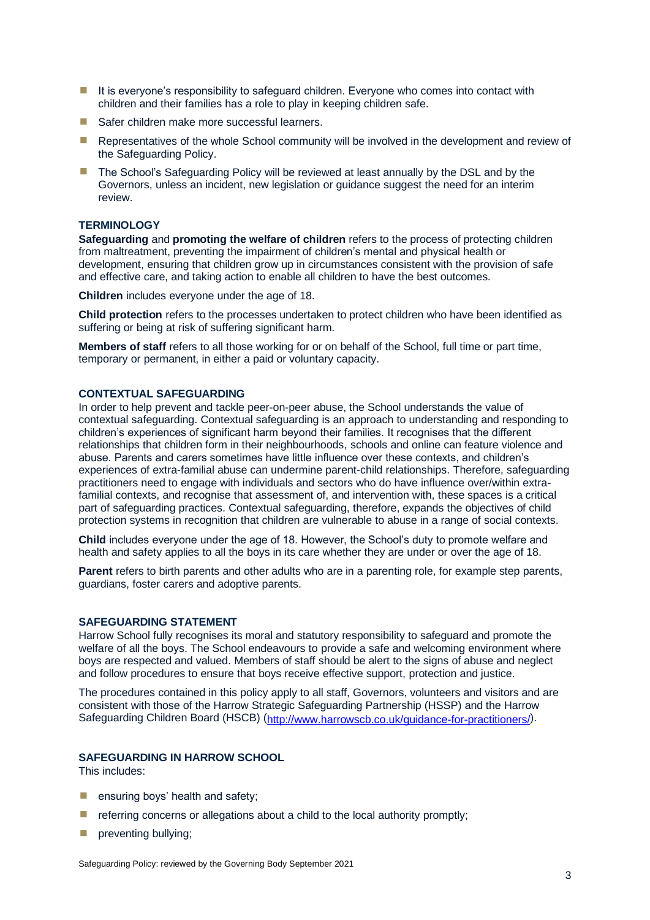- It is everyone's responsibility to safeguard children. Everyone who comes into contact with children and their families has a role to play in keeping children safe.
- Safer children make more successful learners.
- Representatives of the whole School community will be involved in the development and review of the Safeguarding Policy.
- The School's Safeguarding Policy will be reviewed at least annually by the DSL and by the Governors, unless an incident, new legislation or guidance suggest the need for an interim review.

### TERMINOLOGY

**Safeguarding** and **promoting the welfare of children** refers to the process of protecting children from maltreatment, preventing the impairment of children's mental and physical health or development, ensuring that children grow up in circumstances consistent with the provision of safe and effective care, and taking action to enable all children to have the best outcomes.

**Children** includes everyone under the age of 18.

**Child protection** refers to the processes undertaken to protect children who have been identified as suffering or being at risk of suffering significant harm.

**Members of staff** refers to all those working for or on behalf of the School, full time or part time, temporary or permanent, in either a paid or voluntary capacity.

### CONTEXTUAL SAFEGUARDING

In order to help prevent and tackle peer-on-peer abuse, the School understands the value of contextual safeguarding. Contextual safeguarding is an approach to understanding and responding to children's experiences of significant harm beyond their families. It recognises that the different relationships that children form in their neighbourhoods, schools and online can feature violence and abuse. Parents and carers sometimes have little influence over these contexts, and children's experiences of extra-familial abuse can undermine parent-child relationships. Therefore, safeguarding practitioners need to engage with individuals and sectors who do have influence over/within extra-familial contexts, and recognise that assessment of, and intervention with, these spaces is a critical part of safeguarding practices. Contextual safeguarding, therefore, expands the objectives of child protection systems in recognition that children are vulnerable to abuse in a range of social contexts.

**Child** includes everyone under the age of 18. However, the School's duty to promote welfare and health and safety applies to all the boys in its care whether they are under or over the age of 18.

**Parent** refers to birth parents and other adults who are in a parenting role, for example step parents, guardians, foster carers and adoptive parents.

### SAFEGUARDING STATEMENT

Harrow School fully recognises its moral and statutory responsibility to safeguard and promote the welfare of all the boys. The School endeavours to provide a safe and welcoming environment where boys are respected and valued. Members of staff should be alert to the signs of abuse and neglect and follow procedures to ensure that boys receive effective support, protection and justice.

The procedures contained in this policy apply to all staff, Governors, volunteers and visitors and are consistent with those of the Harrow Strategic Safeguarding Partnership (HSSP) and the Harrow Safeguarding Children Board (HSCB) (http://www.harrowscb.co.uk/guidance-for-practitioners/).

### SAFEGUARDING IN HARROW SCHOOL

This includes:

- ensuring boys' health and safety;
- referring concerns or allegations about a child to the local authority promptly;
- preventing bullying;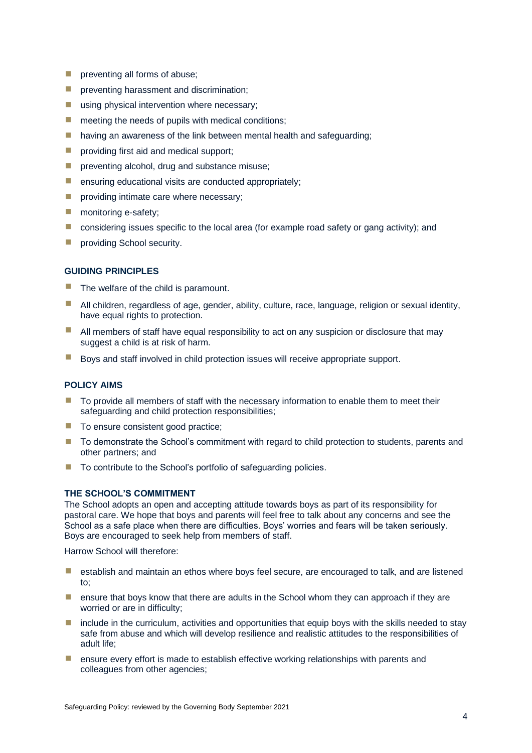- preventing all forms of abuse;
- preventing harassment and discrimination;
- using physical intervention where necessary;
- meeting the needs of pupils with medical conditions;
- having an awareness of the link between mental health and safeguarding;
- providing first aid and medical support;
- preventing alcohol, drug and substance misuse;
- ensuring educational visits are conducted appropriately;
- providing intimate care where necessary;
- monitoring e-safety;
- considering issues specific to the local area (for example road safety or gang activity); and
- providing School security.

### GUIDING PRINCIPLES

- The welfare of the child is paramount.
- All children, regardless of age, gender, ability, culture, race, language, religion or sexual identity, have equal rights to protection.
- All members of staff have equal responsibility to act on any suspicion or disclosure that may suggest a child is at risk of harm.
- Boys and staff involved in child protection issues will receive appropriate support.

### POLICY AIMS

- To provide all members of staff with the necessary information to enable them to meet their safeguarding and child protection responsibilities;
- To ensure consistent good practice;
- To demonstrate the School's commitment with regard to child protection to students, parents and other partners; and
- To contribute to the School's portfolio of safeguarding policies.

### THE SCHOOL'S COMMITMENT

The School adopts an open and accepting attitude towards boys as part of its responsibility for pastoral care. We hope that boys and parents will feel free to talk about any concerns and see the School as a safe place when there are difficulties. Boys' worries and fears will be taken seriously. Boys are encouraged to seek help from members of staff.

Harrow School will therefore:

- establish and maintain an ethos where boys feel secure, are encouraged to talk, and are listened to;
- ensure that boys know that there are adults in the School whom they can approach if they are worried or are in difficulty;
- include in the curriculum, activities and opportunities that equip boys with the skills needed to stay safe from abuse and which will develop resilience and realistic attitudes to the responsibilities of adult life;
- ensure every effort is made to establish effective working relationships with parents and colleagues from other agencies;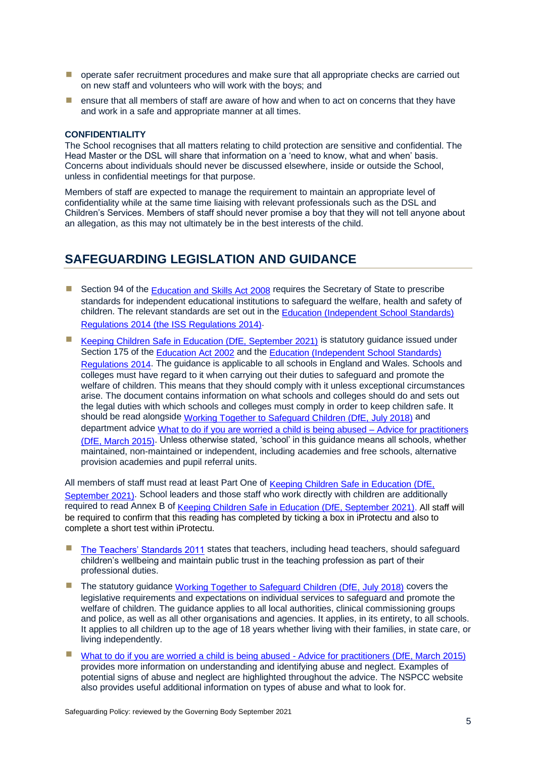- operate safer recruitment procedures and make sure that all appropriate checks are carried out on new staff and volunteers who will work with the boys; and
- ensure that all members of staff are aware of how and when to act on concerns that they have and work in a safe and appropriate manner at all times.

**CONFIDENTIALITY**

The School recognises that all matters relating to child protection are sensitive and confidential. The Head Master or the DSL will share that information on a 'need to know, what and when' basis. Concerns about individuals should never be discussed elsewhere, inside or outside the School, unless in confidential meetings for that purpose.

Members of staff are expected to manage the requirement to maintain an appropriate level of confidentiality while at the same time liaising with relevant professionals such as the DSL and Children's Services. Members of staff should never promise a boy that they will not tell anyone about an allegation, as this may not ultimately be in the best interests of the child.

## SAFEGUARDING LEGISLATION AND GUIDANCE

- Section 94 of the Education and Skills Act 2008 requires the Secretary of State to prescribe standards for independent educational institutions to safeguard the welfare, health and safety of children. The relevant standards are set out in the Education (Independent School Standards) Regulations 2014 (the ISS Regulations 2014).
- Keeping Children Safe in Education (DfE, September 2021) is statutory guidance issued under Section 175 of the Education Act 2002 and the Education (Independent School Standards) Regulations 2014. The guidance is applicable to all schools in England and Wales. Schools and colleges must have regard to it when carrying out their duties to safeguard and promote the welfare of children. This means that they should comply with it unless exceptional circumstances arise. The document contains information on what schools and colleges should do and sets out the legal duties with which schools and colleges must comply in order to keep children safe. It should be read alongside Working Together to Safeguard Children (DfE, July 2018) and department advice What to do if you are worried a child is being abused – Advice for practitioners (DfE, March 2015). Unless otherwise stated, 'school' in this guidance means all schools, whether maintained, non-maintained or independent, including academies and free schools, alternative provision academies and pupil referral units.

All members of staff must read at least Part One of Keeping Children Safe in Education (DfE, September 2021). School leaders and those staff who work directly with children are additionally required to read Annex B of Keeping Children Safe in Education (DfE, September 2021). All staff will be required to confirm that this reading has completed by ticking a box in iProtectu and also to complete a short test within iProtectu.

- The Teachers' Standards 2011 states that teachers, including head teachers, should safeguard children's wellbeing and maintain public trust in the teaching profession as part of their professional duties.
- The statutory guidance Working Together to Safeguard Children (DfE, July 2018) covers the legislative requirements and expectations on individual services to safeguard and promote the welfare of children. The guidance applies to all local authorities, clinical commissioning groups and police, as well as all other organisations and agencies. It applies, in its entirety, to all schools. It applies to all children up to the age of 18 years whether living with their families, in state care, or living independently.
- What to do if you are worried a child is being abused - Advice for practitioners (DfE, March 2015) provides more information on understanding and identifying abuse and neglect. Examples of potential signs of abuse and neglect are highlighted throughout the advice. The NSPCC website also provides useful additional information on types of abuse and what to look for.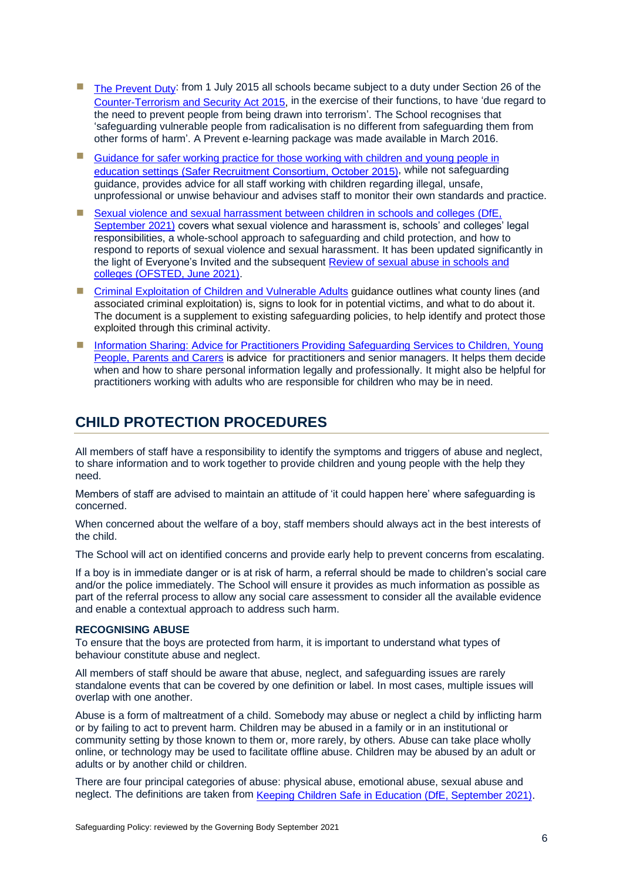- The Prevent Duty: from 1 July 2015 all schools became subject to a duty under Section 26 of the Counter-Terrorism and Security Act 2015, in the exercise of their functions, to have 'due regard to the need to prevent people from being drawn into terrorism'. The School recognises that 'safeguarding vulnerable people from radicalisation is no different from safeguarding them from other forms of harm'. A Prevent e-learning package was made available in March 2016.
- Guidance for safer working practice for those working with children and young people in education settings (Safer Recruitment Consortium, October 2015), while not safeguarding guidance, provides advice for all staff working with children regarding illegal, unsafe, unprofessional or unwise behaviour and advises staff to monitor their own standards and practice.
- Sexual violence and sexual harrassment between children in schools and colleges (DfE, September 2021) covers what sexual violence and harassment is, schools' and colleges' legal responsibilities, a whole-school approach to safeguarding and child protection, and how to respond to reports of sexual violence and sexual harassment. It has been updated significantly in the light of Everyone's Invited and the subsequent Review of sexual abuse in schools and colleges (OFSTED, June 2021).
- Criminal Exploitation of Children and Vulnerable Adults guidance outlines what county lines (and associated criminal exploitation) is, signs to look for in potential victims, and what to do about it. The document is a supplement to existing safeguarding policies, to help identify and protect those exploited through this criminal activity.
- Information Sharing: Advice for Practitioners Providing Safeguarding Services to Children, Young People, Parents and Carers is advice for practitioners and senior managers. It helps them decide when and how to share personal information legally and professionally. It might also be helpful for practitioners working with adults who are responsible for children who may be in need.

## CHILD PROTECTION PROCEDURES

All members of staff have a responsibility to identify the symptoms and triggers of abuse and neglect, to share information and to work together to provide children and young people with the help they need.

Members of staff are advised to maintain an attitude of 'it could happen here' where safeguarding is concerned.

When concerned about the welfare of a boy, staff members should always act in the best interests of the child.

The School will act on identified concerns and provide early help to prevent concerns from escalating.

If a boy is in immediate danger or is at risk of harm, a referral should be made to children's social care and/or the police immediately. The School will ensure it provides as much information as possible as part of the referral process to allow any social care assessment to consider all the available evidence and enable a contextual approach to address such harm.

### RECOGNISING ABUSE

To ensure that the boys are protected from harm, it is important to understand what types of behaviour constitute abuse and neglect.

All members of staff should be aware that abuse, neglect, and safeguarding issues are rarely standalone events that can be covered by one definition or label. In most cases, multiple issues will overlap with one another.

Abuse is a form of maltreatment of a child. Somebody may abuse or neglect a child by inflicting harm or by failing to act to prevent harm. Children may be abused in a family or in an institutional or community setting by those known to them or, more rarely, by others. Abuse can take place wholly online, or technology may be used to facilitate offline abuse. Children may be abused by an adult or adults or by another child or children.

There are four principal categories of abuse: physical abuse, emotional abuse, sexual abuse and neglect. The definitions are taken from Keeping Children Safe in Education (DfE, September 2021).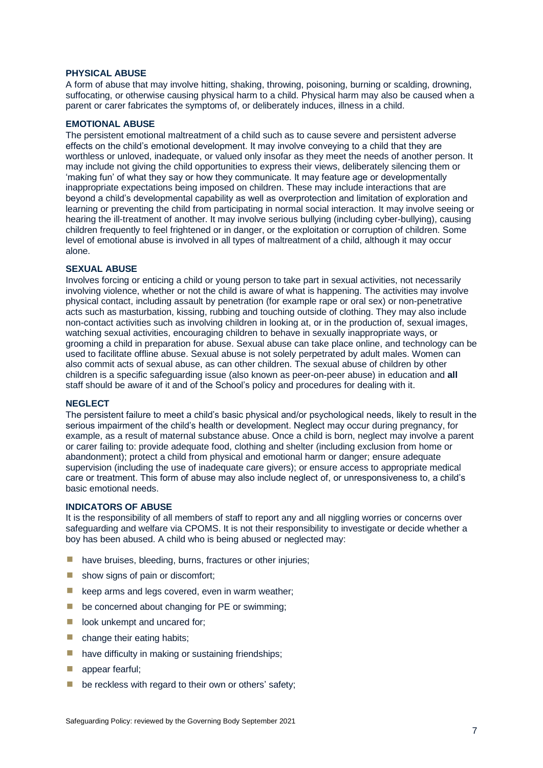### PHYSICAL ABUSE

A form of abuse that may involve hitting, shaking, throwing, poisoning, burning or scalding, drowning, suffocating, or otherwise causing physical harm to a child. Physical harm may also be caused when a parent or carer fabricates the symptoms of, or deliberately induces, illness in a child.

### EMOTIONAL ABUSE

The persistent emotional maltreatment of a child such as to cause severe and persistent adverse effects on the child's emotional development. It may involve conveying to a child that they are worthless or unloved, inadequate, or valued only insofar as they meet the needs of another person. It may include not giving the child opportunities to express their views, deliberately silencing them or 'making fun' of what they say or how they communicate. It may feature age or developmentally inappropriate expectations being imposed on children. These may include interactions that are beyond a child's developmental capability as well as overprotection and limitation of exploration and learning or preventing the child from participating in normal social interaction. It may involve seeing or hearing the ill-treatment of another. It may involve serious bullying (including cyber-bullying), causing children frequently to feel frightened or in danger, or the exploitation or corruption of children. Some level of emotional abuse is involved in all types of maltreatment of a child, although it may occur alone.

### SEXUAL ABUSE

Involves forcing or enticing a child or young person to take part in sexual activities, not necessarily involving violence, whether or not the child is aware of what is happening. The activities may involve physical contact, including assault by penetration (for example rape or oral sex) or non-penetrative acts such as masturbation, kissing, rubbing and touching outside of clothing. They may also include non-contact activities such as involving children in looking at, or in the production of, sexual images, watching sexual activities, encouraging children to behave in sexually inappropriate ways, or grooming a child in preparation for abuse. Sexual abuse can take place online, and technology can be used to facilitate offline abuse. Sexual abuse is not solely perpetrated by adult males. Women can also commit acts of sexual abuse, as can other children. The sexual abuse of children by other children is a specific safeguarding issue (also known as peer-on-peer abuse) in education and **all** staff should be aware of it and of the School's policy and procedures for dealing with it.

### NEGLECT

The persistent failure to meet a child's basic physical and/or psychological needs, likely to result in the serious impairment of the child's health or development. Neglect may occur during pregnancy, for example, as a result of maternal substance abuse. Once a child is born, neglect may involve a parent or carer failing to: provide adequate food, clothing and shelter (including exclusion from home or abandonment); protect a child from physical and emotional harm or danger; ensure adequate supervision (including the use of inadequate care givers); or ensure access to appropriate medical care or treatment. This form of abuse may also include neglect of, or unresponsiveness to, a child's basic emotional needs.

### INDICATORS OF ABUSE

It is the responsibility of all members of staff to report any and all niggling worries or concerns over safeguarding and welfare via CPOMS. It is not their responsibility to investigate or decide whether a boy has been abused. A child who is being abused or neglected may:

- have bruises, bleeding, burns, fractures or other injuries;
- show signs of pain or discomfort;
- keep arms and legs covered, even in warm weather;
- be concerned about changing for PE or swimming;
- look unkempt and uncared for;
- change their eating habits;
- have difficulty in making or sustaining friendships;
- appear fearful;
- be reckless with regard to their own or others' safety;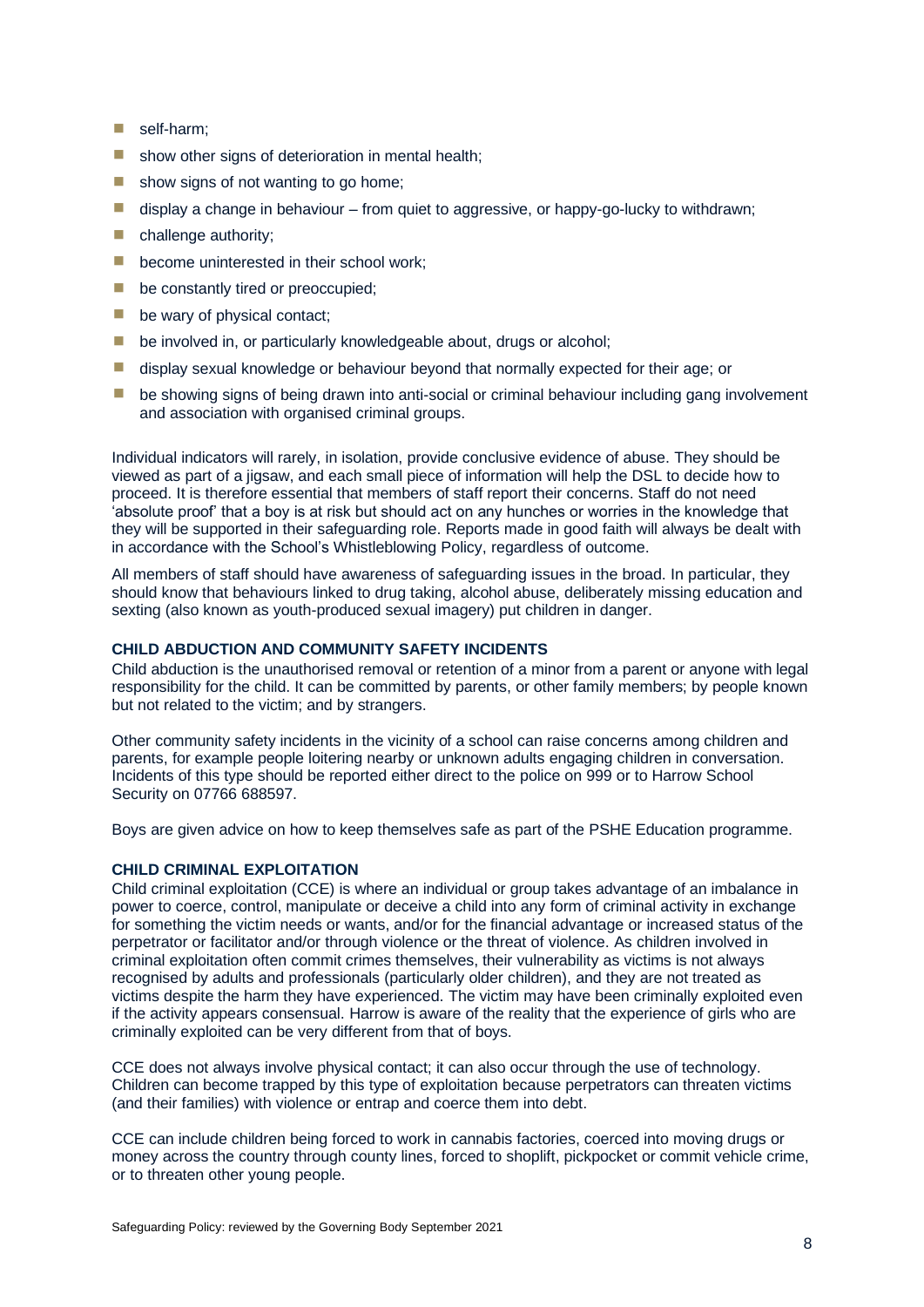- self-harm;
- show other signs of deterioration in mental health;
- show signs of not wanting to go home;
- display a change in behaviour – from quiet to aggressive, or happy-go-lucky to withdrawn;
- challenge authority;
- become uninterested in their school work;
- be constantly tired or preoccupied;
- be wary of physical contact;
- be involved in, or particularly knowledgeable about, drugs or alcohol;
- display sexual knowledge or behaviour beyond that normally expected for their age; or
- be showing signs of being drawn into anti-social or criminal behaviour including gang involvement and association with organised criminal groups.

Individual indicators will rarely, in isolation, provide conclusive evidence of abuse. They should be viewed as part of a jigsaw, and each small piece of information will help the DSL to decide how to proceed. It is therefore essential that members of staff report their concerns. Staff do not need 'absolute proof' that a boy is at risk but should act on any hunches or worries in the knowledge that they will be supported in their safeguarding role. Reports made in good faith will always be dealt with in accordance with the School's Whistleblowing Policy, regardless of outcome.

All members of staff should have awareness of safeguarding issues in the broad. In particular, they should know that behaviours linked to drug taking, alcohol abuse, deliberately missing education and sexting (also known as youth-produced sexual imagery) put children in danger.

### CHILD ABDUCTION AND COMMUNITY SAFETY INCIDENTS

Child abduction is the unauthorised removal or retention of a minor from a parent or anyone with legal responsibility for the child. It can be committed by parents, or other family members; by people known but not related to the victim; and by strangers.

Other community safety incidents in the vicinity of a school can raise concerns among children and parents, for example people loitering nearby or unknown adults engaging children in conversation. Incidents of this type should be reported either direct to the police on 999 or to Harrow School Security on 07766 688597.

Boys are given advice on how to keep themselves safe as part of the PSHE Education programme.

### CHILD CRIMINAL EXPLOITATION

Child criminal exploitation (CCE) is where an individual or group takes advantage of an imbalance in power to coerce, control, manipulate or deceive a child into any form of criminal activity in exchange for something the victim needs or wants, and/or for the financial advantage or increased status of the perpetrator or facilitator and/or through violence or the threat of violence. As children involved in criminal exploitation often commit crimes themselves, their vulnerability as victims is not always recognised by adults and professionals (particularly older children), and they are not treated as victims despite the harm they have experienced. The victim may have been criminally exploited even if the activity appears consensual. Harrow is aware of the reality that the experience of girls who are criminally exploited can be very different from that of boys.

CCE does not always involve physical contact; it can also occur through the use of technology. Children can become trapped by this type of exploitation because perpetrators can threaten victims (and their families) with violence or entrap and coerce them into debt.

CCE can include children being forced to work in cannabis factories, coerced into moving drugs or money across the country through county lines, forced to shoplift, pickpocket or commit vehicle crime, or to threaten other young people.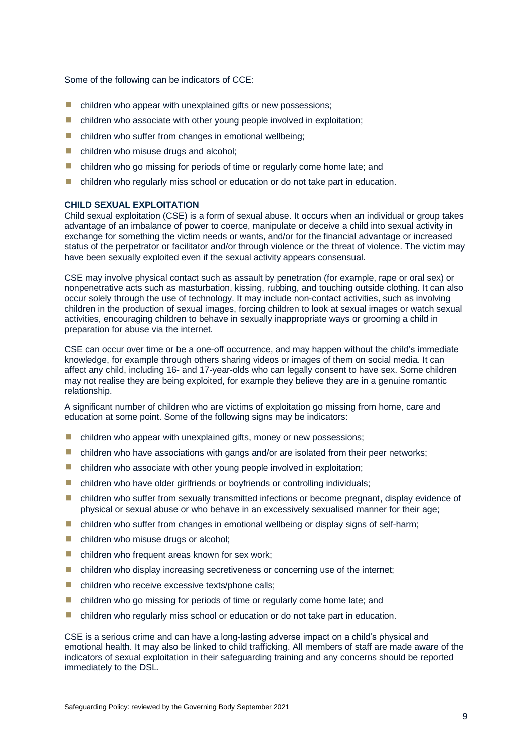Some of the following can be indicators of CCE:

- children who appear with unexplained gifts or new possessions;
- children who associate with other young people involved in exploitation;
- children who suffer from changes in emotional wellbeing;
- children who misuse drugs and alcohol;
- children who go missing for periods of time or regularly come home late; and
- children who regularly miss school or education or do not take part in education.

**CHILD SEXUAL EXPLOITATION**

Child sexual exploitation (CSE) is a form of sexual abuse. It occurs when an individual or group takes advantage of an imbalance of power to coerce, manipulate or deceive a child into sexual activity in exchange for something the victim needs or wants, and/or for the financial advantage or increased status of the perpetrator or facilitator and/or through violence or the threat of violence. The victim may have been sexually exploited even if the sexual activity appears consensual.

CSE may involve physical contact such as assault by penetration (for example, rape or oral sex) or nonpenetrative acts such as masturbation, kissing, rubbing, and touching outside clothing. It can also occur solely through the use of technology. It may include non-contact activities, such as involving children in the production of sexual images, forcing children to look at sexual images or watch sexual activities, encouraging children to behave in sexually inappropriate ways or grooming a child in preparation for abuse via the internet.

CSE can occur over time or be a one-off occurrence, and may happen without the child's immediate knowledge, for example through others sharing videos or images of them on social media. It can affect any child, including 16- and 17-year-olds who can legally consent to have sex. Some children may not realise they are being exploited, for example they believe they are in a genuine romantic relationship.

A significant number of children who are victims of exploitation go missing from home, care and education at some point. Some of the following signs may be indicators:

- children who appear with unexplained gifts, money or new possessions;
- children who have associations with gangs and/or are isolated from their peer networks;
- children who associate with other young people involved in exploitation;
- children who have older girlfriends or boyfriends or controlling individuals;
- children who suffer from sexually transmitted infections or become pregnant, display evidence of physical or sexual abuse or who behave in an excessively sexualised manner for their age;
- children who suffer from changes in emotional wellbeing or display signs of self-harm;
- children who misuse drugs or alcohol;
- children who frequent areas known for sex work;
- children who display increasing secretiveness or concerning use of the internet;
- children who receive excessive texts/phone calls;
- children who go missing for periods of time or regularly come home late; and
- children who regularly miss school or education or do not take part in education.

CSE is a serious crime and can have a long-lasting adverse impact on a child's physical and emotional health. It may also be linked to child trafficking. All members of staff are made aware of the indicators of sexual exploitation in their safeguarding training and any concerns should be reported immediately to the DSL.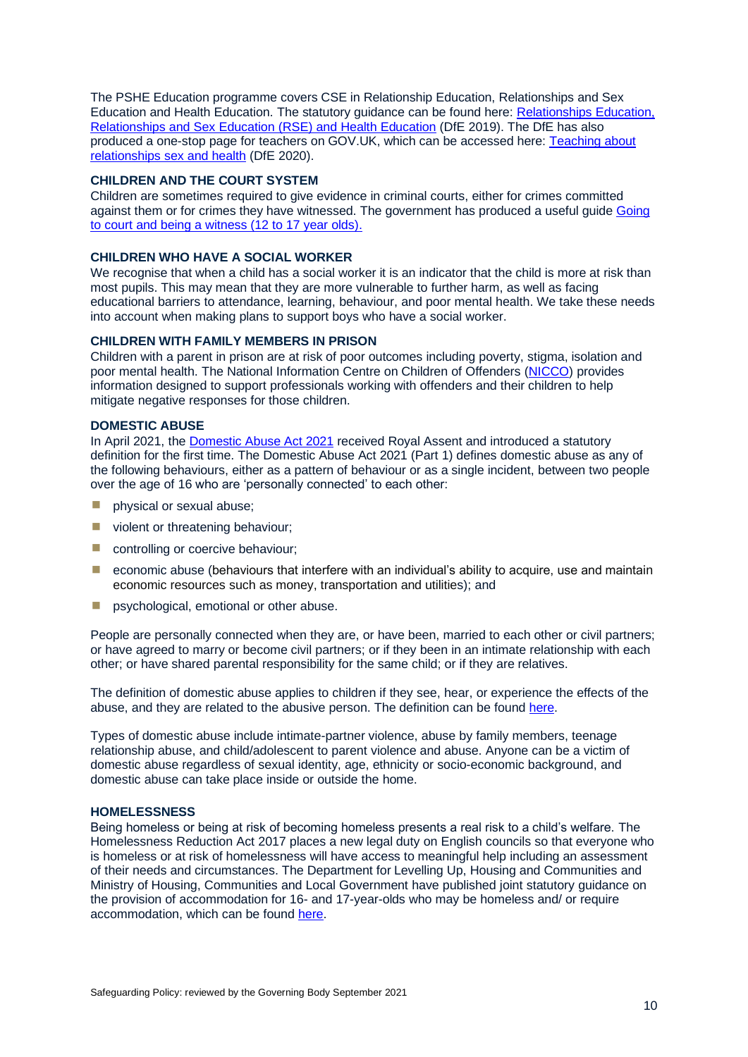The PSHE Education programme covers CSE in Relationship Education, Relationships and Sex Education and Health Education. The statutory guidance can be found here: [Relationships Education, Relationships and Sex Education (RSE) and Health Education]() (DfE 2019). The DfE has also produced a one-stop page for teachers on GOV.UK, which can be accessed here: [Teaching about relationships sex and health]() (DfE 2020).

### CHILDREN AND THE COURT SYSTEM

Children are sometimes required to give evidence in criminal courts, either for crimes committed against them or for crimes they have witnessed. The government has produced a useful guide [Going to court and being a witness (12 to 17 year olds).]()

### CHILDREN WHO HAVE A SOCIAL WORKER

We recognise that when a child has a social worker it is an indicator that the child is more at risk than most pupils. This may mean that they are more vulnerable to further harm, as well as facing educational barriers to attendance, learning, behaviour, and poor mental health. We take these needs into account when making plans to support boys who have a social worker.

### CHILDREN WITH FAMILY MEMBERS IN PRISON

Children with a parent in prison are at risk of poor outcomes including poverty, stigma, isolation and poor mental health. The National Information Centre on Children of Offenders ([NICCO]()) provides information designed to support professionals working with offenders and their children to help mitigate negative responses for those children.

### DOMESTIC ABUSE

In April 2021, the [Domestic Abuse Act 2021]() received Royal Assent and introduced a statutory definition for the first time. The Domestic Abuse Act 2021 (Part 1) defines domestic abuse as any of the following behaviours, either as a pattern of behaviour or as a single incident, between two people over the age of 16 who are 'personally connected' to each other:

- physical or sexual abuse;
- violent or threatening behaviour;
- controlling or coercive behaviour;
- economic abuse (behaviours that interfere with an individual's ability to acquire, use and maintain economic resources such as money, transportation and utilities); and
- psychological, emotional or other abuse.

People are personally connected when they are, or have been, married to each other or civil partners; or have agreed to marry or become civil partners; or if they been in an intimate relationship with each other; or have shared parental responsibility for the same child; or if they are relatives.

The definition of domestic abuse applies to children if they see, hear, or experience the effects of the abuse, and they are related to the abusive person. The definition can be found [here]().

Types of domestic abuse include intimate-partner violence, abuse by family members, teenage relationship abuse, and child/adolescent to parent violence and abuse. Anyone can be a victim of domestic abuse regardless of sexual identity, age, ethnicity or socio-economic background, and domestic abuse can take place inside or outside the home.

### HOMELESSNESS

Being homeless or being at risk of becoming homeless presents a real risk to a child's welfare. The Homelessness Reduction Act 2017 places a new legal duty on English councils so that everyone who is homeless or at risk of homelessness will have access to meaningful help including an assessment of their needs and circumstances. The Department for Levelling Up, Housing and Communities and Ministry of Housing, Communities and Local Government have published joint statutory guidance on the provision of accommodation for 16- and 17-year-olds who may be homeless and/ or require accommodation, which can be found [here]().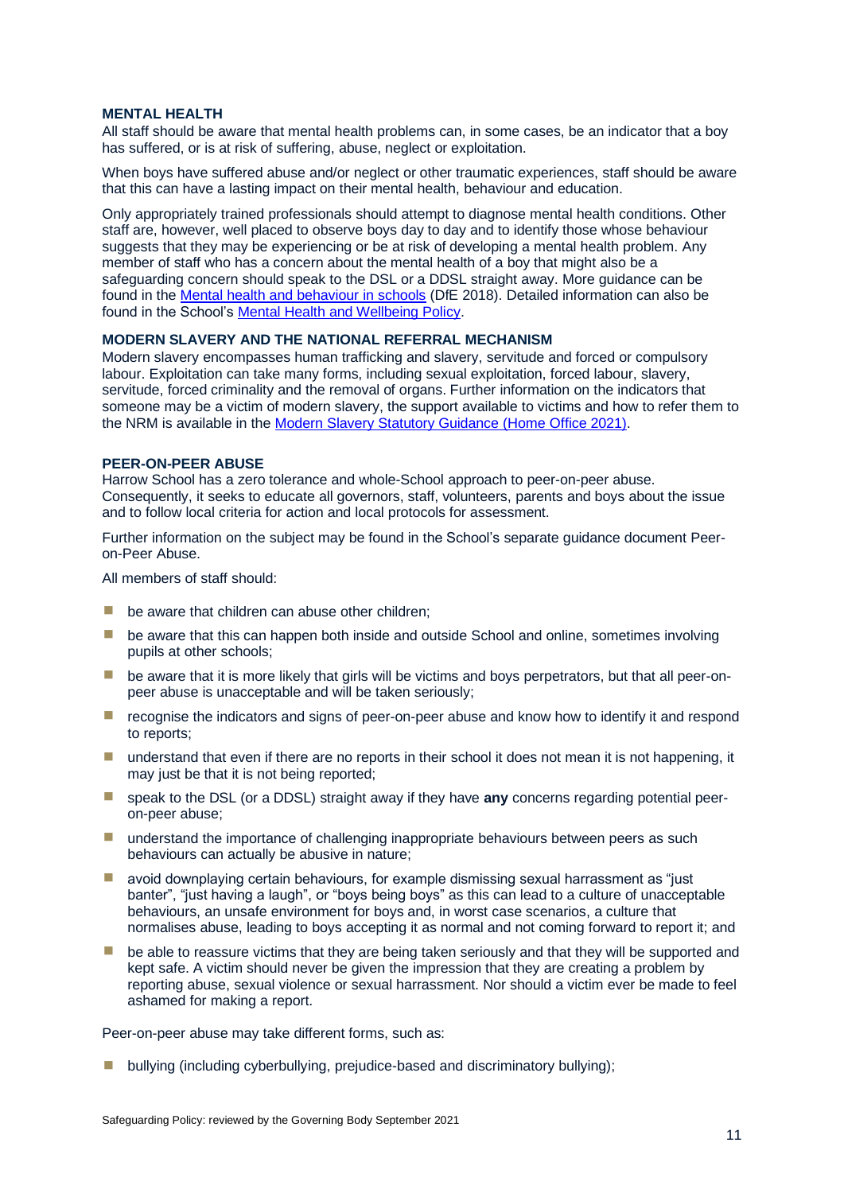### MENTAL HEALTH

All staff should be aware that mental health problems can, in some cases, be an indicator that a boy has suffered, or is at risk of suffering, abuse, neglect or exploitation.

When boys have suffered abuse and/or neglect or other traumatic experiences, staff should be aware that this can have a lasting impact on their mental health, behaviour and education.

Only appropriately trained professionals should attempt to diagnose mental health conditions. Other staff are, however, well placed to observe boys day to day and to identify those whose behaviour suggests that they may be experiencing or be at risk of developing a mental health problem. Any member of staff who has a concern about the mental health of a boy that might also be a safeguarding concern should speak to the DSL or a DDSL straight away. More guidance can be found in the [Mental health and behaviour in schools](#) (DfE 2018). Detailed information can also be found in the School's [Mental Health and Wellbeing Policy](#).

### MODERN SLAVERY AND THE NATIONAL REFERRAL MECHANISM

Modern slavery encompasses human trafficking and slavery, servitude and forced or compulsory labour. Exploitation can take many forms, including sexual exploitation, forced labour, slavery, servitude, forced criminality and the removal of organs. Further information on the indicators that someone may be a victim of modern slavery, the support available to victims and how to refer them to the NRM is available in the [Modern Slavery Statutory Guidance (Home Office 2021)](#).

### PEER-ON-PEER ABUSE

Harrow School has a zero tolerance and whole-School approach to peer-on-peer abuse. Consequently, it seeks to educate all governors, staff, volunteers, parents and boys about the issue and to follow local criteria for action and local protocols for assessment.

Further information on the subject may be found in the School's separate guidance document Peer-on-Peer Abuse.

All members of staff should:

- be aware that children can abuse other children;
- be aware that this can happen both inside and outside School and online, sometimes involving pupils at other schools;
- be aware that it is more likely that girls will be victims and boys perpetrators, but that all peer-on-peer abuse is unacceptable and will be taken seriously;
- recognise the indicators and signs of peer-on-peer abuse and know how to identify it and respond to reports;
- understand that even if there are no reports in their school it does not mean it is not happening, it may just be that it is not being reported;
- speak to the DSL (or a DDSL) straight away if they have **any** concerns regarding potential peer-on-peer abuse;
- understand the importance of challenging inappropriate behaviours between peers as such behaviours can actually be abusive in nature;
- avoid downplaying certain behaviours, for example dismissing sexual harrassment as "just banter", "just having a laugh", or "boys being boys" as this can lead to a culture of unacceptable behaviours, an unsafe environment for boys and, in worst case scenarios, a culture that normalises abuse, leading to boys accepting it as normal and not coming forward to report it; and
- be able to reassure victims that they are being taken seriously and that they will be supported and kept safe. A victim should never be given the impression that they are creating a problem by reporting abuse, sexual violence or sexual harrassment. Nor should a victim ever be made to feel ashamed for making a report.

Peer-on-peer abuse may take different forms, such as:

- bullying (including cyberbullying, prejudice-based and discriminatory bullying);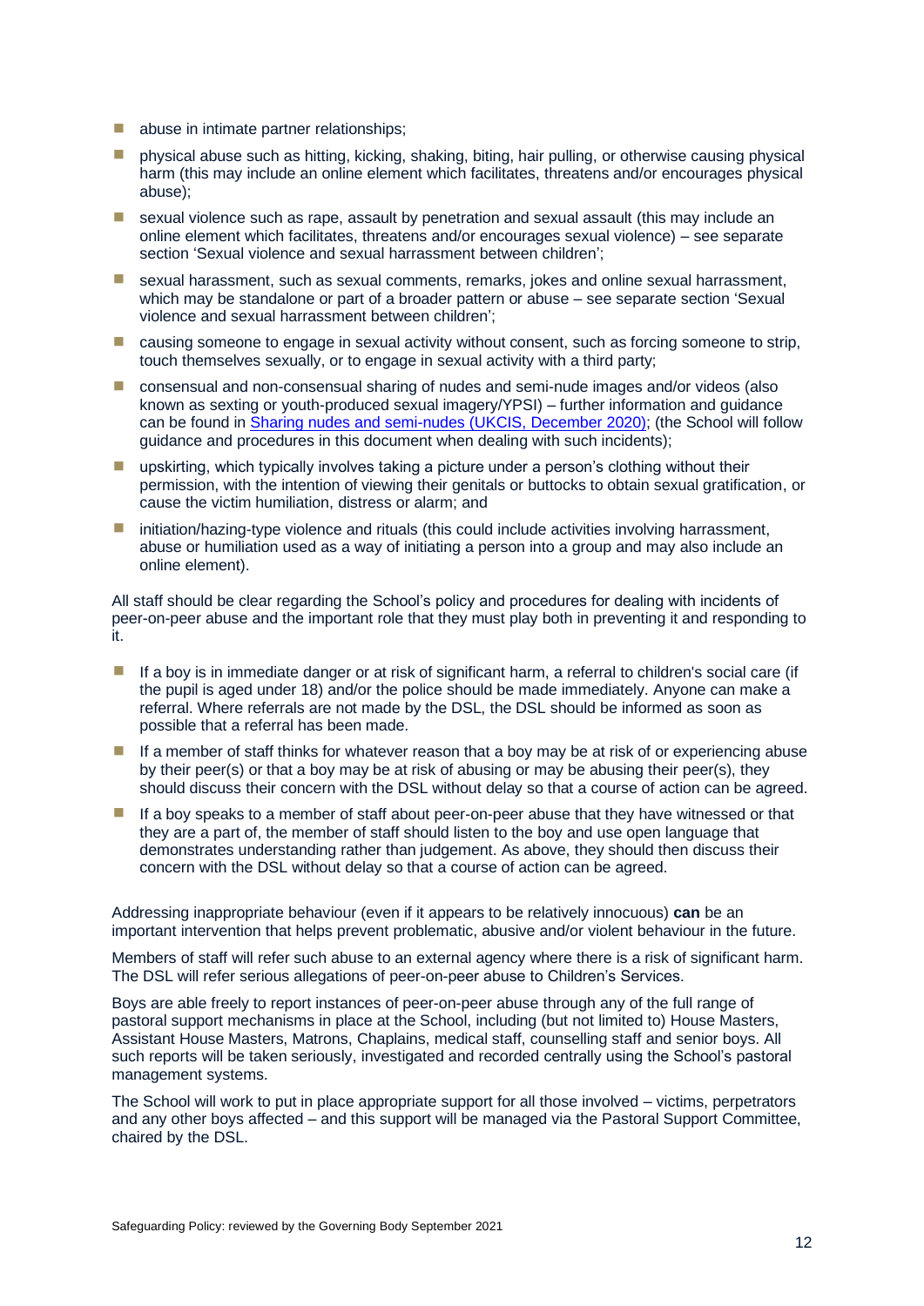- abuse in intimate partner relationships;
- physical abuse such as hitting, kicking, shaking, biting, hair pulling, or otherwise causing physical harm (this may include an online element which facilitates, threatens and/or encourages physical abuse);
- sexual violence such as rape, assault by penetration and sexual assault (this may include an online element which facilitates, threatens and/or encourages sexual violence) – see separate section 'Sexual violence and sexual harrassment between children';
- sexual harassment, such as sexual comments, remarks, jokes and online sexual harrassment, which may be standalone or part of a broader pattern or abuse – see separate section 'Sexual violence and sexual harrassment between children';
- causing someone to engage in sexual activity without consent, such as forcing someone to strip, touch themselves sexually, or to engage in sexual activity with a third party;
- consensual and non-consensual sharing of nudes and semi-nude images and/or videos (also known as sexting or youth-produced sexual imagery/YPSI) – further information and guidance can be found in [Sharing nudes and semi-nudes (UKCIS, December 2020)](); (the School will follow guidance and procedures in this document when dealing with such incidents);
- upskirting, which typically involves taking a picture under a person's clothing without their permission, with the intention of viewing their genitals or buttocks to obtain sexual gratification, or cause the victim humiliation, distress or alarm; and
- initiation/hazing-type violence and rituals (this could include activities involving harrassment, abuse or humiliation used as a way of initiating a person into a group and may also include an online element).

All staff should be clear regarding the School's policy and procedures for dealing with incidents of peer-on-peer abuse and the important role that they must play both in preventing it and responding to it.

- If a boy is in immediate danger or at risk of significant harm, a referral to children's social care (if the pupil is aged under 18) and/or the police should be made immediately. Anyone can make a referral. Where referrals are not made by the DSL, the DSL should be informed as soon as possible that a referral has been made.
- If a member of staff thinks for whatever reason that a boy may be at risk of or experiencing abuse by their peer(s) or that a boy may be at risk of abusing or may be abusing their peer(s), they should discuss their concern with the DSL without delay so that a course of action can be agreed.
- If a boy speaks to a member of staff about peer-on-peer abuse that they have witnessed or that they are a part of, the member of staff should listen to the boy and use open language that demonstrates understanding rather than judgement. As above, they should then discuss their concern with the DSL without delay so that a course of action can be agreed.

Addressing inappropriate behaviour (even if it appears to be relatively innocuous) **can** be an important intervention that helps prevent problematic, abusive and/or violent behaviour in the future.

Members of staff will refer such abuse to an external agency where there is a risk of significant harm. The DSL will refer serious allegations of peer-on-peer abuse to Children's Services.

Boys are able freely to report instances of peer-on-peer abuse through any of the full range of pastoral support mechanisms in place at the School, including (but not limited to) House Masters, Assistant House Masters, Matrons, Chaplains, medical staff, counselling staff and senior boys. All such reports will be taken seriously, investigated and recorded centrally using the School's pastoral management systems.

The School will work to put in place appropriate support for all those involved – victims, perpetrators and any other boys affected – and this support will be managed via the Pastoral Support Committee, chaired by the DSL.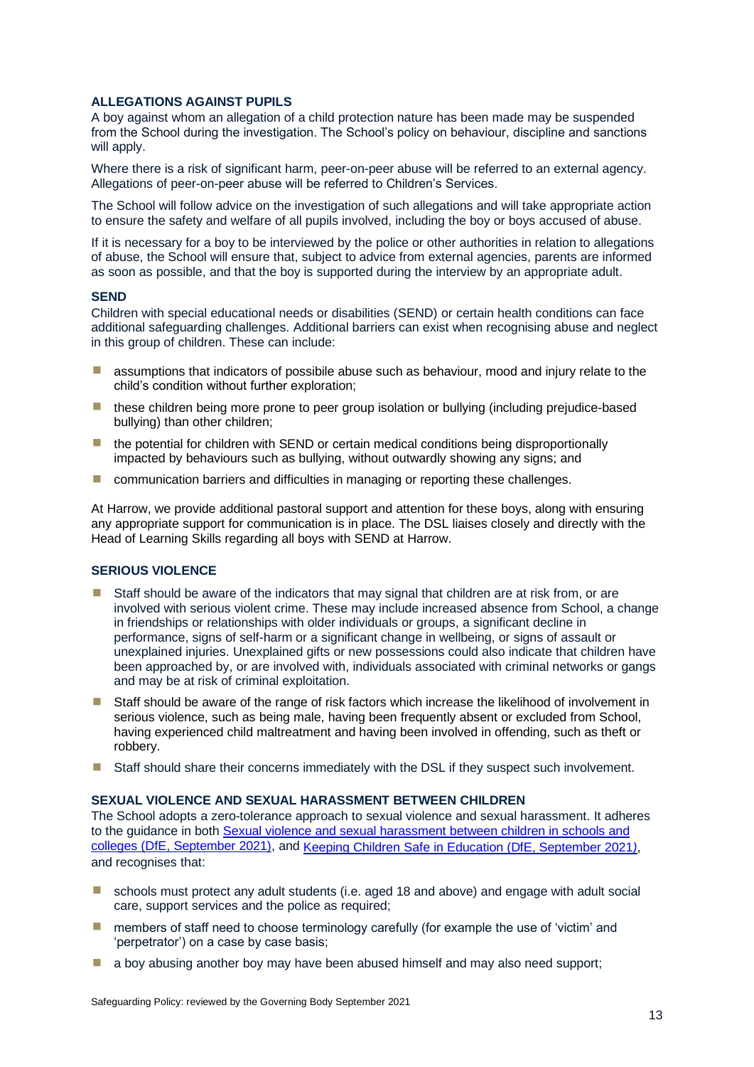### ALLEGATIONS AGAINST PUPILS

A boy against whom an allegation of a child protection nature has been made may be suspended from the School during the investigation. The School's policy on behaviour, discipline and sanctions will apply.

Where there is a risk of significant harm, peer-on-peer abuse will be referred to an external agency. Allegations of peer-on-peer abuse will be referred to Children's Services.

The School will follow advice on the investigation of such allegations and will take appropriate action to ensure the safety and welfare of all pupils involved, including the boy or boys accused of abuse.

If it is necessary for a boy to be interviewed by the police or other authorities in relation to allegations of abuse, the School will ensure that, subject to advice from external agencies, parents are informed as soon as possible, and that the boy is supported during the interview by an appropriate adult.

### SEND

Children with special educational needs or disabilities (SEND) or certain health conditions can face additional safeguarding challenges. Additional barriers can exist when recognising abuse and neglect in this group of children. These can include:

- assumptions that indicators of possibile abuse such as behaviour, mood and injury relate to the child's condition without further exploration;
- these children being more prone to peer group isolation or bullying (including prejudice-based bullying) than other children;
- the potential for children with SEND or certain medical conditions being disproportionally impacted by behaviours such as bullying, without outwardly showing any signs; and
- communication barriers and difficulties in managing or reporting these challenges.

At Harrow, we provide additional pastoral support and attention for these boys, along with ensuring any appropriate support for communication is in place. The DSL liaises closely and directly with the Head of Learning Skills regarding all boys with SEND at Harrow.

### SERIOUS VIOLENCE

- Staff should be aware of the indicators that may signal that children are at risk from, or are involved with serious violent crime. These may include increased absence from School, a change in friendships or relationships with older individuals or groups, a significant decline in performance, signs of self-harm or a significant change in wellbeing, or signs of assault or unexplained injuries. Unexplained gifts or new possessions could also indicate that children have been approached by, or are involved with, individuals associated with criminal networks or gangs and may be at risk of criminal exploitation.
- Staff should be aware of the range of risk factors which increase the likelihood of involvement in serious violence, such as being male, having been frequently absent or excluded from School, having experienced child maltreatment and having been involved in offending, such as theft or robbery.
- Staff should share their concerns immediately with the DSL if they suspect such involvement.

### SEXUAL VIOLENCE AND SEXUAL HARASSMENT BETWEEN CHILDREN

The School adopts a zero-tolerance approach to sexual violence and sexual harassment. It adheres to the guidance in both Sexual violence and sexual harassment between children in schools and colleges (DfE, September 2021), and Keeping Children Safe in Education (DfE, September 2021), and recognises that:

- schools must protect any adult students (i.e. aged 18 and above) and engage with adult social care, support services and the police as required;
- members of staff need to choose terminology carefully (for example the use of 'victim' and 'perpetrator') on a case by case basis;
- a boy abusing another boy may have been abused himself and may also need support;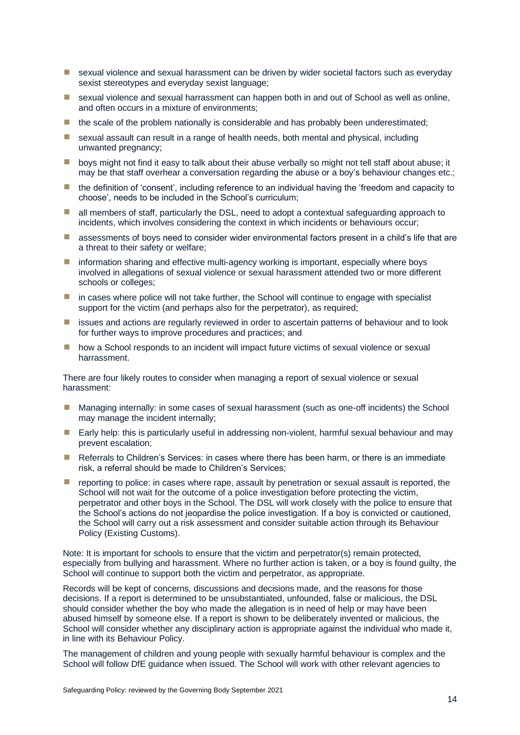- sexual violence and sexual harassment can be driven by wider societal factors such as everyday sexist stereotypes and everyday sexist language;
- sexual violence and sexual harrassment can happen both in and out of School as well as online, and often occurs in a mixture of environments;
- the scale of the problem nationally is considerable and has probably been underestimated;
- sexual assault can result in a range of health needs, both mental and physical, including unwanted pregnancy;
- boys might not find it easy to talk about their abuse verbally so might not tell staff about abuse; it may be that staff overhear a conversation regarding the abuse or a boy's behaviour changes etc.;
- the definition of 'consent', including reference to an individual having the 'freedom and capacity to choose', needs to be included in the School's curriculum;
- all members of staff, particularly the DSL, need to adopt a contextual safeguarding approach to incidents, which involves considering the context in which incidents or behaviours occur;
- assessments of boys need to consider wider environmental factors present in a child's life that are a threat to their safety or welfare;
- information sharing and effective multi-agency working is important, especially where boys involved in allegations of sexual violence or sexual harassment attended two or more different schools or colleges;
- in cases where police will not take further, the School will continue to engage with specialist support for the victim (and perhaps also for the perpetrator), as required;
- issues and actions are regularly reviewed in order to ascertain patterns of behaviour and to look for further ways to improve procedures and practices; and
- how a School responds to an incident will impact future victims of sexual violence or sexual harrassment.

There are four likely routes to consider when managing a report of sexual violence or sexual harassment:

- Managing internally: in some cases of sexual harassment (such as one-off incidents) the School may manage the incident internally;
- Early help: this is particularly useful in addressing non-violent, harmful sexual behaviour and may prevent escalation;
- Referrals to Children's Services: in cases where there has been harm, or there is an immediate risk, a referral should be made to Children's Services;
- reporting to police: in cases where rape, assault by penetration or sexual assault is reported, the School will not wait for the outcome of a police investigation before protecting the victim, perpetrator and other boys in the School. The DSL will work closely with the police to ensure that the School's actions do not jeopardise the police investigation. If a boy is convicted or cautioned, the School will carry out a risk assessment and consider suitable action through its Behaviour Policy (Existing Customs).

Note: It is important for schools to ensure that the victim and perpetrator(s) remain protected, especially from bullying and harassment. Where no further action is taken, or a boy is found guilty, the School will continue to support both the victim and perpetrator, as appropriate.

Records will be kept of concerns, discussions and decisions made, and the reasons for those decisions. If a report is determined to be unsubstantiated, unfounded, false or malicious, the DSL should consider whether the boy who made the allegation is in need of help or may have been abused himself by someone else. If a report is shown to be deliberately invented or malicious, the School will consider whether any disciplinary action is appropriate against the individual who made it, in line with its Behaviour Policy.

The management of children and young people with sexually harmful behaviour is complex and the School will follow DfE guidance when issued. The School will work with other relevant agencies to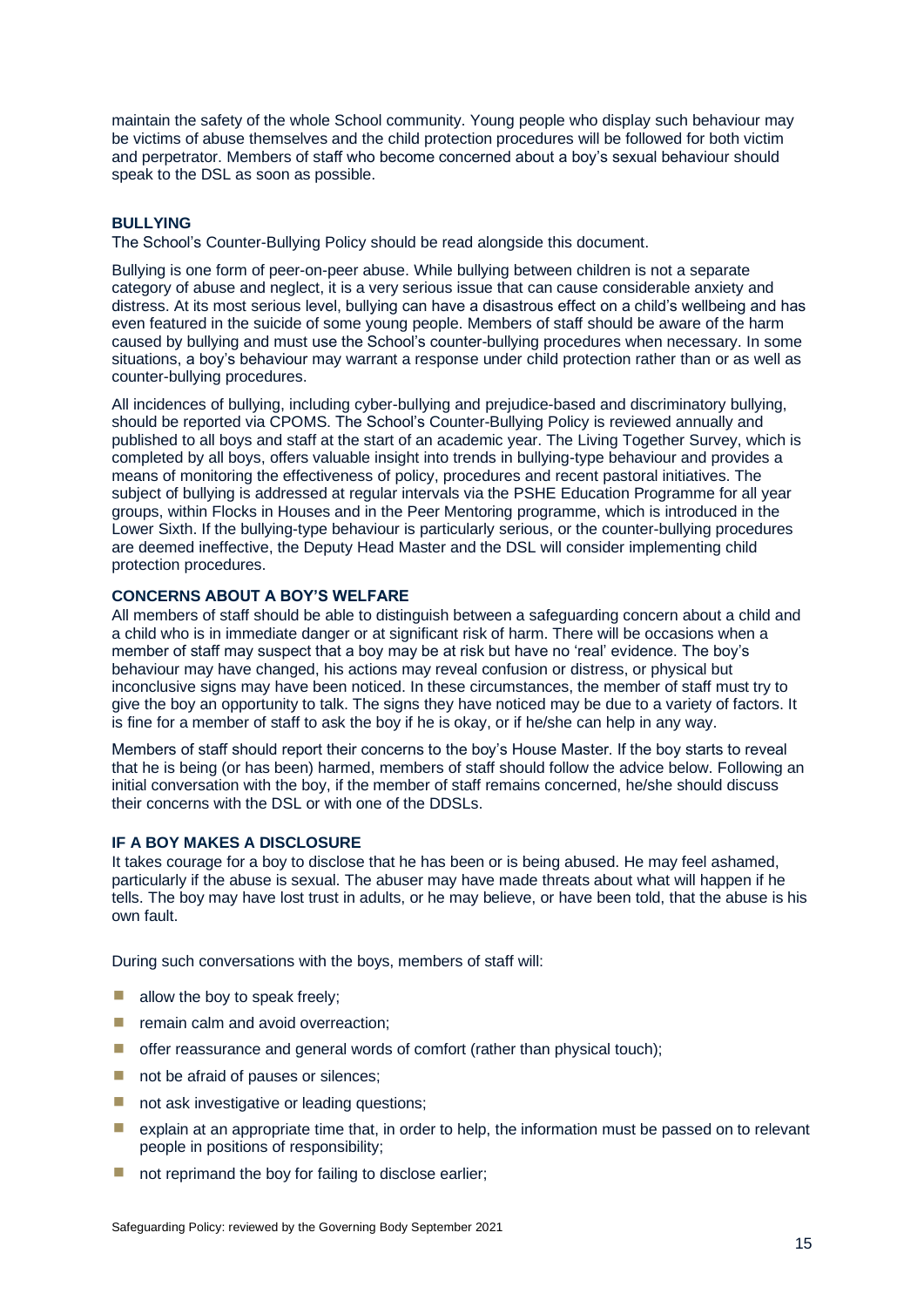maintain the safety of the whole School community. Young people who display such behaviour may be victims of abuse themselves and the child protection procedures will be followed for both victim and perpetrator. Members of staff who become concerned about a boy's sexual behaviour should speak to the DSL as soon as possible.

### BULLYING

The School's Counter-Bullying Policy should be read alongside this document.

Bullying is one form of peer-on-peer abuse. While bullying between children is not a separate category of abuse and neglect, it is a very serious issue that can cause considerable anxiety and distress. At its most serious level, bullying can have a disastrous effect on a child's wellbeing and has even featured in the suicide of some young people. Members of staff should be aware of the harm caused by bullying and must use the School's counter-bullying procedures when necessary. In some situations, a boy's behaviour may warrant a response under child protection rather than or as well as counter-bullying procedures.

All incidences of bullying, including cyber-bullying and prejudice-based and discriminatory bullying, should be reported via CPOMS. The School's Counter-Bullying Policy is reviewed annually and published to all boys and staff at the start of an academic year. The Living Together Survey, which is completed by all boys, offers valuable insight into trends in bullying-type behaviour and provides a means of monitoring the effectiveness of policy, procedures and recent pastoral initiatives. The subject of bullying is addressed at regular intervals via the PSHE Education Programme for all year groups, within Flocks in Houses and in the Peer Mentoring programme, which is introduced in the Lower Sixth. If the bullying-type behaviour is particularly serious, or the counter-bullying procedures are deemed ineffective, the Deputy Head Master and the DSL will consider implementing child protection procedures.

### CONCERNS ABOUT A BOY'S WELFARE

All members of staff should be able to distinguish between a safeguarding concern about a child and a child who is in immediate danger or at significant risk of harm. There will be occasions when a member of staff may suspect that a boy may be at risk but have no 'real' evidence. The boy's behaviour may have changed, his actions may reveal confusion or distress, or physical but inconclusive signs may have been noticed. In these circumstances, the member of staff must try to give the boy an opportunity to talk. The signs they have noticed may be due to a variety of factors. It is fine for a member of staff to ask the boy if he is okay, or if he/she can help in any way.

Members of staff should report their concerns to the boy's House Master. If the boy starts to reveal that he is being (or has been) harmed, members of staff should follow the advice below. Following an initial conversation with the boy, if the member of staff remains concerned, he/she should discuss their concerns with the DSL or with one of the DDSLs.

### IF A BOY MAKES A DISCLOSURE

It takes courage for a boy to disclose that he has been or is being abused. He may feel ashamed, particularly if the abuse is sexual. The abuser may have made threats about what will happen if he tells. The boy may have lost trust in adults, or he may believe, or have been told, that the abuse is his own fault.

During such conversations with the boys, members of staff will:

- allow the boy to speak freely;
- remain calm and avoid overreaction;
- offer reassurance and general words of comfort (rather than physical touch);
- not be afraid of pauses or silences;
- not ask investigative or leading questions;
- explain at an appropriate time that, in order to help, the information must be passed on to relevant people in positions of responsibility;
- not reprimand the boy for failing to disclose earlier;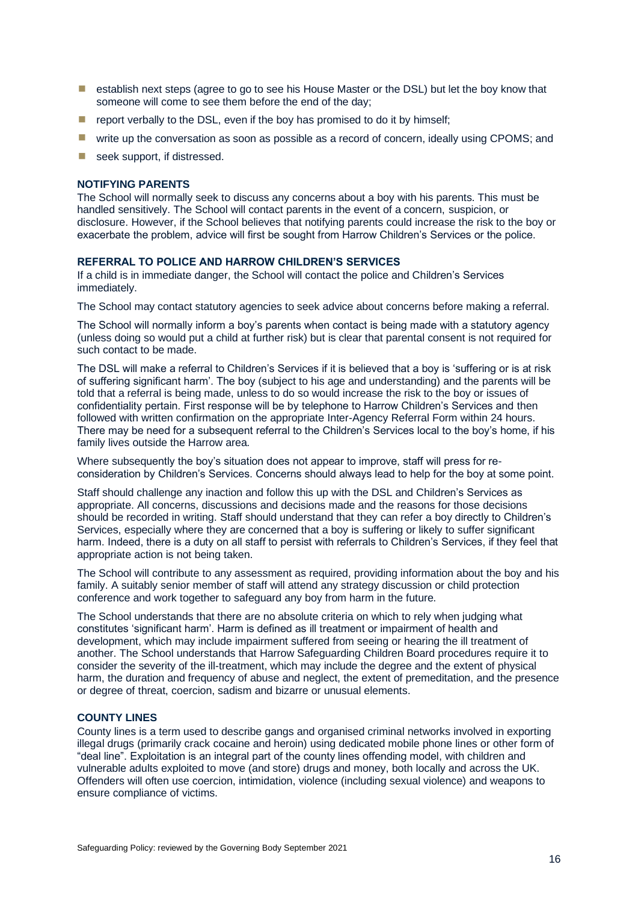- establish next steps (agree to go to see his House Master or the DSL) but let the boy know that someone will come to see them before the end of the day;
- report verbally to the DSL, even if the boy has promised to do it by himself;
- write up the conversation as soon as possible as a record of concern, ideally using CPOMS; and
- seek support, if distressed.

### NOTIFYING PARENTS

The School will normally seek to discuss any concerns about a boy with his parents. This must be handled sensitively. The School will contact parents in the event of a concern, suspicion, or disclosure. However, if the School believes that notifying parents could increase the risk to the boy or exacerbate the problem, advice will first be sought from Harrow Children's Services or the police.

### REFERRAL TO POLICE AND HARROW CHILDREN'S SERVICES

If a child is in immediate danger, the School will contact the police and Children's Services immediately.

The School may contact statutory agencies to seek advice about concerns before making a referral.

The School will normally inform a boy's parents when contact is being made with a statutory agency (unless doing so would put a child at further risk) but is clear that parental consent is not required for such contact to be made.

The DSL will make a referral to Children's Services if it is believed that a boy is 'suffering or is at risk of suffering significant harm'. The boy (subject to his age and understanding) and the parents will be told that a referral is being made, unless to do so would increase the risk to the boy or issues of confidentiality pertain. First response will be by telephone to Harrow Children's Services and then followed with written confirmation on the appropriate Inter-Agency Referral Form within 24 hours. There may be need for a subsequent referral to the Children's Services local to the boy's home, if his family lives outside the Harrow area.

Where subsequently the boy's situation does not appear to improve, staff will press for re-consideration by Children's Services. Concerns should always lead to help for the boy at some point.

Staff should challenge any inaction and follow this up with the DSL and Children's Services as appropriate. All concerns, discussions and decisions made and the reasons for those decisions should be recorded in writing. Staff should understand that they can refer a boy directly to Children's Services, especially where they are concerned that a boy is suffering or likely to suffer significant harm. Indeed, there is a duty on all staff to persist with referrals to Children's Services, if they feel that appropriate action is not being taken.

The School will contribute to any assessment as required, providing information about the boy and his family. A suitably senior member of staff will attend any strategy discussion or child protection conference and work together to safeguard any boy from harm in the future.

The School understands that there are no absolute criteria on which to rely when judging what constitutes 'significant harm'. Harm is defined as ill treatment or impairment of health and development, which may include impairment suffered from seeing or hearing the ill treatment of another. The School understands that Harrow Safeguarding Children Board procedures require it to consider the severity of the ill-treatment, which may include the degree and the extent of physical harm, the duration and frequency of abuse and neglect, the extent of premeditation, and the presence or degree of threat, coercion, sadism and bizarre or unusual elements.

### COUNTY LINES

County lines is a term used to describe gangs and organised criminal networks involved in exporting illegal drugs (primarily crack cocaine and heroin) using dedicated mobile phone lines or other form of "deal line". Exploitation is an integral part of the county lines offending model, with children and vulnerable adults exploited to move (and store) drugs and money, both locally and across the UK. Offenders will often use coercion, intimidation, violence (including sexual violence) and weapons to ensure compliance of victims.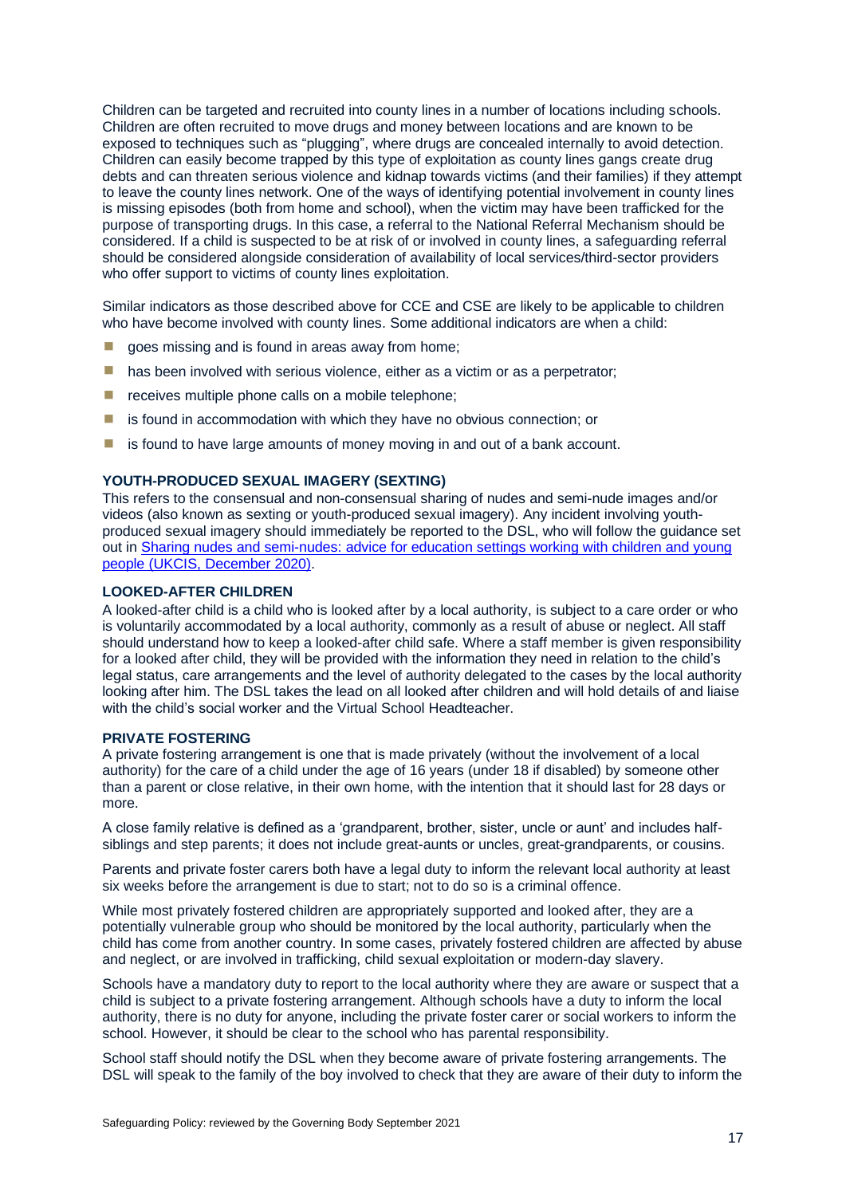Children can be targeted and recruited into county lines in a number of locations including schools. Children are often recruited to move drugs and money between locations and are known to be exposed to techniques such as "plugging", where drugs are concealed internally to avoid detection. Children can easily become trapped by this type of exploitation as county lines gangs create drug debts and can threaten serious violence and kidnap towards victims (and their families) if they attempt to leave the county lines network. One of the ways of identifying potential involvement in county lines is missing episodes (both from home and school), when the victim may have been trafficked for the purpose of transporting drugs. In this case, a referral to the National Referral Mechanism should be considered. If a child is suspected to be at risk of or involved in county lines, a safeguarding referral should be considered alongside consideration of availability of local services/third-sector providers who offer support to victims of county lines exploitation.

Similar indicators as those described above for CCE and CSE are likely to be applicable to children who have become involved with county lines. Some additional indicators are when a child:

- goes missing and is found in areas away from home;
- has been involved with serious violence, either as a victim or as a perpetrator;
- receives multiple phone calls on a mobile telephone;
- is found in accommodation with which they have no obvious connection; or
- is found to have large amounts of money moving in and out of a bank account.

### YOUTH-PRODUCED SEXUAL IMAGERY (SEXTING)

This refers to the consensual and non-consensual sharing of nudes and semi-nude images and/or videos (also known as sexting or youth-produced sexual imagery). Any incident involving youth-produced sexual imagery should immediately be reported to the DSL, who will follow the guidance set out in [Sharing nudes and semi-nudes: advice for education settings working with children and young people (UKCIS, December 2020)](#).

### LOOKED-AFTER CHILDREN

A looked-after child is a child who is looked after by a local authority, is subject to a care order or who is voluntarily accommodated by a local authority, commonly as a result of abuse or neglect. All staff should understand how to keep a looked-after child safe. Where a staff member is given responsibility for a looked after child, they will be provided with the information they need in relation to the child's legal status, care arrangements and the level of authority delegated to the cases by the local authority looking after him. The DSL takes the lead on all looked after children and will hold details of and liaise with the child's social worker and the Virtual School Headteacher.

### PRIVATE FOSTERING

A private fostering arrangement is one that is made privately (without the involvement of a local authority) for the care of a child under the age of 16 years (under 18 if disabled) by someone other than a parent or close relative, in their own home, with the intention that it should last for 28 days or more.

A close family relative is defined as a 'grandparent, brother, sister, uncle or aunt' and includes half-siblings and step parents; it does not include great-aunts or uncles, great-grandparents, or cousins.

Parents and private foster carers both have a legal duty to inform the relevant local authority at least six weeks before the arrangement is due to start; not to do so is a criminal offence.

While most privately fostered children are appropriately supported and looked after, they are a potentially vulnerable group who should be monitored by the local authority, particularly when the child has come from another country. In some cases, privately fostered children are affected by abuse and neglect, or are involved in trafficking, child sexual exploitation or modern-day slavery.

Schools have a mandatory duty to report to the local authority where they are aware or suspect that a child is subject to a private fostering arrangement. Although schools have a duty to inform the local authority, there is no duty for anyone, including the private foster carer or social workers to inform the school. However, it should be clear to the school who has parental responsibility.

School staff should notify the DSL when they become aware of private fostering arrangements. The DSL will speak to the family of the boy involved to check that they are aware of their duty to inform the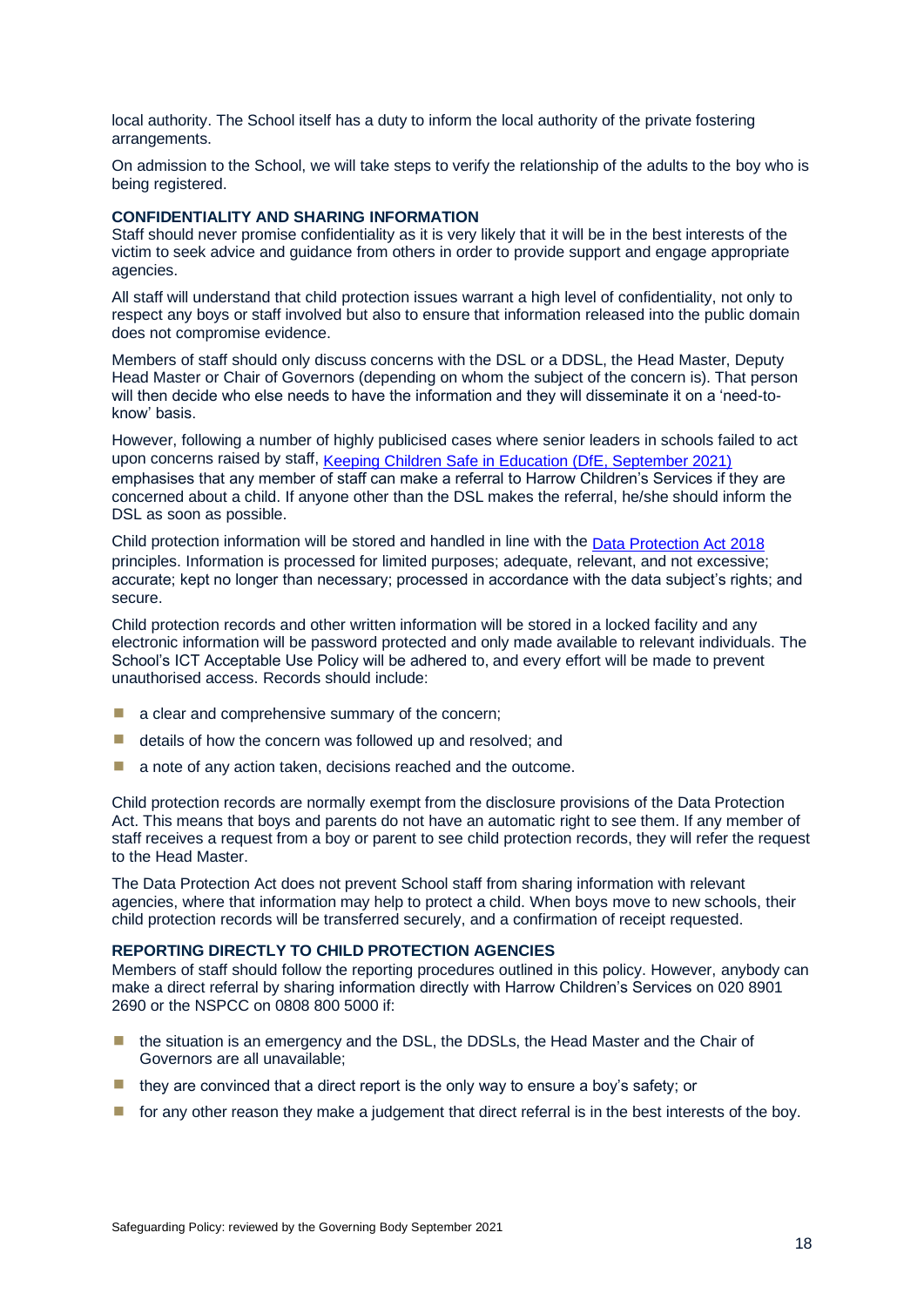local authority. The School itself has a duty to inform the local authority of the private fostering arrangements.

On admission to the School, we will take steps to verify the relationship of the adults to the boy who is being registered.

### CONFIDENTIALITY AND SHARING INFORMATION

Staff should never promise confidentiality as it is very likely that it will be in the best interests of the victim to seek advice and guidance from others in order to provide support and engage appropriate agencies.

All staff will understand that child protection issues warrant a high level of confidentiality, not only to respect any boys or staff involved but also to ensure that information released into the public domain does not compromise evidence.

Members of staff should only discuss concerns with the DSL or a DDSL, the Head Master, Deputy Head Master or Chair of Governors (depending on whom the subject of the concern is). That person will then decide who else needs to have the information and they will disseminate it on a 'need-to-know' basis.

However, following a number of highly publicised cases where senior leaders in schools failed to act upon concerns raised by staff, Keeping Children Safe in Education (DfE, September 2021) emphasises that any member of staff can make a referral to Harrow Children's Services if they are concerned about a child. If anyone other than the DSL makes the referral, he/she should inform the DSL as soon as possible.

Child protection information will be stored and handled in line with the Data Protection Act 2018 principles. Information is processed for limited purposes; adequate, relevant, and not excessive; accurate; kept no longer than necessary; processed in accordance with the data subject's rights; and secure.

Child protection records and other written information will be stored in a locked facility and any electronic information will be password protected and only made available to relevant individuals. The School's ICT Acceptable Use Policy will be adhered to, and every effort will be made to prevent unauthorised access. Records should include:

- a clear and comprehensive summary of the concern;
- details of how the concern was followed up and resolved; and
- a note of any action taken, decisions reached and the outcome.

Child protection records are normally exempt from the disclosure provisions of the Data Protection Act. This means that boys and parents do not have an automatic right to see them. If any member of staff receives a request from a boy or parent to see child protection records, they will refer the request to the Head Master.

The Data Protection Act does not prevent School staff from sharing information with relevant agencies, where that information may help to protect a child. When boys move to new schools, their child protection records will be transferred securely, and a confirmation of receipt requested.

### REPORTING DIRECTLY TO CHILD PROTECTION AGENCIES

Members of staff should follow the reporting procedures outlined in this policy. However, anybody can make a direct referral by sharing information directly with Harrow Children's Services on 020 8901 2690 or the NSPCC on 0808 800 5000 if:

- the situation is an emergency and the DSL, the DDSLs, the Head Master and the Chair of Governors are all unavailable;
- they are convinced that a direct report is the only way to ensure a boy's safety; or
- for any other reason they make a judgement that direct referral is in the best interests of the boy.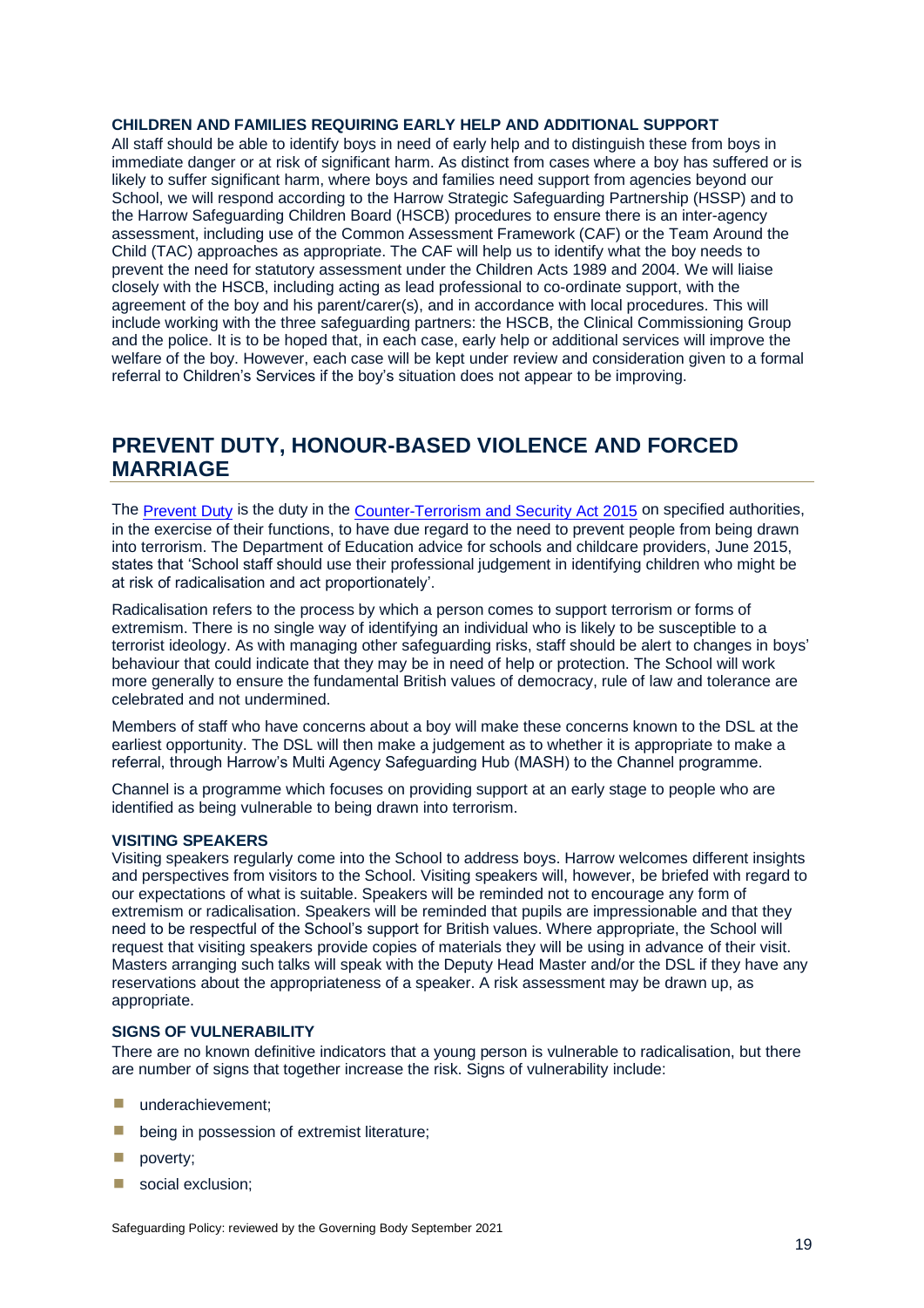### CHILDREN AND FAMILIES REQUIRING EARLY HELP AND ADDITIONAL SUPPORT

All staff should be able to identify boys in need of early help and to distinguish these from boys in immediate danger or at risk of significant harm. As distinct from cases where a boy has suffered or is likely to suffer significant harm, where boys and families need support from agencies beyond our School, we will respond according to the Harrow Strategic Safeguarding Partnership (HSSP) and to the Harrow Safeguarding Children Board (HSCB) procedures to ensure there is an inter-agency assessment, including use of the Common Assessment Framework (CAF) or the Team Around the Child (TAC) approaches as appropriate. The CAF will help us to identify what the boy needs to prevent the need for statutory assessment under the Children Acts 1989 and 2004. We will liaise closely with the HSCB, including acting as lead professional to co-ordinate support, with the agreement of the boy and his parent/carer(s), and in accordance with local procedures. This will include working with the three safeguarding partners: the HSCB, the Clinical Commissioning Group and the police. It is to be hoped that, in each case, early help or additional services will improve the welfare of the boy. However, each case will be kept under review and consideration given to a formal referral to Children's Services if the boy's situation does not appear to be improving.

## PREVENT DUTY, HONOUR-BASED VIOLENCE AND FORCED MARRIAGE

The Prevent Duty is the duty in the Counter-Terrorism and Security Act 2015 on specified authorities, in the exercise of their functions, to have due regard to the need to prevent people from being drawn into terrorism. The Department of Education advice for schools and childcare providers, June 2015, states that 'School staff should use their professional judgement in identifying children who might be at risk of radicalisation and act proportionately'.

Radicalisation refers to the process by which a person comes to support terrorism or forms of extremism. There is no single way of identifying an individual who is likely to be susceptible to a terrorist ideology. As with managing other safeguarding risks, staff should be alert to changes in boys' behaviour that could indicate that they may be in need of help or protection. The School will work more generally to ensure the fundamental British values of democracy, rule of law and tolerance are celebrated and not undermined.

Members of staff who have concerns about a boy will make these concerns known to the DSL at the earliest opportunity. The DSL will then make a judgement as to whether it is appropriate to make a referral, through Harrow's Multi Agency Safeguarding Hub (MASH) to the Channel programme.

Channel is a programme which focuses on providing support at an early stage to people who are identified as being vulnerable to being drawn into terrorism.

### VISITING SPEAKERS

Visiting speakers regularly come into the School to address boys. Harrow welcomes different insights and perspectives from visitors to the School. Visiting speakers will, however, be briefed with regard to our expectations of what is suitable. Speakers will be reminded not to encourage any form of extremism or radicalisation. Speakers will be reminded that pupils are impressionable and that they need to be respectful of the School's support for British values. Where appropriate, the School will request that visiting speakers provide copies of materials they will be using in advance of their visit. Masters arranging such talks will speak with the Deputy Head Master and/or the DSL if they have any reservations about the appropriateness of a speaker. A risk assessment may be drawn up, as appropriate.

### SIGNS OF VULNERABILITY

There are no known definitive indicators that a young person is vulnerable to radicalisation, but there are number of signs that together increase the risk. Signs of vulnerability include:

- underachievement;
- being in possession of extremist literature;
- poverty;
- social exclusion;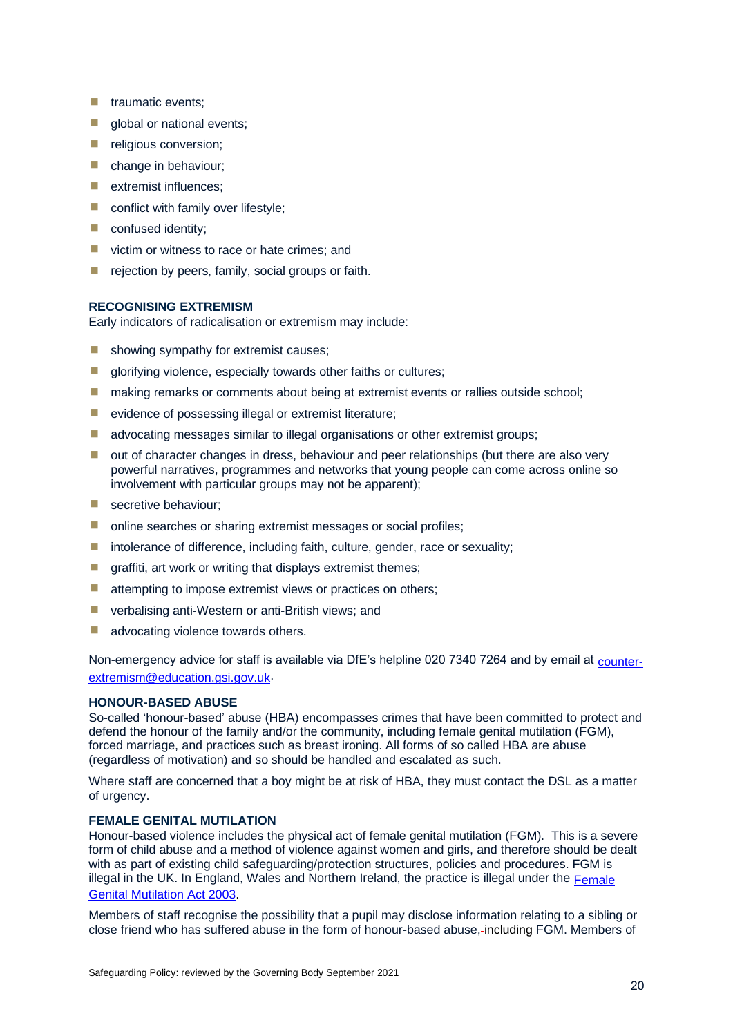- traumatic events;
- global or national events;
- religious conversion;
- change in behaviour;
- extremist influences;
- conflict with family over lifestyle;
- confused identity;
- victim or witness to race or hate crimes; and
- rejection by peers, family, social groups or faith.

### RECOGNISING EXTREMISM

Early indicators of radicalisation or extremism may include:

- showing sympathy for extremist causes;
- glorifying violence, especially towards other faiths or cultures;
- making remarks or comments about being at extremist events or rallies outside school;
- evidence of possessing illegal or extremist literature;
- advocating messages similar to illegal organisations or other extremist groups;
- out of character changes in dress, behaviour and peer relationships (but there are also very powerful narratives, programmes and networks that young people can come across online so involvement with particular groups may not be apparent);
- secretive behaviour;
- online searches or sharing extremist messages or social profiles;
- intolerance of difference, including faith, culture, gender, race or sexuality;
- graffiti, art work or writing that displays extremist themes;
- attempting to impose extremist views or practices on others;
- verbalising anti-Western or anti-British views; and
- advocating violence towards others.

Non-emergency advice for staff is available via DfE's helpline 020 7340 7264 and by email at [counter-extremism@education.gsi.gov.uk](mailto:counter-extremism@education.gsi.gov.uk).

### HONOUR-BASED ABUSE

So-called 'honour-based' abuse (HBA) encompasses crimes that have been committed to protect and defend the honour of the family and/or the community, including female genital mutilation (FGM), forced marriage, and practices such as breast ironing. All forms of so called HBA are abuse (regardless of motivation) and so should be handled and escalated as such.

Where staff are concerned that a boy might be at risk of HBA, they must contact the DSL as a matter of urgency.

### FEMALE GENITAL MUTILATION

Honour-based violence includes the physical act of female genital mutilation (FGM). This is a severe form of child abuse and a method of violence against women and girls, and therefore should be dealt with as part of existing child safeguarding/protection structures, policies and procedures. FGM is illegal in the UK. In England, Wales and Northern Ireland, the practice is illegal under the Female Genital Mutilation Act 2003.

Members of staff recognise the possibility that a pupil may disclose information relating to a sibling or close friend who has suffered abuse in the form of honour-based abuse, including FGM. Members of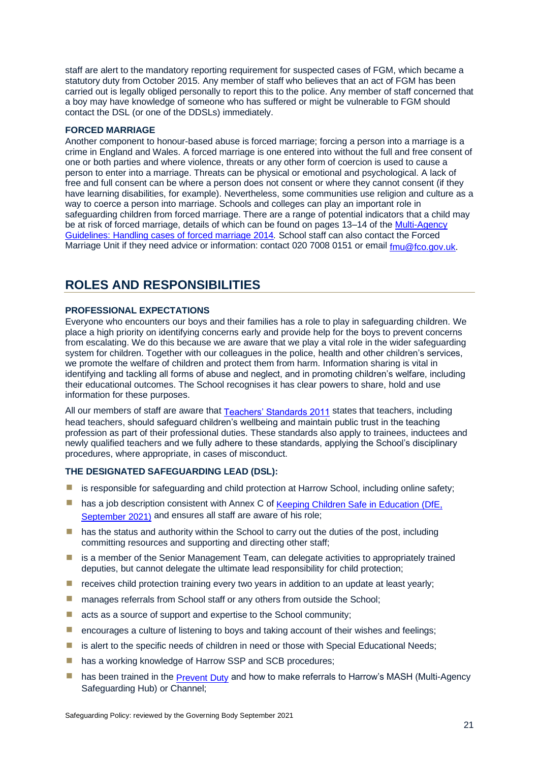staff are alert to the mandatory reporting requirement for suspected cases of FGM, which became a statutory duty from October 2015. Any member of staff who believes that an act of FGM has been carried out is legally obliged personally to report this to the police. Any member of staff concerned that a boy may have knowledge of someone who has suffered or might be vulnerable to FGM should contact the DSL (or one of the DDSLs) immediately.

**FORCED MARRIAGE**

Another component to honour-based abuse is forced marriage; forcing a person into a marriage is a crime in England and Wales. A forced marriage is one entered into without the full and free consent of one or both parties and where violence, threats or any other form of coercion is used to cause a person to enter into a marriage. Threats can be physical or emotional and psychological. A lack of free and full consent can be where a person does not consent or where they cannot consent (if they have learning disabilities, for example). Nevertheless, some communities use religion and culture as a way to coerce a person into marriage. Schools and colleges can play an important role in safeguarding children from forced marriage. There are a range of potential indicators that a child may be at risk of forced marriage, details of which can be found on pages 13–14 of the Multi-Agency Guidelines: Handling cases of forced marriage 2014*.* School staff can also contact the Forced Marriage Unit if they need advice or information: contact 020 7008 0151 or email fmu@fco.gov.uk.

## ROLES AND RESPONSIBILITIES

**PROFESSIONAL EXPECTATIONS**

Everyone who encounters our boys and their families has a role to play in safeguarding children. We place a high priority on identifying concerns early and provide help for the boys to prevent concerns from escalating. We do this because we are aware that we play a vital role in the wider safeguarding system for children. Together with our colleagues in the police, health and other children's services, we promote the welfare of children and protect them from harm. Information sharing is vital in identifying and tackling all forms of abuse and neglect, and in promoting children's welfare, including their educational outcomes. The School recognises it has clear powers to share, hold and use information for these purposes.

All our members of staff are aware that Teachers' Standards 2011 states that teachers, including head teachers, should safeguard children's wellbeing and maintain public trust in the teaching profession as part of their professional duties. These standards also apply to trainees, inductees and newly qualified teachers and we fully adhere to these standards, applying the School's disciplinary procedures, where appropriate, in cases of misconduct.

**THE DESIGNATED SAFEGUARDING LEAD (DSL):**

- is responsible for safeguarding and child protection at Harrow School, including online safety;
- has a job description consistent with Annex C of Keeping Children Safe in Education (DfE, September 2021) and ensures all staff are aware of his role;
- has the status and authority within the School to carry out the duties of the post, including committing resources and supporting and directing other staff;
- is a member of the Senior Management Team, can delegate activities to appropriately trained deputies, but cannot delegate the ultimate lead responsibility for child protection;
- receives child protection training every two years in addition to an update at least yearly;
- manages referrals from School staff or any others from outside the School;
- acts as a source of support and expertise to the School community;
- encourages a culture of listening to boys and taking account of their wishes and feelings;
- is alert to the specific needs of children in need or those with Special Educational Needs;
- has a working knowledge of Harrow SSP and SCB procedures;
- has been trained in the Prevent Duty and how to make referrals to Harrow's MASH (Multi-Agency Safeguarding Hub) or Channel;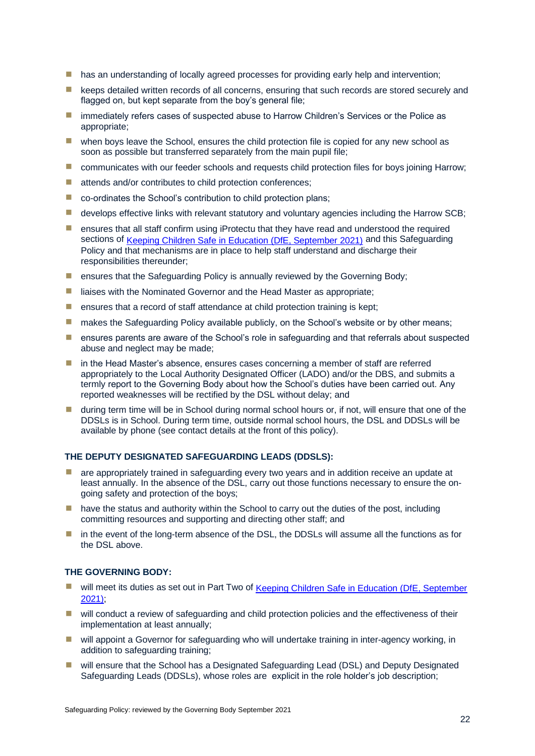- has an understanding of locally agreed processes for providing early help and intervention;
- keeps detailed written records of all concerns, ensuring that such records are stored securely and flagged on, but kept separate from the boy's general file;
- immediately refers cases of suspected abuse to Harrow Children's Services or the Police as appropriate;
- when boys leave the School, ensures the child protection file is copied for any new school as soon as possible but transferred separately from the main pupil file;
- communicates with our feeder schools and requests child protection files for boys joining Harrow;
- attends and/or contributes to child protection conferences;
- co-ordinates the School's contribution to child protection plans;
- develops effective links with relevant statutory and voluntary agencies including the Harrow SCB;
- ensures that all staff confirm using iProtectu that they have read and understood the required sections of [Keeping Children Safe in Education (DfE, September 2021)]() and this Safeguarding Policy and that mechanisms are in place to help staff understand and discharge their responsibilities thereunder;
- ensures that the Safeguarding Policy is annually reviewed by the Governing Body;
- liaises with the Nominated Governor and the Head Master as appropriate;
- ensures that a record of staff attendance at child protection training is kept;
- makes the Safeguarding Policy available publicly, on the School's website or by other means;
- ensures parents are aware of the School's role in safeguarding and that referrals about suspected abuse and neglect may be made;
- in the Head Master's absence, ensures cases concerning a member of staff are referred appropriately to the Local Authority Designated Officer (LADO) and/or the DBS, and submits a termly report to the Governing Body about how the School's duties have been carried out. Any reported weaknesses will be rectified by the DSL without delay; and
- during term time will be in School during normal school hours or, if not, will ensure that one of the DDSLs is in School. During term time, outside normal school hours, the DSL and DDSLs will be available by phone (see contact details at the front of this policy).

### THE DEPUTY DESIGNATED SAFEGUARDING LEADS (DDSLS):

- are appropriately trained in safeguarding every two years and in addition receive an update at least annually. In the absence of the DSL, carry out those functions necessary to ensure the on-going safety and protection of the boys;
- have the status and authority within the School to carry out the duties of the post, including committing resources and supporting and directing other staff; and
- in the event of the long-term absence of the DSL, the DDSLs will assume all the functions as for the DSL above.

### THE GOVERNING BODY:

- will meet its duties as set out in Part Two of [Keeping Children Safe in Education (DfE, September 2021)]();
- will conduct a review of safeguarding and child protection policies and the effectiveness of their implementation at least annually;
- will appoint a Governor for safeguarding who will undertake training in inter-agency working, in addition to safeguarding training;
- will ensure that the School has a Designated Safeguarding Lead (DSL) and Deputy Designated Safeguarding Leads (DDSLs), whose roles are explicit in the role holder's job description;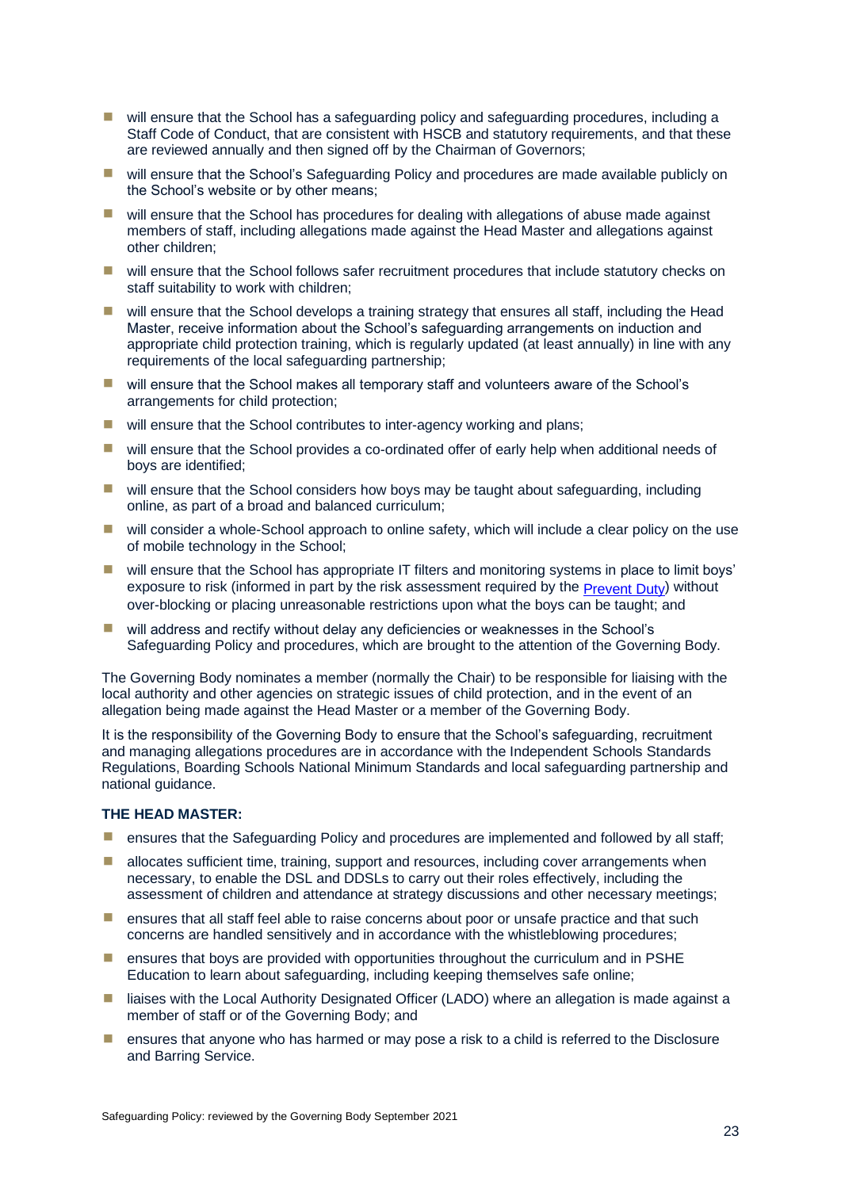- will ensure that the School has a safeguarding policy and safeguarding procedures, including a Staff Code of Conduct, that are consistent with HSCB and statutory requirements, and that these are reviewed annually and then signed off by the Chairman of Governors;
- will ensure that the School's Safeguarding Policy and procedures are made available publicly on the School's website or by other means;
- will ensure that the School has procedures for dealing with allegations of abuse made against members of staff, including allegations made against the Head Master and allegations against other children;
- will ensure that the School follows safer recruitment procedures that include statutory checks on staff suitability to work with children;
- will ensure that the School develops a training strategy that ensures all staff, including the Head Master, receive information about the School's safeguarding arrangements on induction and appropriate child protection training, which is regularly updated (at least annually) in line with any requirements of the local safeguarding partnership;
- will ensure that the School makes all temporary staff and volunteers aware of the School's arrangements for child protection;
- will ensure that the School contributes to inter-agency working and plans;
- will ensure that the School provides a co-ordinated offer of early help when additional needs of boys are identified;
- will ensure that the School considers how boys may be taught about safeguarding, including online, as part of a broad and balanced curriculum;
- will consider a whole-School approach to online safety, which will include a clear policy on the use of mobile technology in the School;
- will ensure that the School has appropriate IT filters and monitoring systems in place to limit boys' exposure to risk (informed in part by the risk assessment required by the Prevent Duty) without over-blocking or placing unreasonable restrictions upon what the boys can be taught; and
- will address and rectify without delay any deficiencies or weaknesses in the School's Safeguarding Policy and procedures, which are brought to the attention of the Governing Body.

The Governing Body nominates a member (normally the Chair) to be responsible for liaising with the local authority and other agencies on strategic issues of child protection, and in the event of an allegation being made against the Head Master or a member of the Governing Body.

It is the responsibility of the Governing Body to ensure that the School's safeguarding, recruitment and managing allegations procedures are in accordance with the Independent Schools Standards Regulations, Boarding Schools National Minimum Standards and local safeguarding partnership and national guidance.

**THE HEAD MASTER:**

- ensures that the Safeguarding Policy and procedures are implemented and followed by all staff;
- allocates sufficient time, training, support and resources, including cover arrangements when necessary, to enable the DSL and DDSLs to carry out their roles effectively, including the assessment of children and attendance at strategy discussions and other necessary meetings;
- ensures that all staff feel able to raise concerns about poor or unsafe practice and that such concerns are handled sensitively and in accordance with the whistleblowing procedures;
- ensures that boys are provided with opportunities throughout the curriculum and in PSHE Education to learn about safeguarding, including keeping themselves safe online;
- liaises with the Local Authority Designated Officer (LADO) where an allegation is made against a member of staff or of the Governing Body; and
- ensures that anyone who has harmed or may pose a risk to a child is referred to the Disclosure and Barring Service.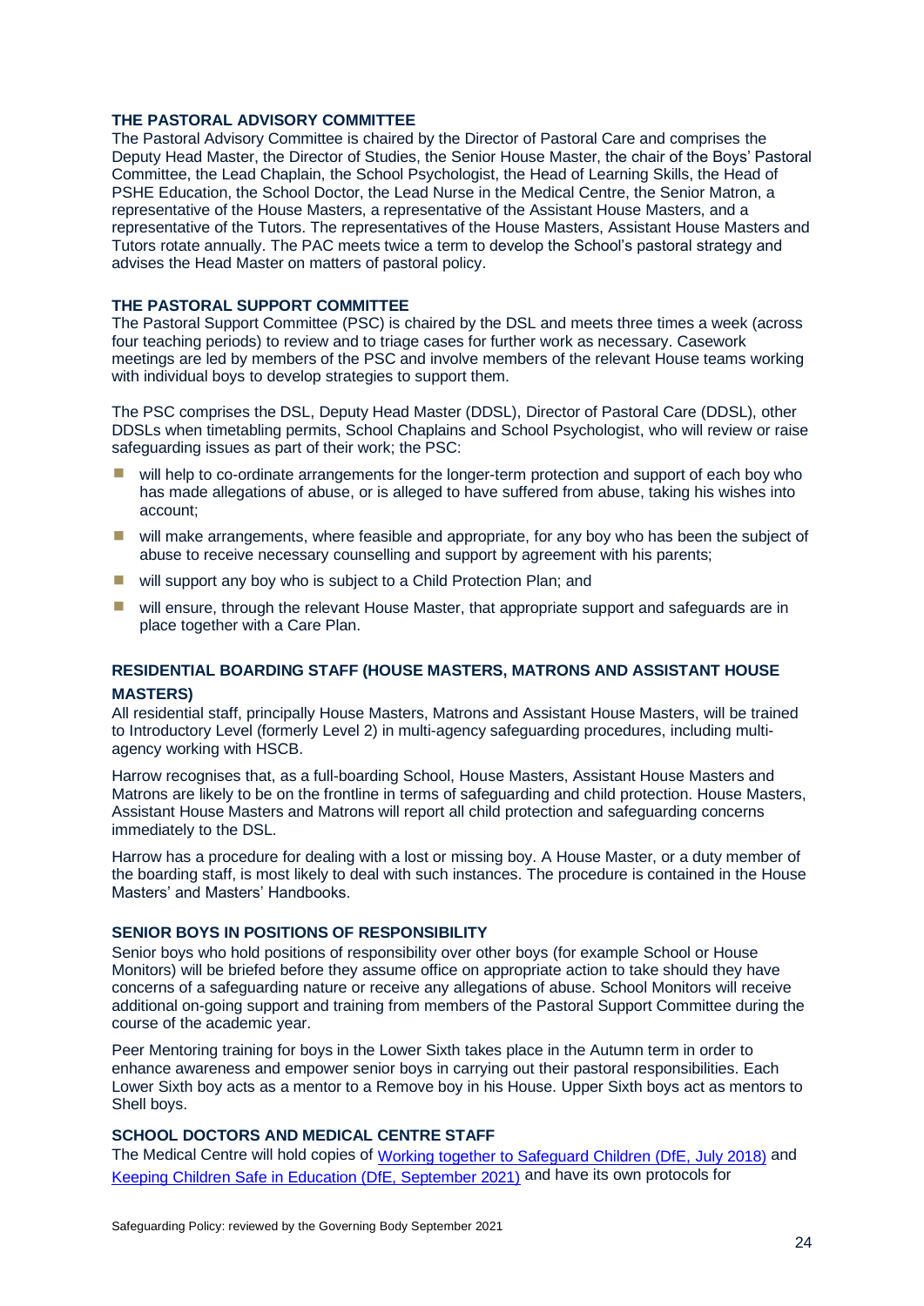### THE PASTORAL ADVISORY COMMITTEE

The Pastoral Advisory Committee is chaired by the Director of Pastoral Care and comprises the Deputy Head Master, the Director of Studies, the Senior House Master, the chair of the Boys' Pastoral Committee, the Lead Chaplain, the School Psychologist, the Head of Learning Skills, the Head of PSHE Education, the School Doctor, the Lead Nurse in the Medical Centre, the Senior Matron, a representative of the House Masters, a representative of the Assistant House Masters, and a representative of the Tutors. The representatives of the House Masters, Assistant House Masters and Tutors rotate annually. The PAC meets twice a term to develop the School's pastoral strategy and advises the Head Master on matters of pastoral policy.

### THE PASTORAL SUPPORT COMMITTEE

The Pastoral Support Committee (PSC) is chaired by the DSL and meets three times a week (across four teaching periods) to review and to triage cases for further work as necessary. Casework meetings are led by members of the PSC and involve members of the relevant House teams working with individual boys to develop strategies to support them.

The PSC comprises the DSL, Deputy Head Master (DDSL), Director of Pastoral Care (DDSL), other DDSLs when timetabling permits, School Chaplains and School Psychologist, who will review or raise safeguarding issues as part of their work; the PSC:

- will help to co-ordinate arrangements for the longer-term protection and support of each boy who has made allegations of abuse, or is alleged to have suffered from abuse, taking his wishes into account;
- will make arrangements, where feasible and appropriate, for any boy who has been the subject of abuse to receive necessary counselling and support by agreement with his parents;
- will support any boy who is subject to a Child Protection Plan; and
- will ensure, through the relevant House Master, that appropriate support and safeguards are in place together with a Care Plan.

### RESIDENTIAL BOARDING STAFF (HOUSE MASTERS, MATRONS AND ASSISTANT HOUSE MASTERS)

All residential staff, principally House Masters, Matrons and Assistant House Masters, will be trained to Introductory Level (formerly Level 2) in multi-agency safeguarding procedures, including multi-agency working with HSCB.

Harrow recognises that, as a full-boarding School, House Masters, Assistant House Masters and Matrons are likely to be on the frontline in terms of safeguarding and child protection. House Masters, Assistant House Masters and Matrons will report all child protection and safeguarding concerns immediately to the DSL.

Harrow has a procedure for dealing with a lost or missing boy. A House Master, or a duty member of the boarding staff, is most likely to deal with such instances. The procedure is contained in the House Masters' and Masters' Handbooks.

### SENIOR BOYS IN POSITIONS OF RESPONSIBILITY

Senior boys who hold positions of responsibility over other boys (for example School or House Monitors) will be briefed before they assume office on appropriate action to take should they have concerns of a safeguarding nature or receive any allegations of abuse. School Monitors will receive additional on-going support and training from members of the Pastoral Support Committee during the course of the academic year.

Peer Mentoring training for boys in the Lower Sixth takes place in the Autumn term in order to enhance awareness and empower senior boys in carrying out their pastoral responsibilities. Each Lower Sixth boy acts as a mentor to a Remove boy in his House. Upper Sixth boys act as mentors to Shell boys.

### SCHOOL DOCTORS AND MEDICAL CENTRE STAFF

The Medical Centre will hold copies of Working together to Safeguard Children (DfE, July 2018) and Keeping Children Safe in Education (DfE, September 2021) and have its own protocols for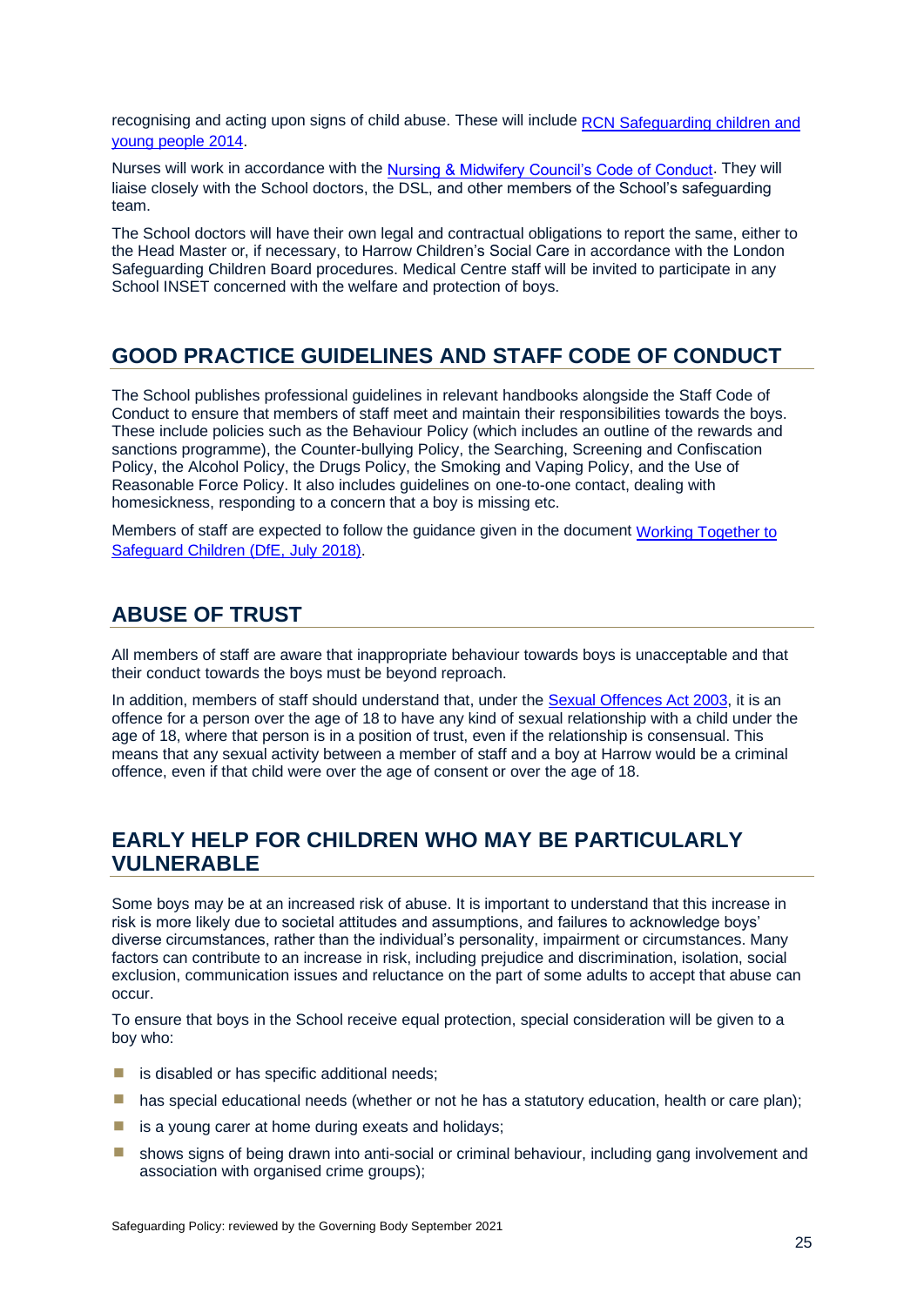recognising and acting upon signs of child abuse. These will include [RCN Safeguarding children and young people 2014](#).

Nurses will work in accordance with the [Nursing & Midwifery Council's Code of Conduct](#). They will liaise closely with the School doctors, the DSL, and other members of the School's safeguarding team.

The School doctors will have their own legal and contractual obligations to report the same, either to the Head Master or, if necessary, to Harrow Children's Social Care in accordance with the London Safeguarding Children Board procedures. Medical Centre staff will be invited to participate in any School INSET concerned with the welfare and protection of boys.

## GOOD PRACTICE GUIDELINES AND STAFF CODE OF CONDUCT

The School publishes professional guidelines in relevant handbooks alongside the Staff Code of Conduct to ensure that members of staff meet and maintain their responsibilities towards the boys. These include policies such as the Behaviour Policy (which includes an outline of the rewards and sanctions programme), the Counter-bullying Policy, the Searching, Screening and Confiscation Policy, the Alcohol Policy, the Drugs Policy, the Smoking and Vaping Policy, and the Use of Reasonable Force Policy. It also includes guidelines on one-to-one contact, dealing with homesickness, responding to a concern that a boy is missing etc.

Members of staff are expected to follow the guidance given in the document [Working Together to Safeguard Children (DfE, July 2018)](#).

## ABUSE OF TRUST

All members of staff are aware that inappropriate behaviour towards boys is unacceptable and that their conduct towards the boys must be beyond reproach.

In addition, members of staff should understand that, under the [Sexual Offences Act 2003](#), it is an offence for a person over the age of 18 to have any kind of sexual relationship with a child under the age of 18, where that person is in a position of trust, even if the relationship is consensual. This means that any sexual activity between a member of staff and a boy at Harrow would be a criminal offence, even if that child were over the age of consent or over the age of 18.

## EARLY HELP FOR CHILDREN WHO MAY BE PARTICULARLY VULNERABLE

Some boys may be at an increased risk of abuse. It is important to understand that this increase in risk is more likely due to societal attitudes and assumptions, and failures to acknowledge boys' diverse circumstances, rather than the individual's personality, impairment or circumstances. Many factors can contribute to an increase in risk, including prejudice and discrimination, isolation, social exclusion, communication issues and reluctance on the part of some adults to accept that abuse can occur.

To ensure that boys in the School receive equal protection, special consideration will be given to a boy who:

- is disabled or has specific additional needs;
- has special educational needs (whether or not he has a statutory education, health or care plan);
- is a young carer at home during exeats and holidays;
- shows signs of being drawn into anti-social or criminal behaviour, including gang involvement and association with organised crime groups);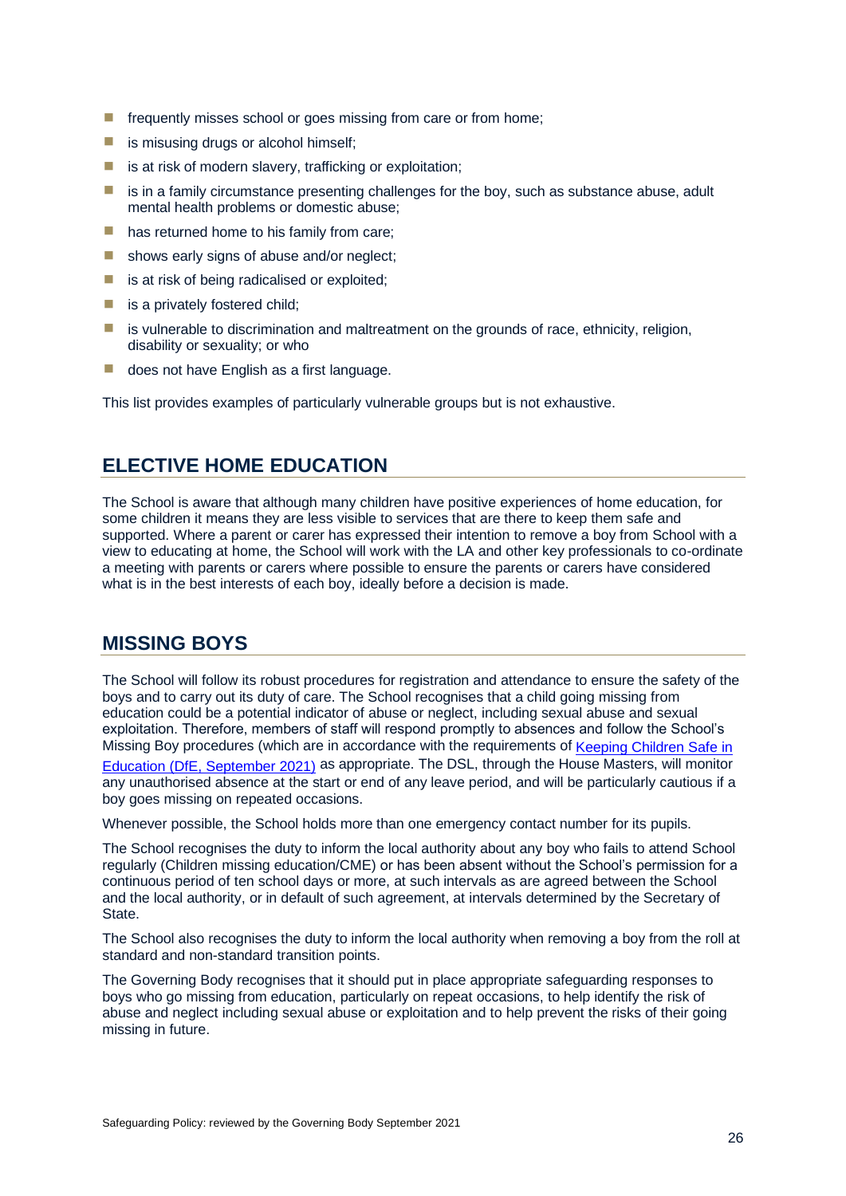- frequently misses school or goes missing from care or from home;
- is misusing drugs or alcohol himself;
- is at risk of modern slavery, trafficking or exploitation;
- is in a family circumstance presenting challenges for the boy, such as substance abuse, adult mental health problems or domestic abuse;
- has returned home to his family from care;
- shows early signs of abuse and/or neglect;
- is at risk of being radicalised or exploited;
- is a privately fostered child;
- is vulnerable to discrimination and maltreatment on the grounds of race, ethnicity, religion, disability or sexuality; or who
- does not have English as a first language.

This list provides examples of particularly vulnerable groups but is not exhaustive.

## ELECTIVE HOME EDUCATION

The School is aware that although many children have positive experiences of home education, for some children it means they are less visible to services that are there to keep them safe and supported. Where a parent or carer has expressed their intention to remove a boy from School with a view to educating at home, the School will work with the LA and other key professionals to co-ordinate a meeting with parents or carers where possible to ensure the parents or carers have considered what is in the best interests of each boy, ideally before a decision is made.

## MISSING BOYS

The School will follow its robust procedures for registration and attendance to ensure the safety of the boys and to carry out its duty of care. The School recognises that a child going missing from education could be a potential indicator of abuse or neglect, including sexual abuse and sexual exploitation. Therefore, members of staff will respond promptly to absences and follow the School's Missing Boy procedures (which are in accordance with the requirements of [Keeping Children Safe in Education (DfE, September 2021)] as appropriate. The DSL, through the House Masters, will monitor any unauthorised absence at the start or end of any leave period, and will be particularly cautious if a boy goes missing on repeated occasions.

Whenever possible, the School holds more than one emergency contact number for its pupils.

The School recognises the duty to inform the local authority about any boy who fails to attend School regularly (Children missing education/CME) or has been absent without the School's permission for a continuous period of ten school days or more, at such intervals as are agreed between the School and the local authority, or in default of such agreement, at intervals determined by the Secretary of State.

The School also recognises the duty to inform the local authority when removing a boy from the roll at standard and non-standard transition points.

The Governing Body recognises that it should put in place appropriate safeguarding responses to boys who go missing from education, particularly on repeat occasions, to help identify the risk of abuse and neglect including sexual abuse or exploitation and to help prevent the risks of their going missing in future.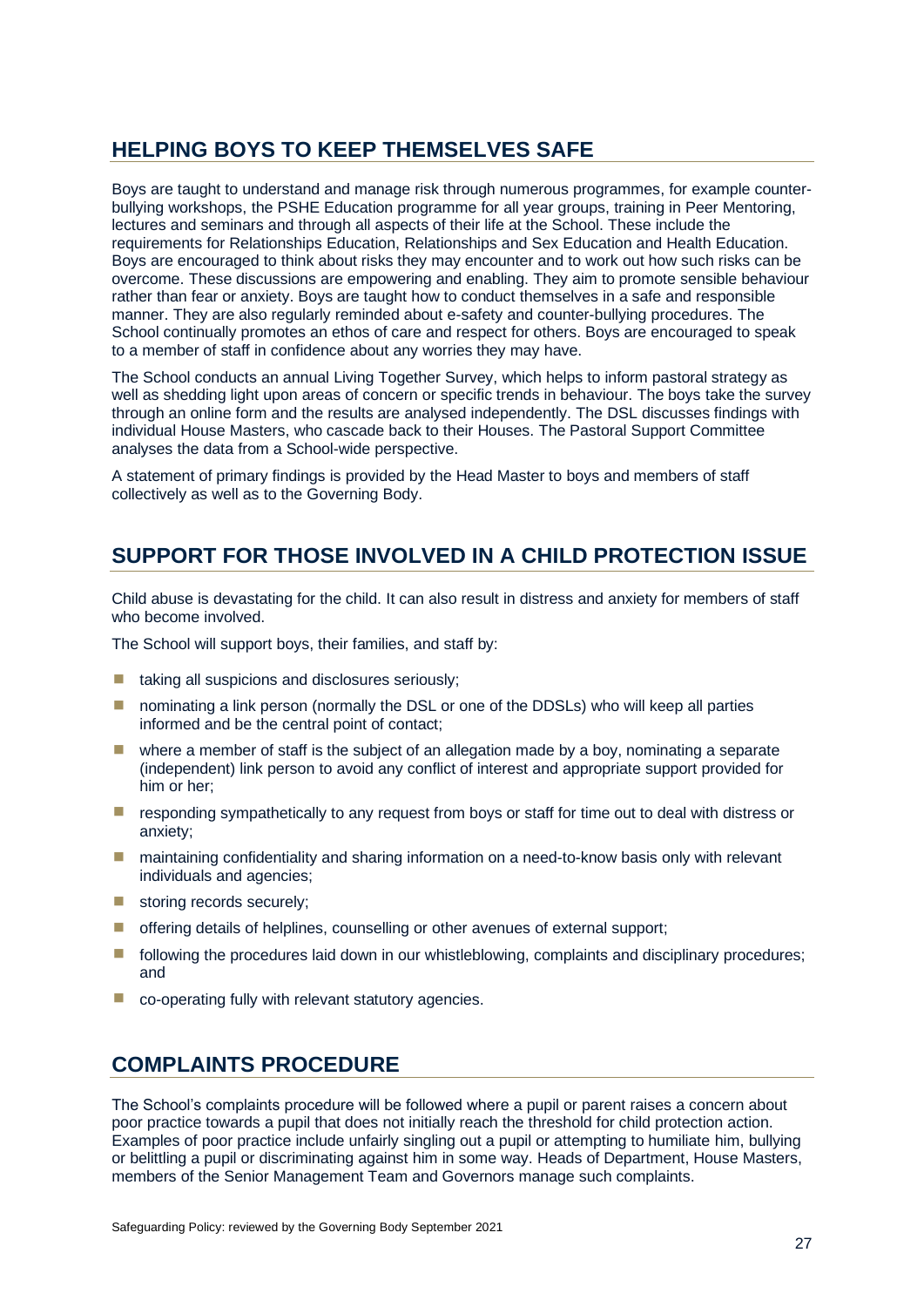## HELPING BOYS TO KEEP THEMSELVES SAFE

Boys are taught to understand and manage risk through numerous programmes, for example counter-bullying workshops, the PSHE Education programme for all year groups, training in Peer Mentoring, lectures and seminars and through all aspects of their life at the School. These include the requirements for Relationships Education, Relationships and Sex Education and Health Education. Boys are encouraged to think about risks they may encounter and to work out how such risks can be overcome. These discussions are empowering and enabling. They aim to promote sensible behaviour rather than fear or anxiety. Boys are taught how to conduct themselves in a safe and responsible manner. They are also regularly reminded about e-safety and counter-bullying procedures. The School continually promotes an ethos of care and respect for others. Boys are encouraged to speak to a member of staff in confidence about any worries they may have.

The School conducts an annual Living Together Survey, which helps to inform pastoral strategy as well as shedding light upon areas of concern or specific trends in behaviour. The boys take the survey through an online form and the results are analysed independently. The DSL discusses findings with individual House Masters, who cascade back to their Houses. The Pastoral Support Committee analyses the data from a School-wide perspective.

A statement of primary findings is provided by the Head Master to boys and members of staff collectively as well as to the Governing Body.

## SUPPORT FOR THOSE INVOLVED IN A CHILD PROTECTION ISSUE

Child abuse is devastating for the child. It can also result in distress and anxiety for members of staff who become involved.

The School will support boys, their families, and staff by:

- taking all suspicions and disclosures seriously;
- nominating a link person (normally the DSL or one of the DDSLs) who will keep all parties informed and be the central point of contact;
- where a member of staff is the subject of an allegation made by a boy, nominating a separate (independent) link person to avoid any conflict of interest and appropriate support provided for him or her;
- responding sympathetically to any request from boys or staff for time out to deal with distress or anxiety;
- maintaining confidentiality and sharing information on a need-to-know basis only with relevant individuals and agencies;
- storing records securely;
- offering details of helplines, counselling or other avenues of external support;
- following the procedures laid down in our whistleblowing, complaints and disciplinary procedures; and
- co-operating fully with relevant statutory agencies.

## COMPLAINTS PROCEDURE

The School's complaints procedure will be followed where a pupil or parent raises a concern about poor practice towards a pupil that does not initially reach the threshold for child protection action. Examples of poor practice include unfairly singling out a pupil or attempting to humiliate him, bullying or belittling a pupil or discriminating against him in some way. Heads of Department, House Masters, members of the Senior Management Team and Governors manage such complaints.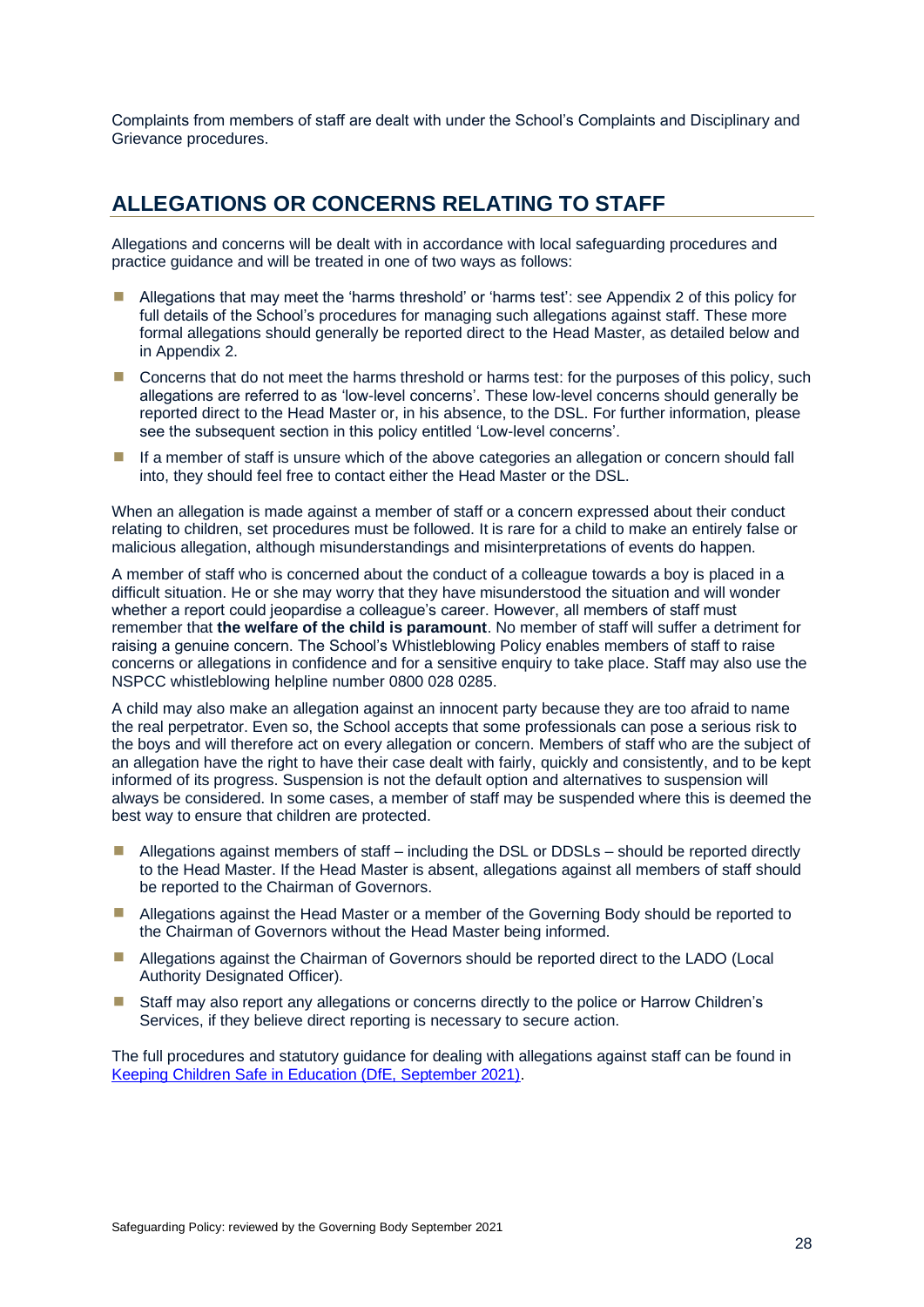Complaints from members of staff are dealt with under the School's Complaints and Disciplinary and Grievance procedures.

## ALLEGATIONS OR CONCERNS RELATING TO STAFF

Allegations and concerns will be dealt with in accordance with local safeguarding procedures and practice guidance and will be treated in one of two ways as follows:

- Allegations that may meet the 'harms threshold' or 'harms test': see Appendix 2 of this policy for full details of the School's procedures for managing such allegations against staff. These more formal allegations should generally be reported direct to the Head Master, as detailed below and in Appendix 2.
- Concerns that do not meet the harms threshold or harms test: for the purposes of this policy, such allegations are referred to as 'low-level concerns'. These low-level concerns should generally be reported direct to the Head Master or, in his absence, to the DSL. For further information, please see the subsequent section in this policy entitled 'Low-level concerns'.
- If a member of staff is unsure which of the above categories an allegation or concern should fall into, they should feel free to contact either the Head Master or the DSL.

When an allegation is made against a member of staff or a concern expressed about their conduct relating to children, set procedures must be followed. It is rare for a child to make an entirely false or malicious allegation, although misunderstandings and misinterpretations of events do happen.

A member of staff who is concerned about the conduct of a colleague towards a boy is placed in a difficult situation. He or she may worry that they have misunderstood the situation and will wonder whether a report could jeopardise a colleague's career. However, all members of staff must remember that **the welfare of the child is paramount**. No member of staff will suffer a detriment for raising a genuine concern. The School's Whistleblowing Policy enables members of staff to raise concerns or allegations in confidence and for a sensitive enquiry to take place. Staff may also use the NSPCC whistleblowing helpline number 0800 028 0285.

A child may also make an allegation against an innocent party because they are too afraid to name the real perpetrator. Even so, the School accepts that some professionals can pose a serious risk to the boys and will therefore act on every allegation or concern. Members of staff who are the subject of an allegation have the right to have their case dealt with fairly, quickly and consistently, and to be kept informed of its progress. Suspension is not the default option and alternatives to suspension will always be considered. In some cases, a member of staff may be suspended where this is deemed the best way to ensure that children are protected.

- Allegations against members of staff – including the DSL or DDSLs – should be reported directly to the Head Master. If the Head Master is absent, allegations against all members of staff should be reported to the Chairman of Governors.
- Allegations against the Head Master or a member of the Governing Body should be reported to the Chairman of Governors without the Head Master being informed.
- Allegations against the Chairman of Governors should be reported direct to the LADO (Local Authority Designated Officer).
- Staff may also report any allegations or concerns directly to the police or Harrow Children's Services, if they believe direct reporting is necessary to secure action.

The full procedures and statutory guidance for dealing with allegations against staff can be found in Keeping Children Safe in Education (DfE, September 2021).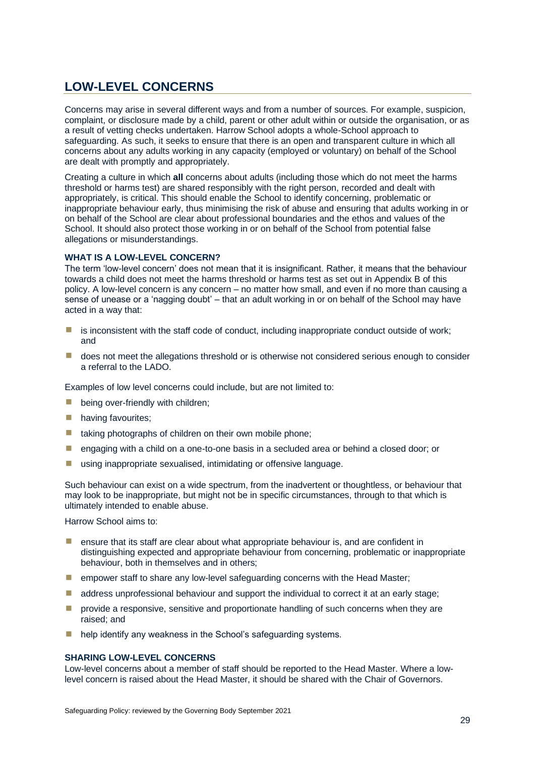## LOW-LEVEL CONCERNS

Concerns may arise in several different ways and from a number of sources. For example, suspicion, complaint, or disclosure made by a child, parent or other adult within or outside the organisation, or as a result of vetting checks undertaken. Harrow School adopts a whole-School approach to safeguarding. As such, it seeks to ensure that there is an open and transparent culture in which all concerns about any adults working in any capacity (employed or voluntary) on behalf of the School are dealt with promptly and appropriately.

Creating a culture in which **all** concerns about adults (including those which do not meet the harms threshold or harms test) are shared responsibly with the right person, recorded and dealt with appropriately, is critical. This should enable the School to identify concerning, problematic or inappropriate behaviour early, thus minimising the risk of abuse and ensuring that adults working in or on behalf of the School are clear about professional boundaries and the ethos and values of the School. It should also protect those working in or on behalf of the School from potential false allegations or misunderstandings.

### WHAT IS A LOW-LEVEL CONCERN?

The term 'low-level concern' does not mean that it is insignificant. Rather, it means that the behaviour towards a child does not meet the harms threshold or harms test as set out in Appendix B of this policy. A low-level concern is any concern – no matter how small, and even if no more than causing a sense of unease or a 'nagging doubt' – that an adult working in or on behalf of the School may have acted in a way that:

- is inconsistent with the staff code of conduct, including inappropriate conduct outside of work; and
- does not meet the allegations threshold or is otherwise not considered serious enough to consider a referral to the LADO.

Examples of low level concerns could include, but are not limited to:

- being over-friendly with children;
- having favourites;
- taking photographs of children on their own mobile phone;
- engaging with a child on a one-to-one basis in a secluded area or behind a closed door; or
- using inappropriate sexualised, intimidating or offensive language.

Such behaviour can exist on a wide spectrum, from the inadvertent or thoughtless, or behaviour that may look to be inappropriate, but might not be in specific circumstances, through to that which is ultimately intended to enable abuse.

Harrow School aims to:

- ensure that its staff are clear about what appropriate behaviour is, and are confident in distinguishing expected and appropriate behaviour from concerning, problematic or inappropriate behaviour, both in themselves and in others;
- empower staff to share any low-level safeguarding concerns with the Head Master;
- address unprofessional behaviour and support the individual to correct it at an early stage;
- provide a responsive, sensitive and proportionate handling of such concerns when they are raised; and
- help identify any weakness in the School's safeguarding systems.

### SHARING LOW-LEVEL CONCERNS

Low-level concerns about a member of staff should be reported to the Head Master. Where a low-level concern is raised about the Head Master, it should be shared with the Chair of Governors.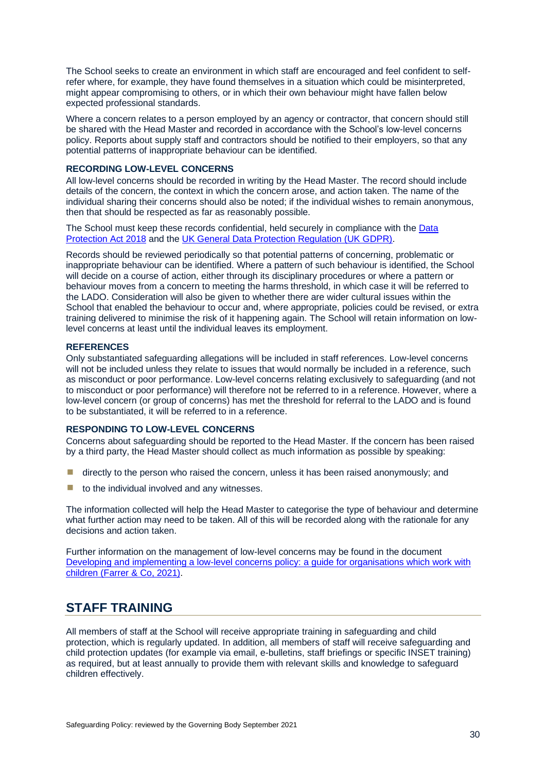The School seeks to create an environment in which staff are encouraged and feel confident to self-refer where, for example, they have found themselves in a situation which could be misinterpreted, might appear compromising to others, or in which their own behaviour might have fallen below expected professional standards.

Where a concern relates to a person employed by an agency or contractor, that concern should still be shared with the Head Master and recorded in accordance with the School's low-level concerns policy. Reports about supply staff and contractors should be notified to their employers, so that any potential patterns of inappropriate behaviour can be identified.

### RECORDING LOW-LEVEL CONCERNS

All low-level concerns should be recorded in writing by the Head Master. The record should include details of the concern, the context in which the concern arose, and action taken. The name of the individual sharing their concerns should also be noted; if the individual wishes to remain anonymous, then that should be respected as far as reasonably possible.

The School must keep these records confidential, held securely in compliance with the [Data Protection Act 2018]() and the [UK General Data Protection Regulation (UK GDPR)]().

Records should be reviewed periodically so that potential patterns of concerning, problematic or inappropriate behaviour can be identified. Where a pattern of such behaviour is identified, the School will decide on a course of action, either through its disciplinary procedures or where a pattern or behaviour moves from a concern to meeting the harms threshold, in which case it will be referred to the LADO. Consideration will also be given to whether there are wider cultural issues within the School that enabled the behaviour to occur and, where appropriate, policies could be revised, or extra training delivered to minimise the risk of it happening again. The School will retain information on low-level concerns at least until the individual leaves its employment.

### REFERENCES

Only substantiated safeguarding allegations will be included in staff references. Low-level concerns will not be included unless they relate to issues that would normally be included in a reference, such as misconduct or poor performance. Low-level concerns relating exclusively to safeguarding (and not to misconduct or poor performance) will therefore not be referred to in a reference. However, where a low-level concern (or group of concerns) has met the threshold for referral to the LADO and is found to be substantiated, it will be referred to in a reference.

### RESPONDING TO LOW-LEVEL CONCERNS

Concerns about safeguarding should be reported to the Head Master. If the concern has been raised by a third party, the Head Master should collect as much information as possible by speaking:

- directly to the person who raised the concern, unless it has been raised anonymously; and
- to the individual involved and any witnesses.

The information collected will help the Head Master to categorise the type of behaviour and determine what further action may need to be taken. All of this will be recorded along with the rationale for any decisions and action taken.

Further information on the management of low-level concerns may be found in the document [Developing and implementing a low-level concerns policy: a guide for organisations which work with children (Farrer & Co, 2021)]().

## STAFF TRAINING

All members of staff at the School will receive appropriate training in safeguarding and child protection, which is regularly updated. In addition, all members of staff will receive safeguarding and child protection updates (for example via email, e-bulletins, staff briefings or specific INSET training) as required, but at least annually to provide them with relevant skills and knowledge to safeguard children effectively.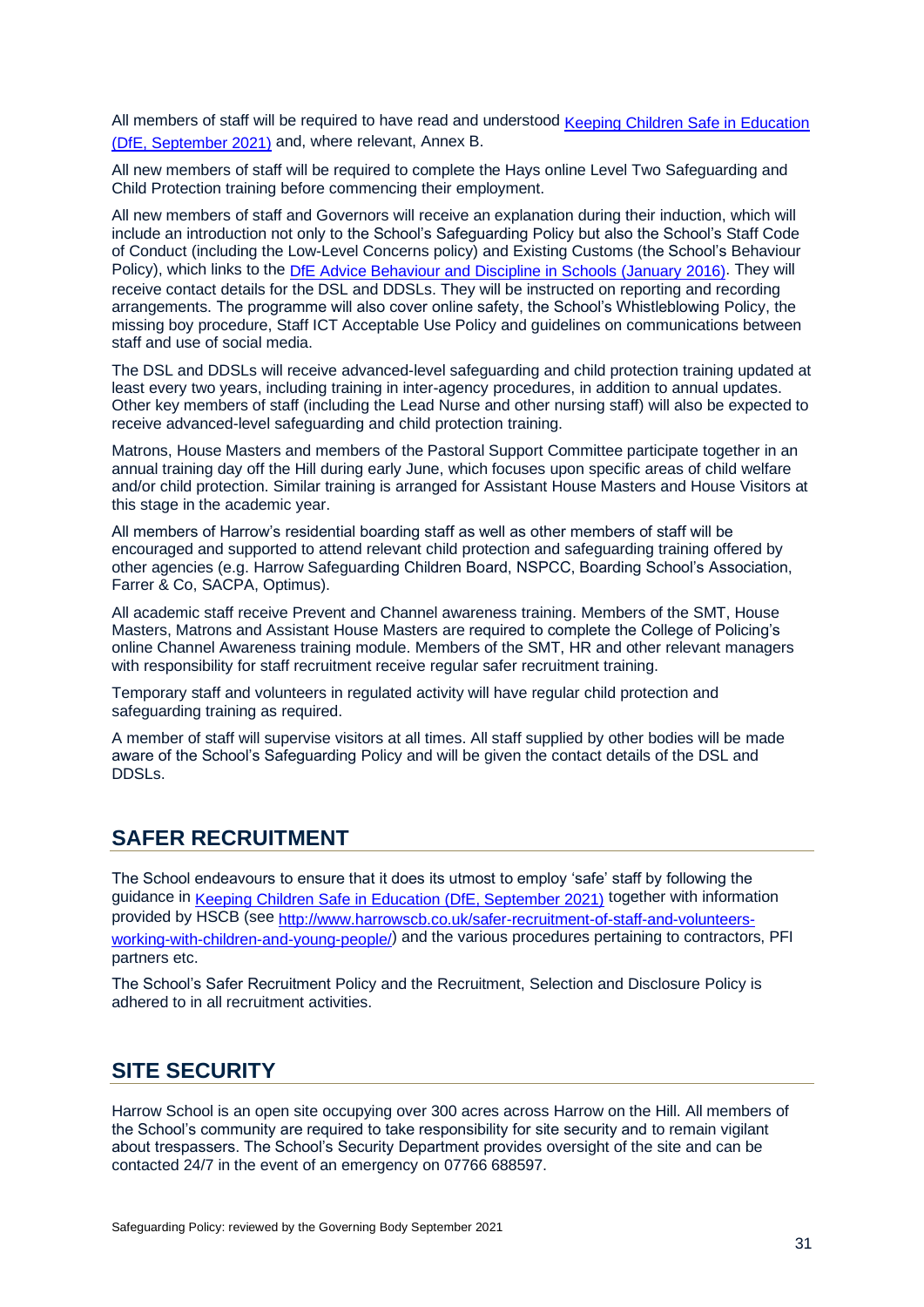All members of staff will be required to have read and understood [Keeping Children Safe in Education (DfE, September 2021)](#) and, where relevant, Annex B.

All new members of staff will be required to complete the Hays online Level Two Safeguarding and Child Protection training before commencing their employment.

All new members of staff and Governors will receive an explanation during their induction, which will include an introduction not only to the School's Safeguarding Policy but also the School's Staff Code of Conduct (including the Low-Level Concerns policy) and Existing Customs (the School's Behaviour Policy), which links to the [DfE Advice Behaviour and Discipline in Schools (January 2016)](#). They will receive contact details for the DSL and DDSLs. They will be instructed on reporting and recording arrangements. The programme will also cover online safety, the School's Whistleblowing Policy, the missing boy procedure, Staff ICT Acceptable Use Policy and guidelines on communications between staff and use of social media.

The DSL and DDSLs will receive advanced-level safeguarding and child protection training updated at least every two years, including training in inter-agency procedures, in addition to annual updates. Other key members of staff (including the Lead Nurse and other nursing staff) will also be expected to receive advanced-level safeguarding and child protection training.

Matrons, House Masters and members of the Pastoral Support Committee participate together in an annual training day off the Hill during early June, which focuses upon specific areas of child welfare and/or child protection. Similar training is arranged for Assistant House Masters and House Visitors at this stage in the academic year.

All members of Harrow's residential boarding staff as well as other members of staff will be encouraged and supported to attend relevant child protection and safeguarding training offered by other agencies (e.g. Harrow Safeguarding Children Board, NSPCC, Boarding School's Association, Farrer & Co, SACPA, Optimus).

All academic staff receive Prevent and Channel awareness training. Members of the SMT, House Masters, Matrons and Assistant House Masters are required to complete the College of Policing's online Channel Awareness training module. Members of the SMT, HR and other relevant managers with responsibility for staff recruitment receive regular safer recruitment training.

Temporary staff and volunteers in regulated activity will have regular child protection and safeguarding training as required.

A member of staff will supervise visitors at all times. All staff supplied by other bodies will be made aware of the School's Safeguarding Policy and will be given the contact details of the DSL and DDSLs.

## SAFER RECRUITMENT

The School endeavours to ensure that it does its utmost to employ 'safe' staff by following the guidance in [Keeping Children Safe in Education (DfE, September 2021)](#) together with information provided by HSCB (see http://www.harrowscb.co.uk/safer-recruitment-of-staff-and-volunteers-working-with-children-and-young-people/) and the various procedures pertaining to contractors, PFI partners etc.

The School's Safer Recruitment Policy and the Recruitment, Selection and Disclosure Policy is adhered to in all recruitment activities.

## SITE SECURITY

Harrow School is an open site occupying over 300 acres across Harrow on the Hill. All members of the School's community are required to take responsibility for site security and to remain vigilant about trespassers. The School's Security Department provides oversight of the site and can be contacted 24/7 in the event of an emergency on 07766 688597.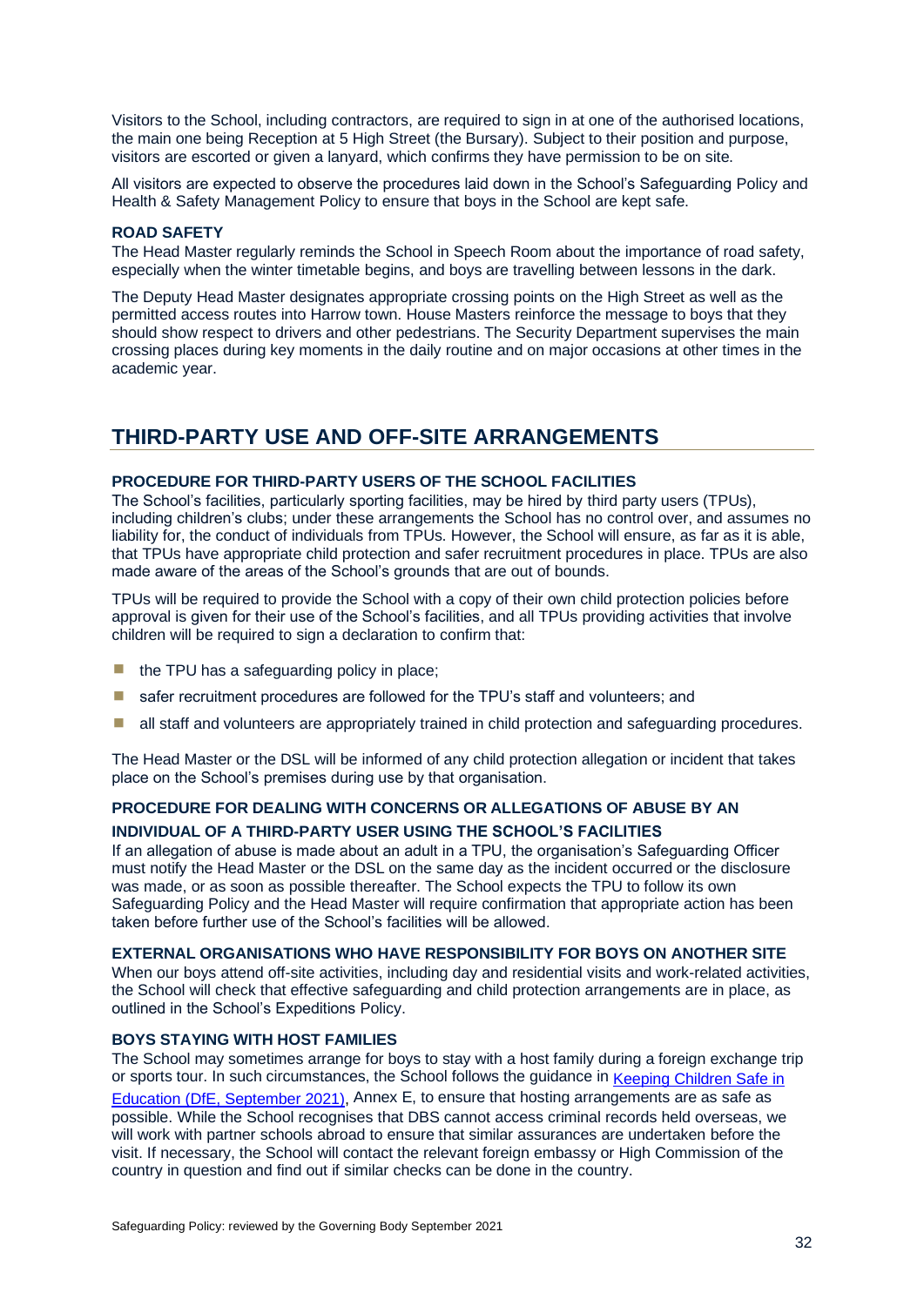Visitors to the School, including contractors, are required to sign in at one of the authorised locations, the main one being Reception at 5 High Street (the Bursary). Subject to their position and purpose, visitors are escorted or given a lanyard, which confirms they have permission to be on site.

All visitors are expected to observe the procedures laid down in the School's Safeguarding Policy and Health & Safety Management Policy to ensure that boys in the School are kept safe.

### ROAD SAFETY

The Head Master regularly reminds the School in Speech Room about the importance of road safety, especially when the winter timetable begins, and boys are travelling between lessons in the dark.

The Deputy Head Master designates appropriate crossing points on the High Street as well as the permitted access routes into Harrow town. House Masters reinforce the message to boys that they should show respect to drivers and other pedestrians. The Security Department supervises the main crossing places during key moments in the daily routine and on major occasions at other times in the academic year.

## THIRD-PARTY USE AND OFF-SITE ARRANGEMENTS

### PROCEDURE FOR THIRD-PARTY USERS OF THE SCHOOL FACILITIES

The School's facilities, particularly sporting facilities, may be hired by third party users (TPUs), including children's clubs; under these arrangements the School has no control over, and assumes no liability for, the conduct of individuals from TPUs. However, the School will ensure, as far as it is able, that TPUs have appropriate child protection and safer recruitment procedures in place. TPUs are also made aware of the areas of the School's grounds that are out of bounds.

TPUs will be required to provide the School with a copy of their own child protection policies before approval is given for their use of the School's facilities, and all TPUs providing activities that involve children will be required to sign a declaration to confirm that:

- the TPU has a safeguarding policy in place;
- safer recruitment procedures are followed for the TPU's staff and volunteers; and
- all staff and volunteers are appropriately trained in child protection and safeguarding procedures.

The Head Master or the DSL will be informed of any child protection allegation or incident that takes place on the School's premises during use by that organisation.

### PROCEDURE FOR DEALING WITH CONCERNS OR ALLEGATIONS OF ABUSE BY AN INDIVIDUAL OF A THIRD-PARTY USER USING THE SCHOOL'S FACILITIES

If an allegation of abuse is made about an adult in a TPU, the organisation's Safeguarding Officer must notify the Head Master or the DSL on the same day as the incident occurred or the disclosure was made, or as soon as possible thereafter. The School expects the TPU to follow its own Safeguarding Policy and the Head Master will require confirmation that appropriate action has been taken before further use of the School's facilities will be allowed.

### EXTERNAL ORGANISATIONS WHO HAVE RESPONSIBILITY FOR BOYS ON ANOTHER SITE

When our boys attend off-site activities, including day and residential visits and work-related activities, the School will check that effective safeguarding and child protection arrangements are in place, as outlined in the School's Expeditions Policy.

### BOYS STAYING WITH HOST FAMILIES

The School may sometimes arrange for boys to stay with a host family during a foreign exchange trip or sports tour. In such circumstances, the School follows the guidance in Keeping Children Safe in Education (DfE, September 2021), Annex E, to ensure that hosting arrangements are as safe as possible. While the School recognises that DBS cannot access criminal records held overseas, we will work with partner schools abroad to ensure that similar assurances are undertaken before the visit. If necessary, the School will contact the relevant foreign embassy or High Commission of the country in question and find out if similar checks can be done in the country.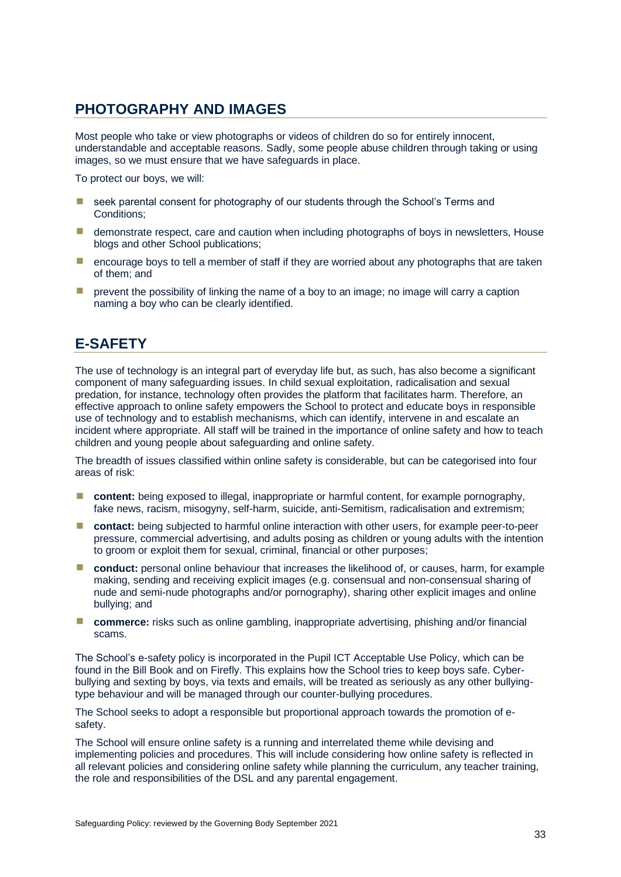## PHOTOGRAPHY AND IMAGES

Most people who take or view photographs or videos of children do so for entirely innocent, understandable and acceptable reasons. Sadly, some people abuse children through taking or using images, so we must ensure that we have safeguards in place.

To protect our boys, we will:

- seek parental consent for photography of our students through the School's Terms and Conditions;
- demonstrate respect, care and caution when including photographs of boys in newsletters, House blogs and other School publications;
- encourage boys to tell a member of staff if they are worried about any photographs that are taken of them; and
- prevent the possibility of linking the name of a boy to an image; no image will carry a caption naming a boy who can be clearly identified.

## E-SAFETY

The use of technology is an integral part of everyday life but, as such, has also become a significant component of many safeguarding issues. In child sexual exploitation, radicalisation and sexual predation, for instance, technology often provides the platform that facilitates harm. Therefore, an effective approach to online safety empowers the School to protect and educate boys in responsible use of technology and to establish mechanisms, which can identify, intervene in and escalate an incident where appropriate. All staff will be trained in the importance of online safety and how to teach children and young people about safeguarding and online safety.

The breadth of issues classified within online safety is considerable, but can be categorised into four areas of risk:

- **content:** being exposed to illegal, inappropriate or harmful content, for example pornography, fake news, racism, misogyny, self-harm, suicide, anti-Semitism, radicalisation and extremism;
- **contact:** being subjected to harmful online interaction with other users, for example peer-to-peer pressure, commercial advertising, and adults posing as children or young adults with the intention to groom or exploit them for sexual, criminal, financial or other purposes;
- **conduct:** personal online behaviour that increases the likelihood of, or causes, harm, for example making, sending and receiving explicit images (e.g. consensual and non-consensual sharing of nude and semi-nude photographs and/or pornography), sharing other explicit images and online bullying; and
- **commerce:** risks such as online gambling, inappropriate advertising, phishing and/or financial scams.

The School's e-safety policy is incorporated in the Pupil ICT Acceptable Use Policy, which can be found in the Bill Book and on Firefly. This explains how the School tries to keep boys safe. Cyber-bullying and sexting by boys, via texts and emails, will be treated as seriously as any other bullying-type behaviour and will be managed through our counter-bullying procedures.

The School seeks to adopt a responsible but proportional approach towards the promotion of e-safety.

The School will ensure online safety is a running and interrelated theme while devising and implementing policies and procedures. This will include considering how online safety is reflected in all relevant policies and considering online safety while planning the curriculum, any teacher training, the role and responsibilities of the DSL and any parental engagement.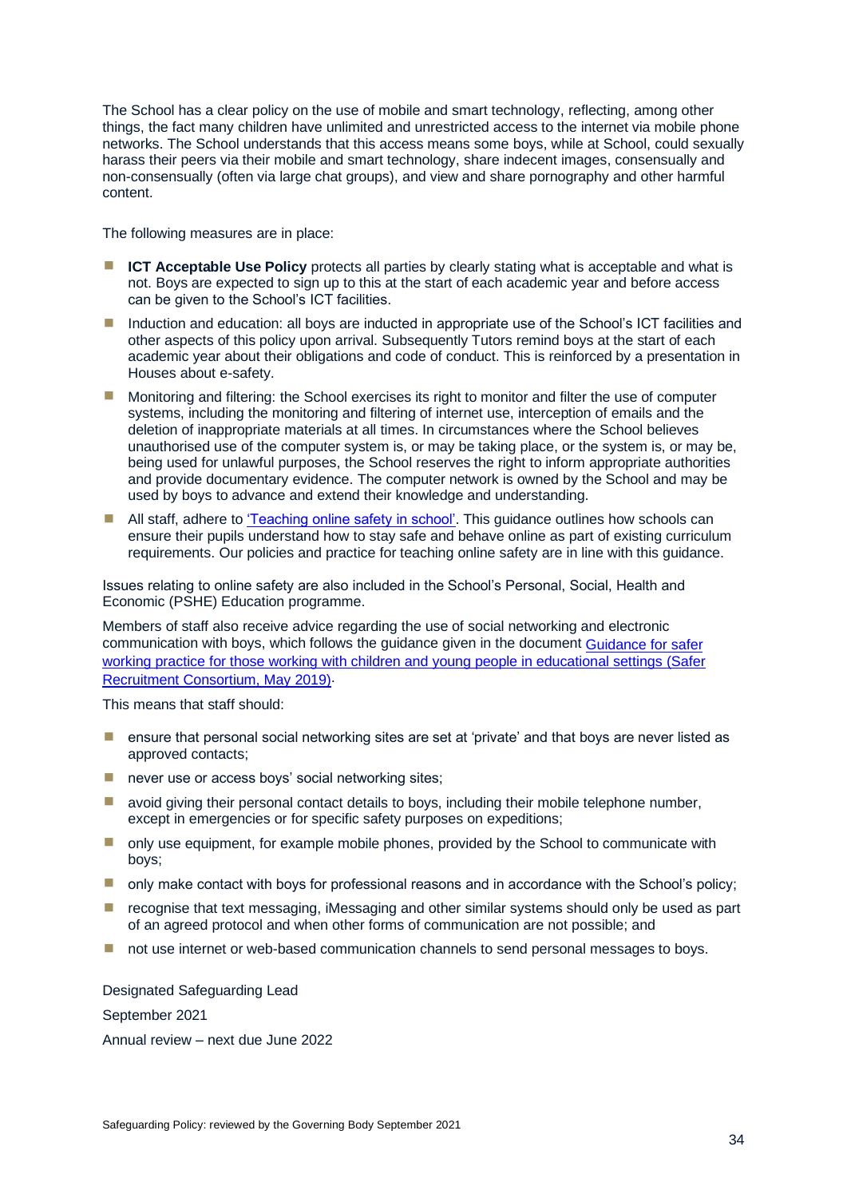The School has a clear policy on the use of mobile and smart technology, reflecting, among other things, the fact many children have unlimited and unrestricted access to the internet via mobile phone networks. The School understands that this access means some boys, while at School, could sexually harass their peers via their mobile and smart technology, share indecent images, consensually and non-consensually (often via large chat groups), and view and share pornography and other harmful content.

The following measures are in place:

- **ICT Acceptable Use Policy** protects all parties by clearly stating what is acceptable and what is not. Boys are expected to sign up to this at the start of each academic year and before access can be given to the School's ICT facilities.
- Induction and education: all boys are inducted in appropriate use of the School's ICT facilities and other aspects of this policy upon arrival. Subsequently Tutors remind boys at the start of each academic year about their obligations and code of conduct. This is reinforced by a presentation in Houses about e-safety.
- Monitoring and filtering: the School exercises its right to monitor and filter the use of computer systems, including the monitoring and filtering of internet use, interception of emails and the deletion of inappropriate materials at all times. In circumstances where the School believes unauthorised use of the computer system is, or may be taking place, or the system is, or may be, being used for unlawful purposes, the School reserves the right to inform appropriate authorities and provide documentary evidence. The computer network is owned by the School and may be used by boys to advance and extend their knowledge and understanding.
- All staff, adhere to 'Teaching online safety in school'. This guidance outlines how schools can ensure their pupils understand how to stay safe and behave online as part of existing curriculum requirements. Our policies and practice for teaching online safety are in line with this guidance.

Issues relating to online safety are also included in the School's Personal, Social, Health and Economic (PSHE) Education programme.

Members of staff also receive advice regarding the use of social networking and electronic communication with boys, which follows the guidance given in the document Guidance for safer working practice for those working with children and young people in educational settings (Safer Recruitment Consortium, May 2019).

This means that staff should:

- ensure that personal social networking sites are set at 'private' and that boys are never listed as approved contacts;
- never use or access boys' social networking sites;
- avoid giving their personal contact details to boys, including their mobile telephone number, except in emergencies or for specific safety purposes on expeditions;
- only use equipment, for example mobile phones, provided by the School to communicate with boys;
- only make contact with boys for professional reasons and in accordance with the School's policy;
- recognise that text messaging, iMessaging and other similar systems should only be used as part of an agreed protocol and when other forms of communication are not possible; and
- not use internet or web-based communication channels to send personal messages to boys.

Designated Safeguarding Lead

September 2021

Annual review – next due June 2022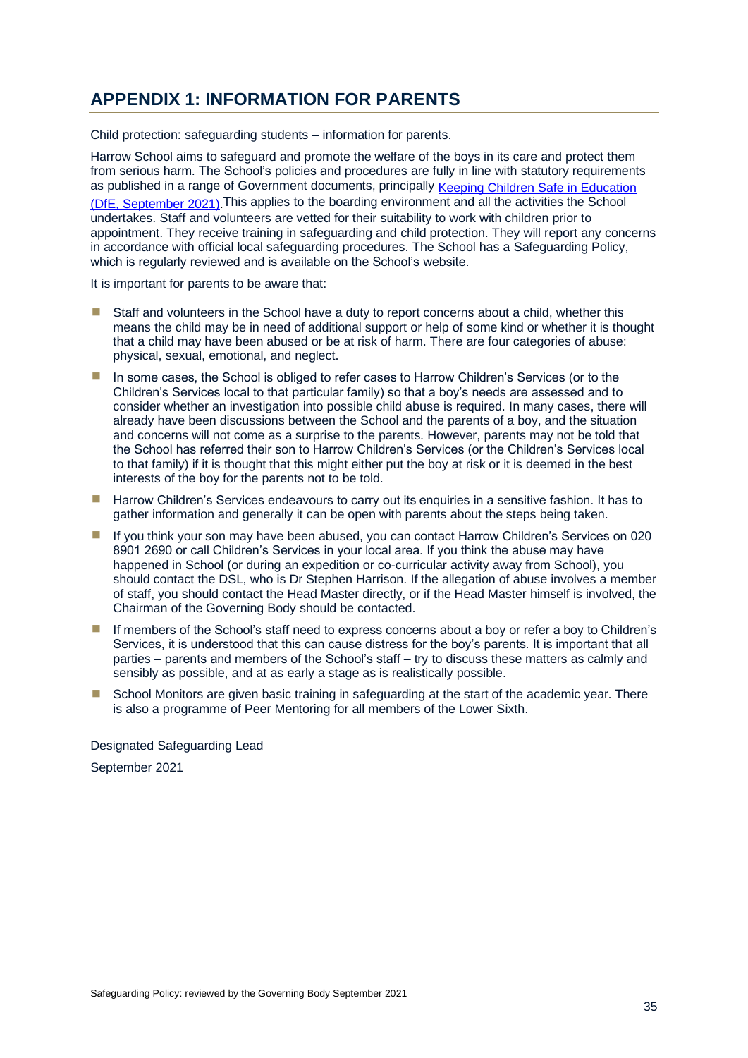## APPENDIX 1: INFORMATION FOR PARENTS

Child protection: safeguarding students – information for parents.

Harrow School aims to safeguard and promote the welfare of the boys in its care and protect them from serious harm. The School's policies and procedures are fully in line with statutory requirements as published in a range of Government documents, principally Keeping Children Safe in Education (DfE, September 2021). This applies to the boarding environment and all the activities the School undertakes. Staff and volunteers are vetted for their suitability to work with children prior to appointment. They receive training in safeguarding and child protection. They will report any concerns in accordance with official local safeguarding procedures. The School has a Safeguarding Policy, which is regularly reviewed and is available on the School's website.

It is important for parents to be aware that:

- Staff and volunteers in the School have a duty to report concerns about a child, whether this means the child may be in need of additional support or help of some kind or whether it is thought that a child may have been abused or be at risk of harm. There are four categories of abuse: physical, sexual, emotional, and neglect.
- In some cases, the School is obliged to refer cases to Harrow Children's Services (or to the Children's Services local to that particular family) so that a boy's needs are assessed and to consider whether an investigation into possible child abuse is required. In many cases, there will already have been discussions between the School and the parents of a boy, and the situation and concerns will not come as a surprise to the parents. However, parents may not be told that the School has referred their son to Harrow Children's Services (or the Children's Services local to that family) if it is thought that this might either put the boy at risk or it is deemed in the best interests of the boy for the parents not to be told.
- Harrow Children's Services endeavours to carry out its enquiries in a sensitive fashion. It has to gather information and generally it can be open with parents about the steps being taken.
- If you think your son may have been abused, you can contact Harrow Children's Services on 020 8901 2690 or call Children's Services in your local area. If you think the abuse may have happened in School (or during an expedition or co-curricular activity away from School), you should contact the DSL, who is Dr Stephen Harrison. If the allegation of abuse involves a member of staff, you should contact the Head Master directly, or if the Head Master himself is involved, the Chairman of the Governing Body should be contacted.
- If members of the School's staff need to express concerns about a boy or refer a boy to Children's Services, it is understood that this can cause distress for the boy's parents. It is important that all parties – parents and members of the School's staff – try to discuss these matters as calmly and sensibly as possible, and at as early a stage as is realistically possible.
- School Monitors are given basic training in safeguarding at the start of the academic year. There is also a programme of Peer Mentoring for all members of the Lower Sixth.

Designated Safeguarding Lead

September 2021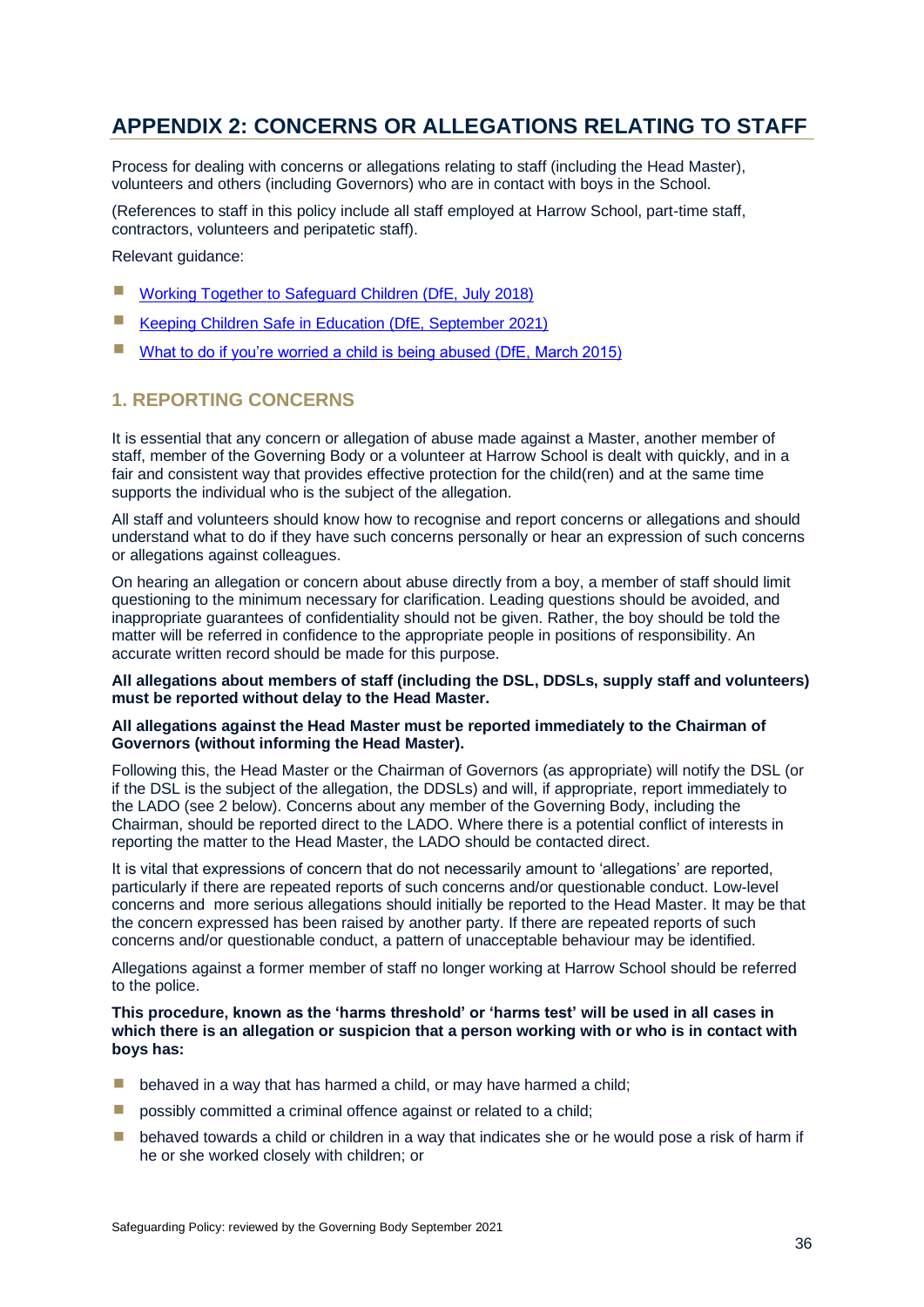# APPENDIX 2: CONCERNS OR ALLEGATIONS RELATING TO STAFF

Process for dealing with concerns or allegations relating to staff (including the Head Master), volunteers and others (including Governors) who are in contact with boys in the School.

(References to staff in this policy include all staff employed at Harrow School, part-time staff, contractors, volunteers and peripatetic staff).

Relevant guidance:

- [Working Together to Safeguard Children (DfE, July 2018)]()
- [Keeping Children Safe in Education (DfE, September 2021)]()
- [What to do if you're worried a child is being abused (DfE, March 2015)]()

## 1. REPORTING CONCERNS

It is essential that any concern or allegation of abuse made against a Master, another member of staff, member of the Governing Body or a volunteer at Harrow School is dealt with quickly, and in a fair and consistent way that provides effective protection for the child(ren) and at the same time supports the individual who is the subject of the allegation.

All staff and volunteers should know how to recognise and report concerns or allegations and should understand what to do if they have such concerns personally or hear an expression of such concerns or allegations against colleagues.

On hearing an allegation or concern about abuse directly from a boy, a member of staff should limit questioning to the minimum necessary for clarification. Leading questions should be avoided, and inappropriate guarantees of confidentiality should not be given. Rather, the boy should be told the matter will be referred in confidence to the appropriate people in positions of responsibility. An accurate written record should be made for this purpose.

**All allegations about members of staff (including the DSL, DDSLs, supply staff and volunteers) must be reported without delay to the Head Master.**

**All allegations against the Head Master must be reported immediately to the Chairman of Governors (without informing the Head Master).**

Following this, the Head Master or the Chairman of Governors (as appropriate) will notify the DSL (or if the DSL is the subject of the allegation, the DDSLs) and will, if appropriate, report immediately to the LADO (see 2 below). Concerns about any member of the Governing Body, including the Chairman, should be reported direct to the LADO. Where there is a potential conflict of interests in reporting the matter to the Head Master, the LADO should be contacted direct.

It is vital that expressions of concern that do not necessarily amount to 'allegations' are reported, particularly if there are repeated reports of such concerns and/or questionable conduct. Low-level concerns and more serious allegations should initially be reported to the Head Master. It may be that the concern expressed has been raised by another party. If there are repeated reports of such concerns and/or questionable conduct, a pattern of unacceptable behaviour may be identified.

Allegations against a former member of staff no longer working at Harrow School should be referred to the police.

**This procedure, known as the 'harms threshold' or 'harms test' will be used in all cases in which there is an allegation or suspicion that a person working with or who is in contact with boys has:**

- behaved in a way that has harmed a child, or may have harmed a child;
- possibly committed a criminal offence against or related to a child;
- behaved towards a child or children in a way that indicates she or he would pose a risk of harm if he or she worked closely with children; or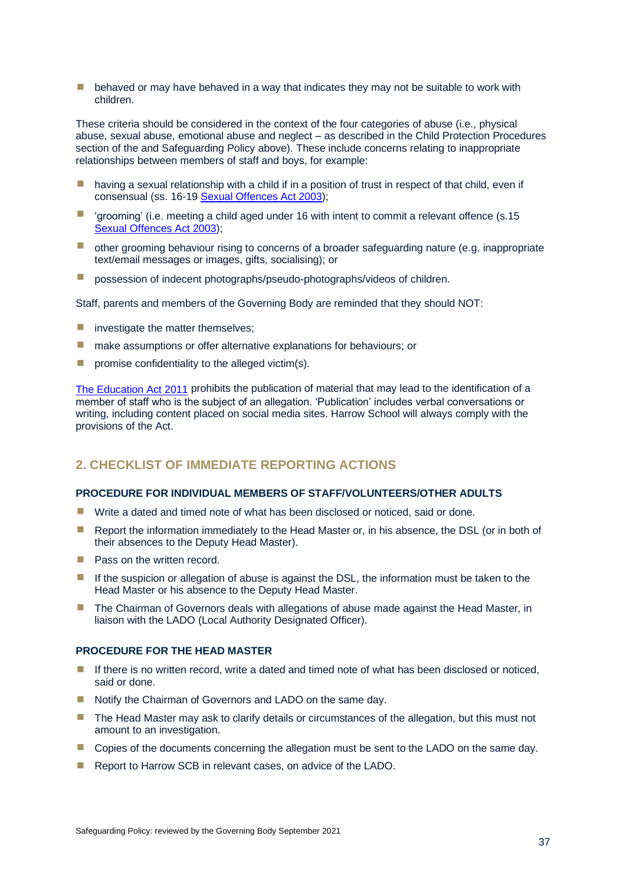- behaved or may have behaved in a way that indicates they may not be suitable to work with children.

These criteria should be considered in the context of the four categories of abuse (i.e., physical abuse, sexual abuse, emotional abuse and neglect – as described in the Child Protection Procedures section of the and Safeguarding Policy above). These include concerns relating to inappropriate relationships between members of staff and boys, for example:

- having a sexual relationship with a child if in a position of trust in respect of that child, even if consensual (ss. 16-19 Sexual Offences Act 2003);
- 'grooming' (i.e. meeting a child aged under 16 with intent to commit a relevant offence (s.15 Sexual Offences Act 2003);
- other grooming behaviour rising to concerns of a broader safeguarding nature (e.g. inappropriate text/email messages or images, gifts, socialising); or
- possession of indecent photographs/pseudo-photographs/videos of children.

Staff, parents and members of the Governing Body are reminded that they should NOT:

- investigate the matter themselves;
- make assumptions or offer alternative explanations for behaviours; or
- promise confidentiality to the alleged victim(s).

The Education Act 2011 prohibits the publication of material that may lead to the identification of a member of staff who is the subject of an allegation. 'Publication' includes verbal conversations or writing, including content placed on social media sites. Harrow School will always comply with the provisions of the Act.

## 2. CHECKLIST OF IMMEDIATE REPORTING ACTIONS

### PROCEDURE FOR INDIVIDUAL MEMBERS OF STAFF/VOLUNTEERS/OTHER ADULTS

- Write a dated and timed note of what has been disclosed or noticed, said or done.
- Report the information immediately to the Head Master or, in his absence, the DSL (or in both of their absences to the Deputy Head Master).
- Pass on the written record.
- If the suspicion or allegation of abuse is against the DSL, the information must be taken to the Head Master or his absence to the Deputy Head Master.
- The Chairman of Governors deals with allegations of abuse made against the Head Master, in liaison with the LADO (Local Authority Designated Officer).

### PROCEDURE FOR THE HEAD MASTER

- If there is no written record, write a dated and timed note of what has been disclosed or noticed, said or done.
- Notify the Chairman of Governors and LADO on the same day.
- The Head Master may ask to clarify details or circumstances of the allegation, but this must not amount to an investigation.
- Copies of the documents concerning the allegation must be sent to the LADO on the same day.
- Report to Harrow SCB in relevant cases, on advice of the LADO.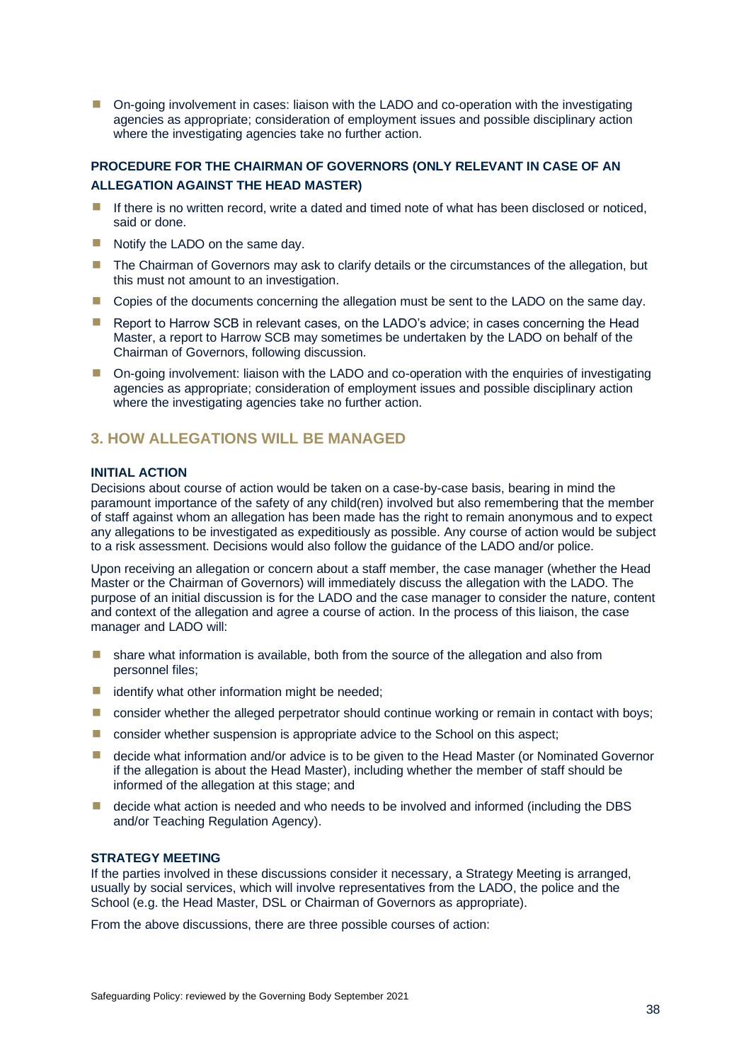- On-going involvement in cases: liaison with the LADO and co-operation with the investigating agencies as appropriate; consideration of employment issues and possible disciplinary action where the investigating agencies take no further action.

**PROCEDURE FOR THE CHAIRMAN OF GOVERNORS (ONLY RELEVANT IN CASE OF AN ALLEGATION AGAINST THE HEAD MASTER)**

- If there is no written record, write a dated and timed note of what has been disclosed or noticed, said or done.
- Notify the LADO on the same day.
- The Chairman of Governors may ask to clarify details or the circumstances of the allegation, but this must not amount to an investigation.
- Copies of the documents concerning the allegation must be sent to the LADO on the same day.
- Report to Harrow SCB in relevant cases, on the LADO's advice; in cases concerning the Head Master, a report to Harrow SCB may sometimes be undertaken by the LADO on behalf of the Chairman of Governors, following discussion.
- On-going involvement: liaison with the LADO and co-operation with the enquiries of investigating agencies as appropriate; consideration of employment issues and possible disciplinary action where the investigating agencies take no further action.

## 3. HOW ALLEGATIONS WILL BE MANAGED

**INITIAL ACTION**

Decisions about course of action would be taken on a case-by-case basis, bearing in mind the paramount importance of the safety of any child(ren) involved but also remembering that the member of staff against whom an allegation has been made has the right to remain anonymous and to expect any allegations to be investigated as expeditiously as possible. Any course of action would be subject to a risk assessment. Decisions would also follow the guidance of the LADO and/or police.

Upon receiving an allegation or concern about a staff member, the case manager (whether the Head Master or the Chairman of Governors) will immediately discuss the allegation with the LADO. The purpose of an initial discussion is for the LADO and the case manager to consider the nature, content and context of the allegation and agree a course of action. In the process of this liaison, the case manager and LADO will:

- share what information is available, both from the source of the allegation and also from personnel files;
- identify what other information might be needed;
- consider whether the alleged perpetrator should continue working or remain in contact with boys;
- consider whether suspension is appropriate advice to the School on this aspect;
- decide what information and/or advice is to be given to the Head Master (or Nominated Governor if the allegation is about the Head Master), including whether the member of staff should be informed of the allegation at this stage; and
- decide what action is needed and who needs to be involved and informed (including the DBS and/or Teaching Regulation Agency).

**STRATEGY MEETING**

If the parties involved in these discussions consider it necessary, a Strategy Meeting is arranged, usually by social services, which will involve representatives from the LADO, the police and the School (e.g. the Head Master, DSL or Chairman of Governors as appropriate).

From the above discussions, there are three possible courses of action: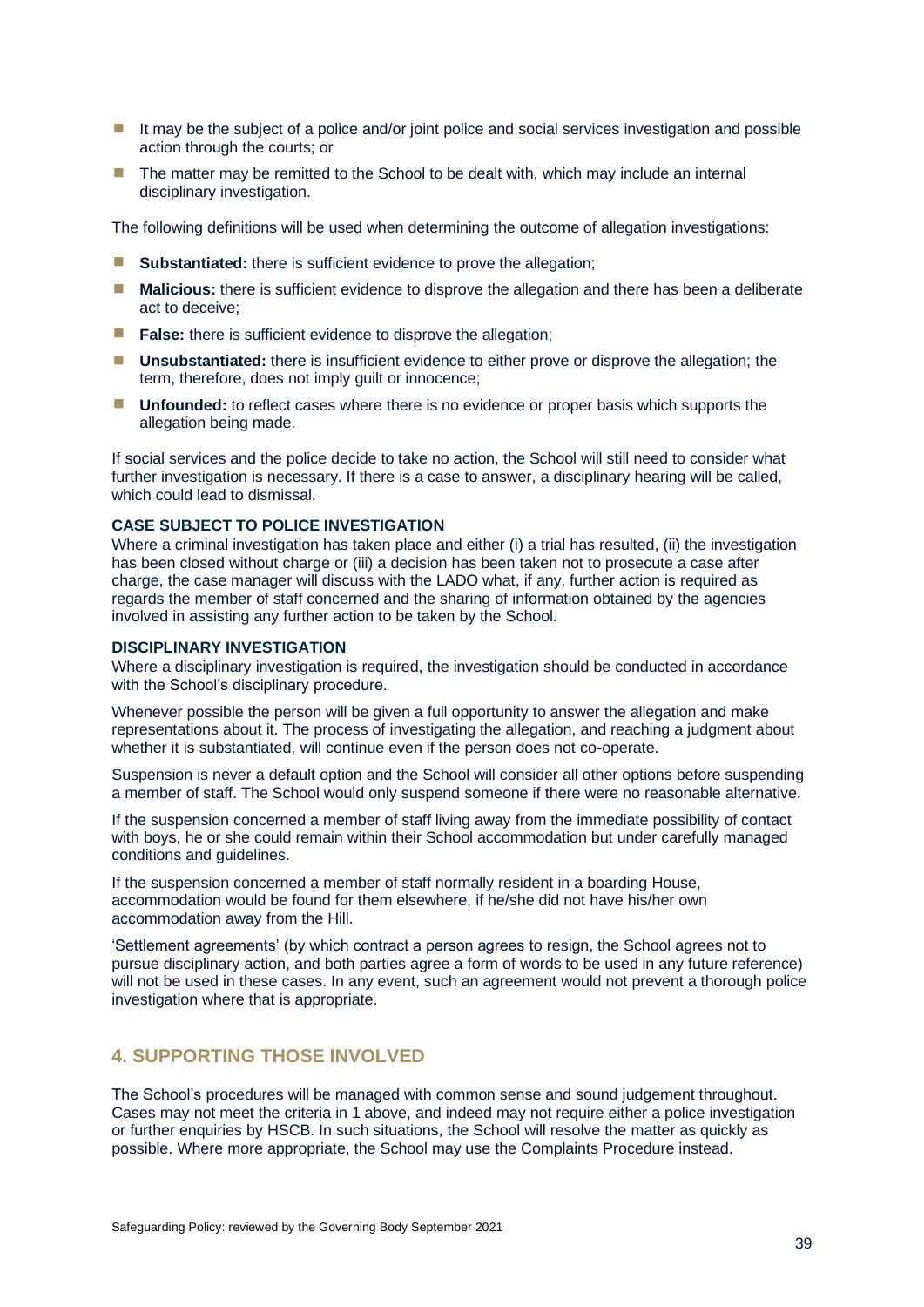- It may be the subject of a police and/or joint police and social services investigation and possible action through the courts; or
- The matter may be remitted to the School to be dealt with, which may include an internal disciplinary investigation.

The following definitions will be used when determining the outcome of allegation investigations:

- **Substantiated:** there is sufficient evidence to prove the allegation;
- **Malicious:** there is sufficient evidence to disprove the allegation and there has been a deliberate act to deceive;
- **False:** there is sufficient evidence to disprove the allegation;
- **Unsubstantiated:** there is insufficient evidence to either prove or disprove the allegation; the term, therefore, does not imply guilt or innocence;
- **Unfounded:** to reflect cases where there is no evidence or proper basis which supports the allegation being made.

If social services and the police decide to take no action, the School will still need to consider what further investigation is necessary. If there is a case to answer, a disciplinary hearing will be called, which could lead to dismissal.

### CASE SUBJECT TO POLICE INVESTIGATION

Where a criminal investigation has taken place and either (i) a trial has resulted, (ii) the investigation has been closed without charge or (iii) a decision has been taken not to prosecute a case after charge, the case manager will discuss with the LADO what, if any, further action is required as regards the member of staff concerned and the sharing of information obtained by the agencies involved in assisting any further action to be taken by the School.

### DISCIPLINARY INVESTIGATION

Where a disciplinary investigation is required, the investigation should be conducted in accordance with the School's disciplinary procedure.

Whenever possible the person will be given a full opportunity to answer the allegation and make representations about it. The process of investigating the allegation, and reaching a judgment about whether it is substantiated, will continue even if the person does not co-operate.

Suspension is never a default option and the School will consider all other options before suspending a member of staff. The School would only suspend someone if there were no reasonable alternative.

If the suspension concerned a member of staff living away from the immediate possibility of contact with boys, he or she could remain within their School accommodation but under carefully managed conditions and guidelines.

If the suspension concerned a member of staff normally resident in a boarding House, accommodation would be found for them elsewhere, if he/she did not have his/her own accommodation away from the Hill.

'Settlement agreements' (by which contract a person agrees to resign, the School agrees not to pursue disciplinary action, and both parties agree a form of words to be used in any future reference) will not be used in these cases. In any event, such an agreement would not prevent a thorough police investigation where that is appropriate.

## 4. SUPPORTING THOSE INVOLVED

The School's procedures will be managed with common sense and sound judgement throughout. Cases may not meet the criteria in 1 above, and indeed may not require either a police investigation or further enquiries by HSCB. In such situations, the School will resolve the matter as quickly as possible. Where more appropriate, the School may use the Complaints Procedure instead.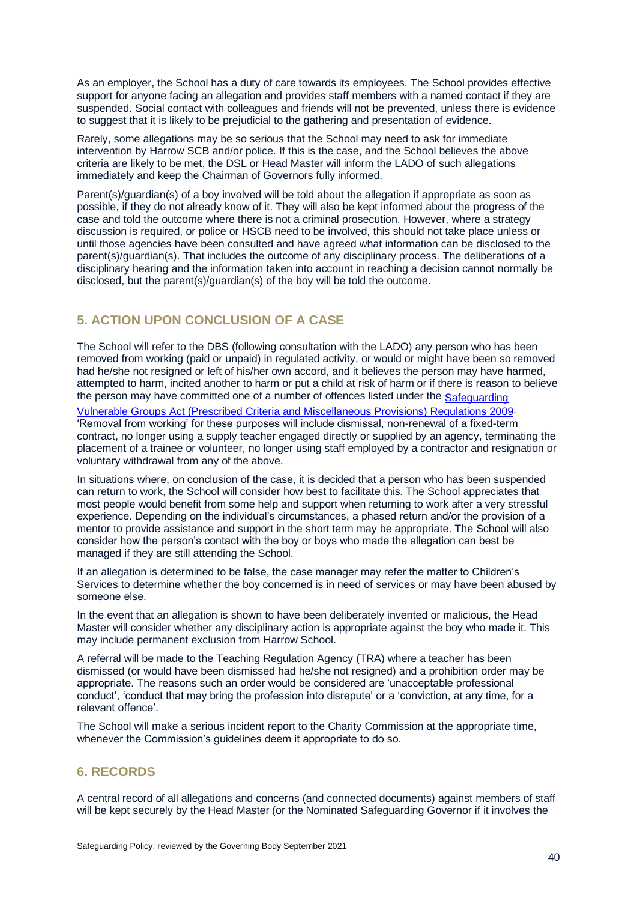As an employer, the School has a duty of care towards its employees. The School provides effective support for anyone facing an allegation and provides staff members with a named contact if they are suspended. Social contact with colleagues and friends will not be prevented, unless there is evidence to suggest that it is likely to be prejudicial to the gathering and presentation of evidence.

Rarely, some allegations may be so serious that the School may need to ask for immediate intervention by Harrow SCB and/or police. If this is the case, and the School believes the above criteria are likely to be met, the DSL or Head Master will inform the LADO of such allegations immediately and keep the Chairman of Governors fully informed.

Parent(s)/guardian(s) of a boy involved will be told about the allegation if appropriate as soon as possible, if they do not already know of it. They will also be kept informed about the progress of the case and told the outcome where there is not a criminal prosecution. However, where a strategy discussion is required, or police or HSCB need to be involved, this should not take place unless or until those agencies have been consulted and have agreed what information can be disclosed to the parent(s)/guardian(s). That includes the outcome of any disciplinary process. The deliberations of a disciplinary hearing and the information taken into account in reaching a decision cannot normally be disclosed, but the parent(s)/guardian(s) of the boy will be told the outcome.

## 5. ACTION UPON CONCLUSION OF A CASE

The School will refer to the DBS (following consultation with the LADO) any person who has been removed from working (paid or unpaid) in regulated activity, or would or might have been so removed had he/she not resigned or left of his/her own accord, and it believes the person may have harmed, attempted to harm, incited another to harm or put a child at risk of harm or if there is reason to believe the person may have committed one of a number of offences listed under the Safeguarding Vulnerable Groups Act (Prescribed Criteria and Miscellaneous Provisions) Regulations 2009. 'Removal from working' for these purposes will include dismissal, non-renewal of a fixed-term contract, no longer using a supply teacher engaged directly or supplied by an agency, terminating the placement of a trainee or volunteer, no longer using staff employed by a contractor and resignation or voluntary withdrawal from any of the above.

In situations where, on conclusion of the case, it is decided that a person who has been suspended can return to work, the School will consider how best to facilitate this. The School appreciates that most people would benefit from some help and support when returning to work after a very stressful experience. Depending on the individual's circumstances, a phased return and/or the provision of a mentor to provide assistance and support in the short term may be appropriate. The School will also consider how the person's contact with the boy or boys who made the allegation can best be managed if they are still attending the School.

If an allegation is determined to be false, the case manager may refer the matter to Children's Services to determine whether the boy concerned is in need of services or may have been abused by someone else.

In the event that an allegation is shown to have been deliberately invented or malicious, the Head Master will consider whether any disciplinary action is appropriate against the boy who made it. This may include permanent exclusion from Harrow School.

A referral will be made to the Teaching Regulation Agency (TRA) where a teacher has been dismissed (or would have been dismissed had he/she not resigned) and a prohibition order may be appropriate. The reasons such an order would be considered are 'unacceptable professional conduct', 'conduct that may bring the profession into disrepute' or a 'conviction, at any time, for a relevant offence'.

The School will make a serious incident report to the Charity Commission at the appropriate time, whenever the Commission's guidelines deem it appropriate to do so.

## 6. RECORDS

A central record of all allegations and concerns (and connected documents) against members of staff will be kept securely by the Head Master (or the Nominated Safeguarding Governor if it involves the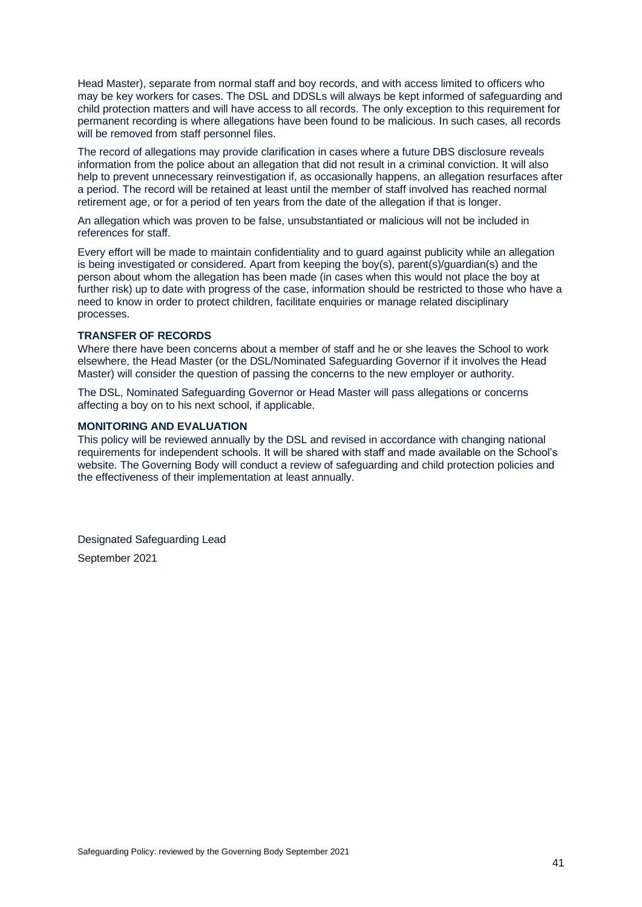Head Master), separate from normal staff and boy records, and with access limited to officers who may be key workers for cases. The DSL and DDSLs will always be kept informed of safeguarding and child protection matters and will have access to all records. The only exception to this requirement for permanent recording is where allegations have been found to be malicious. In such cases, all records will be removed from staff personnel files.

The record of allegations may provide clarification in cases where a future DBS disclosure reveals information from the police about an allegation that did not result in a criminal conviction. It will also help to prevent unnecessary reinvestigation if, as occasionally happens, an allegation resurfaces after a period. The record will be retained at least until the member of staff involved has reached normal retirement age, or for a period of ten years from the date of the allegation if that is longer.

An allegation which was proven to be false, unsubstantiated or malicious will not be included in references for staff.

Every effort will be made to maintain confidentiality and to guard against publicity while an allegation is being investigated or considered. Apart from keeping the boy(s), parent(s)/guardian(s) and the person about whom the allegation has been made (in cases when this would not place the boy at further risk) up to date with progress of the case, information should be restricted to those who have a need to know in order to protect children, facilitate enquiries or manage related disciplinary processes.

**TRANSFER OF RECORDS**

Where there have been concerns about a member of staff and he or she leaves the School to work elsewhere, the Head Master (or the DSL/Nominated Safeguarding Governor if it involves the Head Master) will consider the question of passing the concerns to the new employer or authority.

The DSL, Nominated Safeguarding Governor or Head Master will pass allegations or concerns affecting a boy on to his next school, if applicable.

**MONITORING AND EVALUATION**

This policy will be reviewed annually by the DSL and revised in accordance with changing national requirements for independent schools. It will be shared with staff and made available on the School's website. The Governing Body will conduct a review of safeguarding and child protection policies and the effectiveness of their implementation at least annually.

Designated Safeguarding Lead

September 2021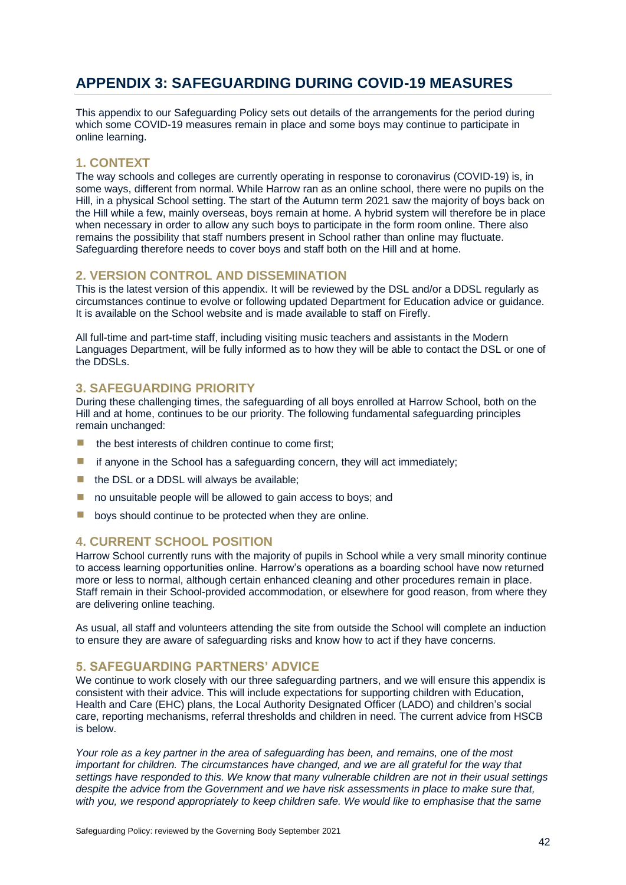# APPENDIX 3: SAFEGUARDING DURING COVID-19 MEASURES

This appendix to our Safeguarding Policy sets out details of the arrangements for the period during which some COVID-19 measures remain in place and some boys may continue to participate in online learning.

## 1. CONTEXT

The way schools and colleges are currently operating in response to coronavirus (COVID-19) is, in some ways, different from normal. While Harrow ran as an online school, there were no pupils on the Hill, in a physical School setting. The start of the Autumn term 2021 saw the majority of boys back on the Hill while a few, mainly overseas, boys remain at home. A hybrid system will therefore be in place when necessary in order to allow any such boys to participate in the form room online. There also remains the possibility that staff numbers present in School rather than online may fluctuate. Safeguarding therefore needs to cover boys and staff both on the Hill and at home.

## 2. VERSION CONTROL AND DISSEMINATION

This is the latest version of this appendix. It will be reviewed by the DSL and/or a DDSL regularly as circumstances continue to evolve or following updated Department for Education advice or guidance. It is available on the School website and is made available to staff on Firefly.

All full-time and part-time staff, including visiting music teachers and assistants in the Modern Languages Department, will be fully informed as to how they will be able to contact the DSL or one of the DDSLs.

## 3. SAFEGUARDING PRIORITY

During these challenging times, the safeguarding of all boys enrolled at Harrow School, both on the Hill and at home, continues to be our priority. The following fundamental safeguarding principles remain unchanged:

- the best interests of children continue to come first;
- if anyone in the School has a safeguarding concern, they will act immediately;
- the DSL or a DDSL will always be available;
- no unsuitable people will be allowed to gain access to boys; and
- boys should continue to be protected when they are online.

## 4. CURRENT SCHOOL POSITION

Harrow School currently runs with the majority of pupils in School while a very small minority continue to access learning opportunities online. Harrow's operations as a boarding school have now returned more or less to normal, although certain enhanced cleaning and other procedures remain in place. Staff remain in their School-provided accommodation, or elsewhere for good reason, from where they are delivering online teaching.

As usual, all staff and volunteers attending the site from outside the School will complete an induction to ensure they are aware of safeguarding risks and know how to act if they have concerns.

## 5. SAFEGUARDING PARTNERS' ADVICE

We continue to work closely with our three safeguarding partners, and we will ensure this appendix is consistent with their advice. This will include expectations for supporting children with Education, Health and Care (EHC) plans, the Local Authority Designated Officer (LADO) and children's social care, reporting mechanisms, referral thresholds and children in need. The current advice from HSCB is below.

*Your role as a key partner in the area of safeguarding has been, and remains, one of the most important for children. The circumstances have changed, and we are all grateful for the way that settings have responded to this. We know that many vulnerable children are not in their usual settings despite the advice from the Government and we have risk assessments in place to make sure that, with you, we respond appropriately to keep children safe. We would like to emphasise that the same*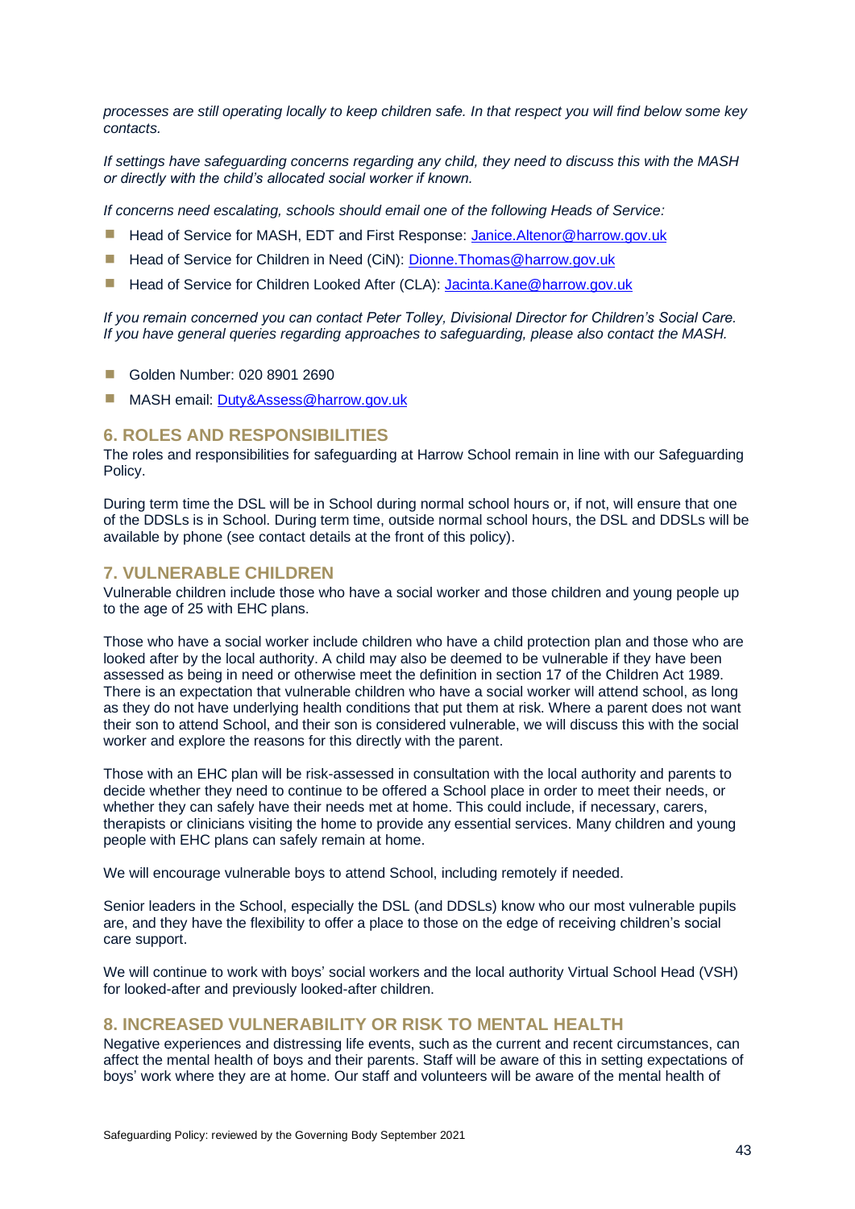*processes are still operating locally to keep children safe. In that respect you will find below some key contacts.*

*If settings have safeguarding concerns regarding any child, they need to discuss this with the MASH or directly with the child's allocated social worker if known.*

*If concerns need escalating, schools should email one of the following Heads of Service:*

- Head of Service for MASH, EDT and First Response: Janice.Altenor@harrow.gov.uk
- Head of Service for Children in Need (CiN): Dionne.Thomas@harrow.gov.uk
- Head of Service for Children Looked After (CLA): Jacinta.Kane@harrow.gov.uk

*If you remain concerned you can contact Peter Tolley, Divisional Director for Children's Social Care. If you have general queries regarding approaches to safeguarding, please also contact the MASH.*

- Golden Number: 020 8901 2690
- MASH email: Duty&Assess@harrow.gov.uk

## 6. ROLES AND RESPONSIBILITIES

The roles and responsibilities for safeguarding at Harrow School remain in line with our Safeguarding Policy.

During term time the DSL will be in School during normal school hours or, if not, will ensure that one of the DDSLs is in School. During term time, outside normal school hours, the DSL and DDSLs will be available by phone (see contact details at the front of this policy).

## 7. VULNERABLE CHILDREN

Vulnerable children include those who have a social worker and those children and young people up to the age of 25 with EHC plans.

Those who have a social worker include children who have a child protection plan and those who are looked after by the local authority. A child may also be deemed to be vulnerable if they have been assessed as being in need or otherwise meet the definition in section 17 of the Children Act 1989. There is an expectation that vulnerable children who have a social worker will attend school, as long as they do not have underlying health conditions that put them at risk. Where a parent does not want their son to attend School, and their son is considered vulnerable, we will discuss this with the social worker and explore the reasons for this directly with the parent.

Those with an EHC plan will be risk-assessed in consultation with the local authority and parents to decide whether they need to continue to be offered a School place in order to meet their needs, or whether they can safely have their needs met at home. This could include, if necessary, carers, therapists or clinicians visiting the home to provide any essential services. Many children and young people with EHC plans can safely remain at home.

We will encourage vulnerable boys to attend School, including remotely if needed.

Senior leaders in the School, especially the DSL (and DDSLs) know who our most vulnerable pupils are, and they have the flexibility to offer a place to those on the edge of receiving children's social care support.

We will continue to work with boys' social workers and the local authority Virtual School Head (VSH) for looked-after and previously looked-after children.

## 8. INCREASED VULNERABILITY OR RISK TO MENTAL HEALTH

Negative experiences and distressing life events, such as the current and recent circumstances, can affect the mental health of boys and their parents. Staff will be aware of this in setting expectations of boys' work where they are at home. Our staff and volunteers will be aware of the mental health of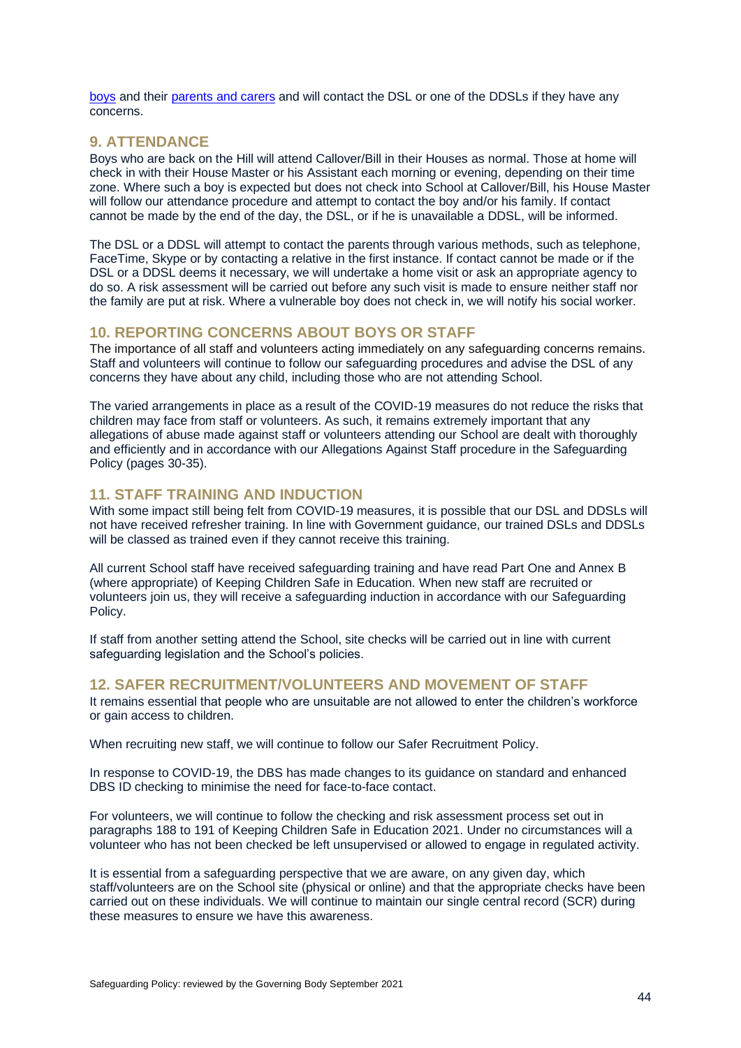boys and their parents and carers and will contact the DSL or one of the DDSLs if they have any concerns.

## 9. ATTENDANCE

Boys who are back on the Hill will attend Callover/Bill in their Houses as normal. Those at home will check in with their House Master or his Assistant each morning or evening, depending on their time zone. Where such a boy is expected but does not check into School at Callover/Bill, his House Master will follow our attendance procedure and attempt to contact the boy and/or his family. If contact cannot be made by the end of the day, the DSL, or if he is unavailable a DDSL, will be informed.

The DSL or a DDSL will attempt to contact the parents through various methods, such as telephone, FaceTime, Skype or by contacting a relative in the first instance. If contact cannot be made or if the DSL or a DDSL deems it necessary, we will undertake a home visit or ask an appropriate agency to do so. A risk assessment will be carried out before any such visit is made to ensure neither staff nor the family are put at risk. Where a vulnerable boy does not check in, we will notify his social worker.

## 10. REPORTING CONCERNS ABOUT BOYS OR STAFF

The importance of all staff and volunteers acting immediately on any safeguarding concerns remains. Staff and volunteers will continue to follow our safeguarding procedures and advise the DSL of any concerns they have about any child, including those who are not attending School.

The varied arrangements in place as a result of the COVID-19 measures do not reduce the risks that children may face from staff or volunteers. As such, it remains extremely important that any allegations of abuse made against staff or volunteers attending our School are dealt with thoroughly and efficiently and in accordance with our Allegations Against Staff procedure in the Safeguarding Policy (pages 30-35).

## 11. STAFF TRAINING AND INDUCTION

With some impact still being felt from COVID-19 measures, it is possible that our DSL and DDSLs will not have received refresher training. In line with Government guidance, our trained DSLs and DDSLs will be classed as trained even if they cannot receive this training.

All current School staff have received safeguarding training and have read Part One and Annex B (where appropriate) of Keeping Children Safe in Education. When new staff are recruited or volunteers join us, they will receive a safeguarding induction in accordance with our Safeguarding Policy.

If staff from another setting attend the School, site checks will be carried out in line with current safeguarding legislation and the School's policies.

## 12. SAFER RECRUITMENT/VOLUNTEERS AND MOVEMENT OF STAFF

It remains essential that people who are unsuitable are not allowed to enter the children's workforce or gain access to children.

When recruiting new staff, we will continue to follow our Safer Recruitment Policy.

In response to COVID-19, the DBS has made changes to its guidance on standard and enhanced DBS ID checking to minimise the need for face-to-face contact.

For volunteers, we will continue to follow the checking and risk assessment process set out in paragraphs 188 to 191 of Keeping Children Safe in Education 2021. Under no circumstances will a volunteer who has not been checked be left unsupervised or allowed to engage in regulated activity.

It is essential from a safeguarding perspective that we are aware, on any given day, which staff/volunteers are on the School site (physical or online) and that the appropriate checks have been carried out on these individuals. We will continue to maintain our single central record (SCR) during these measures to ensure we have this awareness.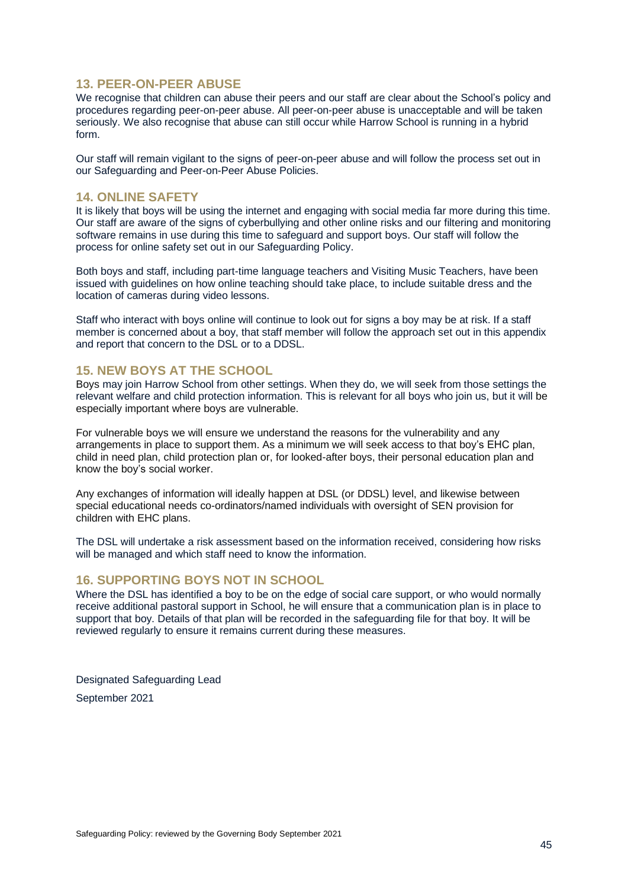## 13. PEER-ON-PEER ABUSE

We recognise that children can abuse their peers and our staff are clear about the School's policy and procedures regarding peer-on-peer abuse. All peer-on-peer abuse is unacceptable and will be taken seriously. We also recognise that abuse can still occur while Harrow School is running in a hybrid form.

Our staff will remain vigilant to the signs of peer-on-peer abuse and will follow the process set out in our Safeguarding and Peer-on-Peer Abuse Policies.

## 14. ONLINE SAFETY

It is likely that boys will be using the internet and engaging with social media far more during this time. Our staff are aware of the signs of cyberbullying and other online risks and our filtering and monitoring software remains in use during this time to safeguard and support boys. Our staff will follow the process for online safety set out in our Safeguarding Policy.

Both boys and staff, including part-time language teachers and Visiting Music Teachers, have been issued with guidelines on how online teaching should take place, to include suitable dress and the location of cameras during video lessons.

Staff who interact with boys online will continue to look out for signs a boy may be at risk. If a staff member is concerned about a boy, that staff member will follow the approach set out in this appendix and report that concern to the DSL or to a DDSL.

## 15. NEW BOYS AT THE SCHOOL

Boys may join Harrow School from other settings. When they do, we will seek from those settings the relevant welfare and child protection information. This is relevant for all boys who join us, but it will be especially important where boys are vulnerable.

For vulnerable boys we will ensure we understand the reasons for the vulnerability and any arrangements in place to support them. As a minimum we will seek access to that boy's EHC plan, child in need plan, child protection plan or, for looked-after boys, their personal education plan and know the boy's social worker.

Any exchanges of information will ideally happen at DSL (or DDSL) level, and likewise between special educational needs co-ordinators/named individuals with oversight of SEN provision for children with EHC plans.

The DSL will undertake a risk assessment based on the information received, considering how risks will be managed and which staff need to know the information.

## 16. SUPPORTING BOYS NOT IN SCHOOL

Where the DSL has identified a boy to be on the edge of social care support, or who would normally receive additional pastoral support in School, he will ensure that a communication plan is in place to support that boy. Details of that plan will be recorded in the safeguarding file for that boy. It will be reviewed regularly to ensure it remains current during these measures.

Designated Safeguarding Lead

September 2021